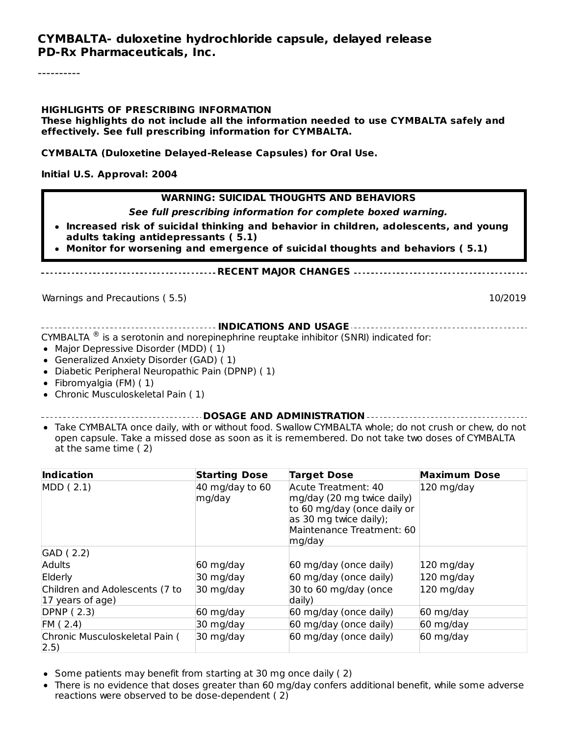# CYMBALTA- duloxetine hydrochloride capsule, delayed release
# PD-Rx Pharmaceuticals, Inc.

----------

**HIGHLIGHTS OF PRESCRIBING INFORMATION**
**These highlights do not include all the information needed to use CYMBALTA safely and effectively. See full prescribing information for CYMBALTA.**

**CYMBALTA (Duloxetine Delayed-Release Capsules) for Oral Use.**

**Initial U.S. Approval: 2004**

**WARNING: SUICIDAL THOUGHTS AND BEHAVIORS**

***See full prescribing information for complete boxed warning.***

- **Increased risk of suicidal thinking and behavior in children, adolescents, and young adults taking antidepressants ( 5.1)**
- **Monitor for worsening and emergence of suicidal thoughts and behaviors ( 5.1)**

**RECENT MAJOR CHANGES**

Warnings and Precautions ( 5.5) 10/2019

**INDICATIONS AND USAGE**

CYMBALTA ® is a serotonin and norepinephrine reuptake inhibitor (SNRI) indicated for:

- Major Depressive Disorder (MDD) ( 1)
- Generalized Anxiety Disorder (GAD) ( 1)
- Diabetic Peripheral Neuropathic Pain (DPNP) ( 1)
- Fibromyalgia (FM) ( 1)
- Chronic Musculoskeletal Pain ( 1)

**DOSAGE AND ADMINISTRATION**

- Take CYMBALTA once daily, with or without food. Swallow CYMBALTA whole; do not crush or chew, do not open capsule. Take a missed dose as soon as it is remembered. Do not take two doses of CYMBALTA at the same time ( 2)

| Indication | Starting Dose | Target Dose | Maximum Dose |
|---|---|---|---|
| MDD ( 2.1) | 40 mg/day to 60 mg/day | Acute Treatment: 40 mg/day (20 mg twice daily) to 60 mg/day (once daily or as 30 mg twice daily); Maintenance Treatment: 60 mg/day | 120 mg/day |
| GAD ( 2.2) | | | |
| Adults | 60 mg/day | 60 mg/day (once daily) | 120 mg/day |
| Elderly | 30 mg/day | 60 mg/day (once daily) | 120 mg/day |
| Children and Adolescents (7 to 17 years of age) | 30 mg/day | 30 to 60 mg/day (once daily) | 120 mg/day |
| DPNP ( 2.3) | 60 mg/day | 60 mg/day (once daily) | 60 mg/day |
| FM ( 2.4) | 30 mg/day | 60 mg/day (once daily) | 60 mg/day |
| Chronic Musculoskeletal Pain ( 2.5) | 30 mg/day | 60 mg/day (once daily) | 60 mg/day |

- Some patients may benefit from starting at 30 mg once daily ( 2)
- There is no evidence that doses greater than 60 mg/day confers additional benefit, while some adverse reactions were observed to be dose-dependent ( 2)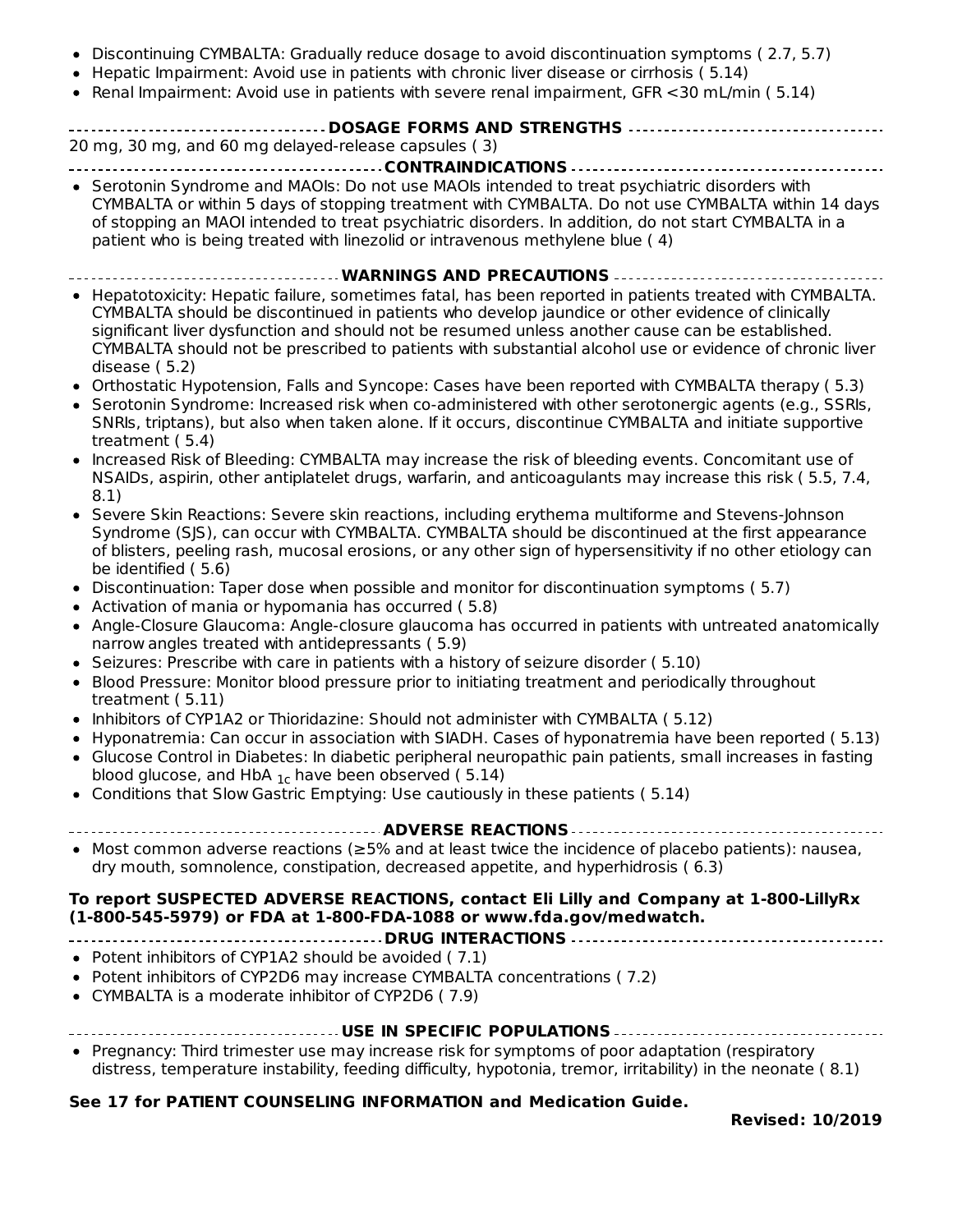- Discontinuing CYMBALTA: Gradually reduce dosage to avoid discontinuation symptoms ( 2.7, 5.7)
- Hepatic Impairment: Avoid use in patients with chronic liver disease or cirrhosis ( 5.14)
- Renal Impairment: Avoid use in patients with severe renal impairment, GFR <30 mL/min ( 5.14)

## DOSAGE FORMS AND STRENGTHS

20 mg, 30 mg, and 60 mg delayed-release capsules ( 3)

## CONTRAINDICATIONS

- Serotonin Syndrome and MAOIs: Do not use MAOIs intended to treat psychiatric disorders with CYMBALTA or within 5 days of stopping treatment with CYMBALTA. Do not use CYMBALTA within 14 days of stopping an MAOI intended to treat psychiatric disorders. In addition, do not start CYMBALTA in a patient who is being treated with linezolid or intravenous methylene blue ( 4)

## WARNINGS AND PRECAUTIONS

- Hepatotoxicity: Hepatic failure, sometimes fatal, has been reported in patients treated with CYMBALTA. CYMBALTA should be discontinued in patients who develop jaundice or other evidence of clinically significant liver dysfunction and should not be resumed unless another cause can be established. CYMBALTA should not be prescribed to patients with substantial alcohol use or evidence of chronic liver disease ( 5.2)
- Orthostatic Hypotension, Falls and Syncope: Cases have been reported with CYMBALTA therapy ( 5.3)
- Serotonin Syndrome: Increased risk when co-administered with other serotonergic agents (e.g., SSRIs, SNRIs, triptans), but also when taken alone. If it occurs, discontinue CYMBALTA and initiate supportive treatment ( 5.4)
- Increased Risk of Bleeding: CYMBALTA may increase the risk of bleeding events. Concomitant use of NSAIDs, aspirin, other antiplatelet drugs, warfarin, and anticoagulants may increase this risk ( 5.5, 7.4, 8.1)
- Severe Skin Reactions: Severe skin reactions, including erythema multiforme and Stevens-Johnson Syndrome (SJS), can occur with CYMBALTA. CYMBALTA should be discontinued at the first appearance of blisters, peeling rash, mucosal erosions, or any other sign of hypersensitivity if no other etiology can be identified ( 5.6)
- Discontinuation: Taper dose when possible and monitor for discontinuation symptoms ( 5.7)
- Activation of mania or hypomania has occurred ( 5.8)
- Angle-Closure Glaucoma: Angle-closure glaucoma has occurred in patients with untreated anatomically narrow angles treated with antidepressants ( 5.9)
- Seizures: Prescribe with care in patients with a history of seizure disorder ( 5.10)
- Blood Pressure: Monitor blood pressure prior to initiating treatment and periodically throughout treatment ( 5.11)
- Inhibitors of CYP1A2 or Thioridazine: Should not administer with CYMBALTA ( 5.12)
- Hyponatremia: Can occur in association with SIADH. Cases of hyponatremia have been reported ( 5.13)
- Glucose Control in Diabetes: In diabetic peripheral neuropathic pain patients, small increases in fasting blood glucose, and $HbA_{1c}$ have been observed ( 5.14)
- Conditions that Slow Gastric Emptying: Use cautiously in these patients ( 5.14)

## ADVERSE REACTIONS

- Most common adverse reactions (≥5% and at least twice the incidence of placebo patients): nausea, dry mouth, somnolence, constipation, decreased appetite, and hyperhidrosis ( 6.3)

**To report SUSPECTED ADVERSE REACTIONS, contact Eli Lilly and Company at 1-800-LillyRx (1-800-545-5979) or FDA at 1-800-FDA-1088 or www.fda.gov/medwatch.**

## DRUG INTERACTIONS

- Potent inhibitors of CYP1A2 should be avoided ( 7.1)
- Potent inhibitors of CYP2D6 may increase CYMBALTA concentrations ( 7.2)
- CYMBALTA is a moderate inhibitor of CYP2D6 ( 7.9)

## USE IN SPECIFIC POPULATIONS

- Pregnancy: Third trimester use may increase risk for symptoms of poor adaptation (respiratory distress, temperature instability, feeding difficulty, hypotonia, tremor, irritability) in the neonate ( 8.1)

**See 17 for PATIENT COUNSELING INFORMATION and Medication Guide.**

**Revised: 10/2019**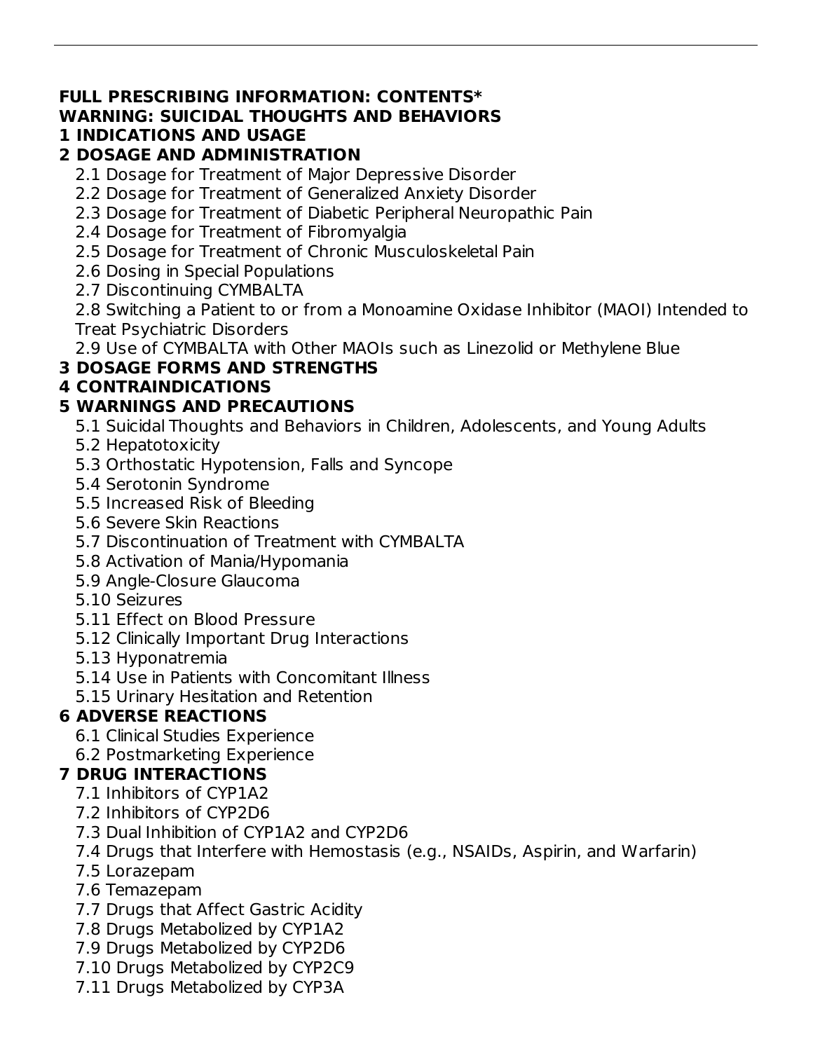**FULL PRESCRIBING INFORMATION: CONTENTS***

**WARNING: SUICIDAL THOUGHTS AND BEHAVIORS**

**1 INDICATIONS AND USAGE**

**2 DOSAGE AND ADMINISTRATION**

- 2.1 Dosage for Treatment of Major Depressive Disorder
- 2.2 Dosage for Treatment of Generalized Anxiety Disorder
- 2.3 Dosage for Treatment of Diabetic Peripheral Neuropathic Pain
- 2.4 Dosage for Treatment of Fibromyalgia
- 2.5 Dosage for Treatment of Chronic Musculoskeletal Pain
- 2.6 Dosing in Special Populations
- 2.7 Discontinuing CYMBALTA
- 2.8 Switching a Patient to or from a Monoamine Oxidase Inhibitor (MAOI) Intended to Treat Psychiatric Disorders
- 2.9 Use of CYMBALTA with Other MAOIs such as Linezolid or Methylene Blue

**3 DOSAGE FORMS AND STRENGTHS**

**4 CONTRAINDICATIONS**

**5 WARNINGS AND PRECAUTIONS**

- 5.1 Suicidal Thoughts and Behaviors in Children, Adolescents, and Young Adults
- 5.2 Hepatotoxicity
- 5.3 Orthostatic Hypotension, Falls and Syncope
- 5.4 Serotonin Syndrome
- 5.5 Increased Risk of Bleeding
- 5.6 Severe Skin Reactions
- 5.7 Discontinuation of Treatment with CYMBALTA
- 5.8 Activation of Mania/Hypomania
- 5.9 Angle-Closure Glaucoma
- 5.10 Seizures
- 5.11 Effect on Blood Pressure
- 5.12 Clinically Important Drug Interactions
- 5.13 Hyponatremia
- 5.14 Use in Patients with Concomitant Illness
- 5.15 Urinary Hesitation and Retention

**6 ADVERSE REACTIONS**

- 6.1 Clinical Studies Experience
- 6.2 Postmarketing Experience

**7 DRUG INTERACTIONS**

- 7.1 Inhibitors of CYP1A2
- 7.2 Inhibitors of CYP2D6
- 7.3 Dual Inhibition of CYP1A2 and CYP2D6
- 7.4 Drugs that Interfere with Hemostasis (e.g., NSAIDs, Aspirin, and Warfarin)
- 7.5 Lorazepam
- 7.6 Temazepam
- 7.7 Drugs that Affect Gastric Acidity
- 7.8 Drugs Metabolized by CYP1A2
- 7.9 Drugs Metabolized by CYP2D6
- 7.10 Drugs Metabolized by CYP2C9
- 7.11 Drugs Metabolized by CYP3A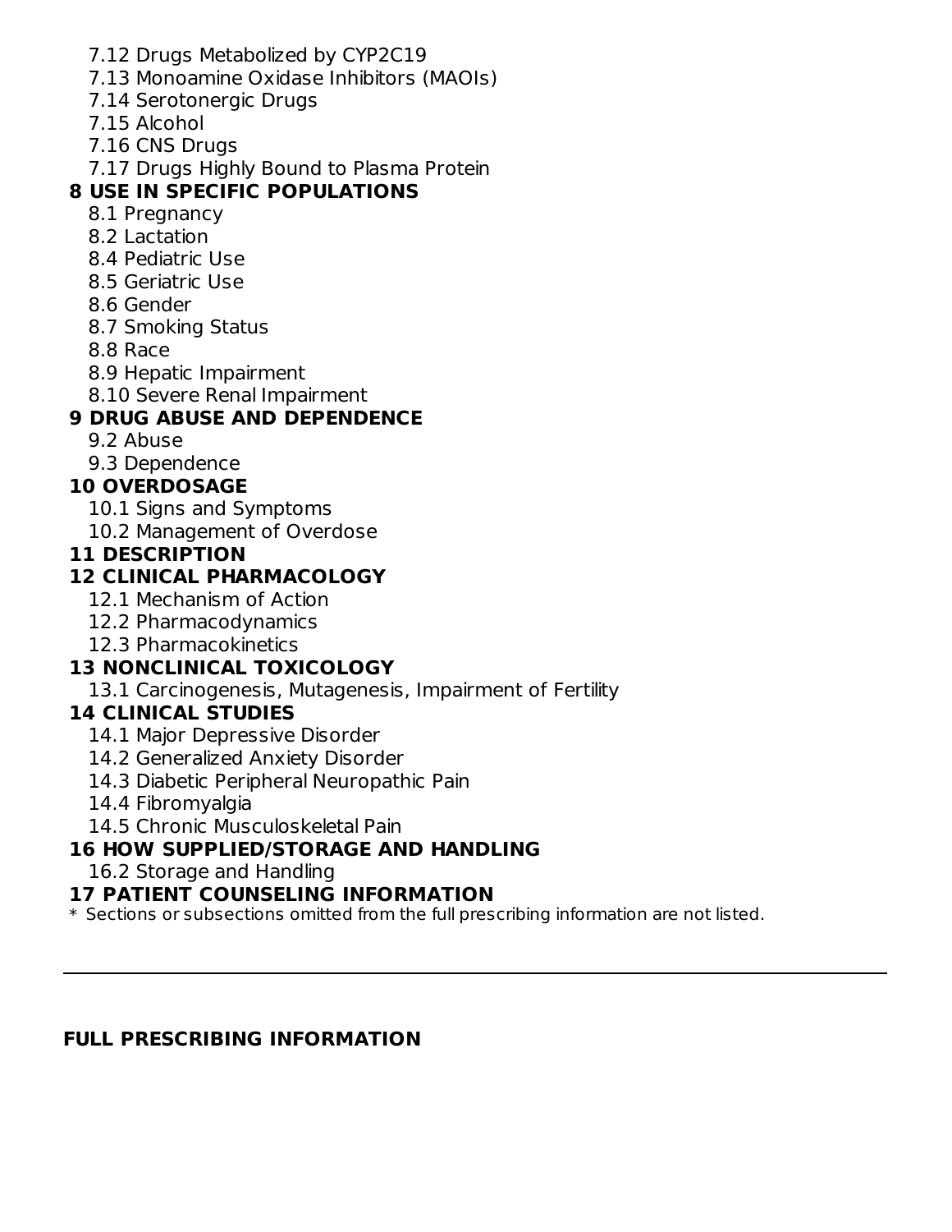7.12 Drugs Metabolized by CYP2C19
7.13 Monoamine Oxidase Inhibitors (MAOIs)
7.14 Serotonergic Drugs
7.15 Alcohol
7.16 CNS Drugs
7.17 Drugs Highly Bound to Plasma Protein

**8 USE IN SPECIFIC POPULATIONS**

8.1 Pregnancy
8.2 Lactation
8.4 Pediatric Use
8.5 Geriatric Use
8.6 Gender
8.7 Smoking Status
8.8 Race
8.9 Hepatic Impairment
8.10 Severe Renal Impairment

**9 DRUG ABUSE AND DEPENDENCE**

9.2 Abuse
9.3 Dependence

**10 OVERDOSAGE**

10.1 Signs and Symptoms
10.2 Management of Overdose

**11 DESCRIPTION**

**12 CLINICAL PHARMACOLOGY**

12.1 Mechanism of Action
12.2 Pharmacodynamics
12.3 Pharmacokinetics

**13 NONCLINICAL TOXICOLOGY**

13.1 Carcinogenesis, Mutagenesis, Impairment of Fertility

**14 CLINICAL STUDIES**

14.1 Major Depressive Disorder
14.2 Generalized Anxiety Disorder
14.3 Diabetic Peripheral Neuropathic Pain
14.4 Fibromyalgia
14.5 Chronic Musculoskeletal Pain

**16 HOW SUPPLIED/STORAGE AND HANDLING**

16.2 Storage and Handling

**17 PATIENT COUNSELING INFORMATION**

* Sections or subsections omitted from the full prescribing information are not listed.

---

## FULL PRESCRIBING INFORMATION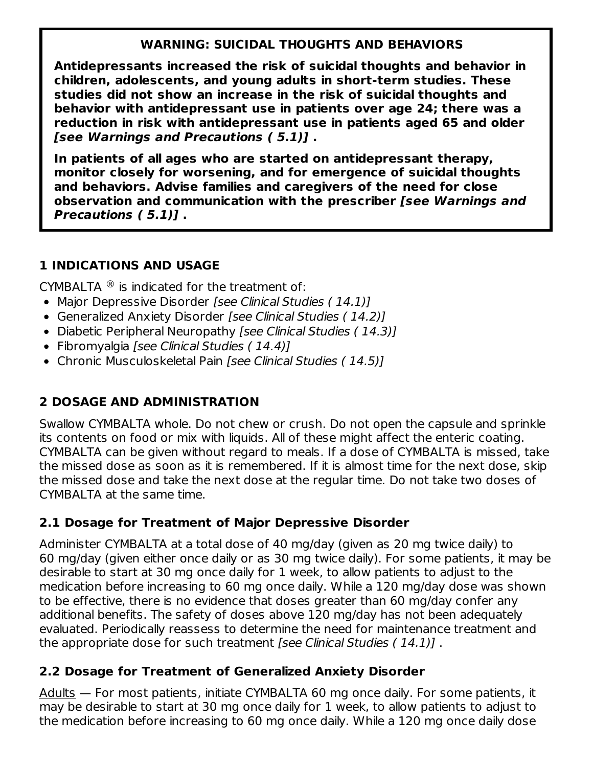**WARNING: SUICIDAL THOUGHTS AND BEHAVIORS**

**Antidepressants increased the risk of suicidal thoughts and behavior in children, adolescents, and young adults in short-term studies. These studies did not show an increase in the risk of suicidal thoughts and behavior with antidepressant use in patients over age 24; there was a reduction in risk with antidepressant use in patients aged 65 and older *[see Warnings and Precautions ( 5.1)]* .**

**In patients of all ages who are started on antidepressant therapy, monitor closely for worsening, and for emergence of suicidal thoughts and behaviors. Advise families and caregivers of the need for close observation and communication with the prescriber *[see Warnings and Precautions ( 5.1)]* .**

## 1 INDICATIONS AND USAGE

CYMBALTA ® is indicated for the treatment of:

- Major Depressive Disorder *[see Clinical Studies ( 14.1)]*
- Generalized Anxiety Disorder *[see Clinical Studies ( 14.2)]*
- Diabetic Peripheral Neuropathy *[see Clinical Studies ( 14.3)]*
- Fibromyalgia *[see Clinical Studies ( 14.4)]*
- Chronic Musculoskeletal Pain *[see Clinical Studies ( 14.5)]*

## 2 DOSAGE AND ADMINISTRATION

Swallow CYMBALTA whole. Do not chew or crush. Do not open the capsule and sprinkle its contents on food or mix with liquids. All of these might affect the enteric coating. CYMBALTA can be given without regard to meals. If a dose of CYMBALTA is missed, take the missed dose as soon as it is remembered. If it is almost time for the next dose, skip the missed dose and take the next dose at the regular time. Do not take two doses of CYMBALTA at the same time.

### 2.1 Dosage for Treatment of Major Depressive Disorder

Administer CYMBALTA at a total dose of 40 mg/day (given as 20 mg twice daily) to 60 mg/day (given either once daily or as 30 mg twice daily). For some patients, it may be desirable to start at 30 mg once daily for 1 week, to allow patients to adjust to the medication before increasing to 60 mg once daily. While a 120 mg/day dose was shown to be effective, there is no evidence that doses greater than 60 mg/day confer any additional benefits. The safety of doses above 120 mg/day has not been adequately evaluated. Periodically reassess to determine the need for maintenance treatment and the appropriate dose for such treatment *[see Clinical Studies ( 14.1)]* .

### 2.2 Dosage for Treatment of Generalized Anxiety Disorder

Adults — For most patients, initiate CYMBALTA 60 mg once daily. For some patients, it may be desirable to start at 30 mg once daily for 1 week, to allow patients to adjust to the medication before increasing to 60 mg once daily. While a 120 mg once daily dose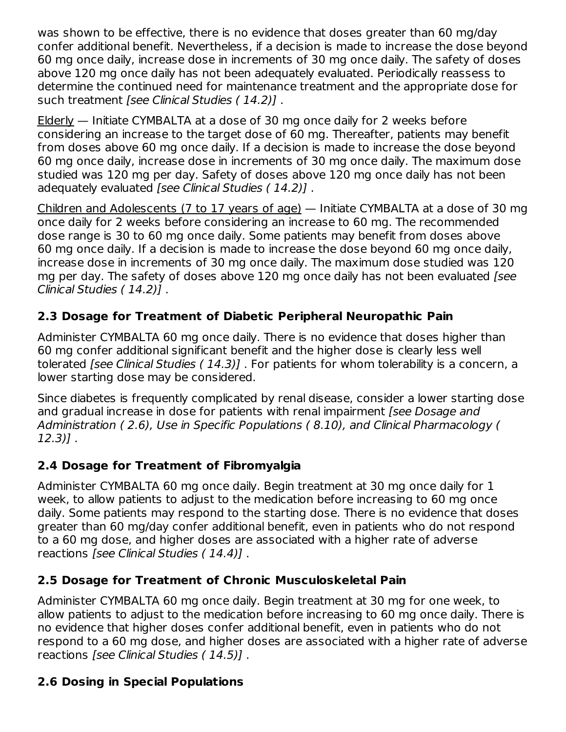was shown to be effective, there is no evidence that doses greater than 60 mg/day confer additional benefit. Nevertheless, if a decision is made to increase the dose beyond 60 mg once daily, increase dose in increments of 30 mg once daily. The safety of doses above 120 mg once daily has not been adequately evaluated. Periodically reassess to determine the continued need for maintenance treatment and the appropriate dose for such treatment *[see Clinical Studies ( 14.2)]* .

Elderly — Initiate CYMBALTA at a dose of 30 mg once daily for 2 weeks before considering an increase to the target dose of 60 mg. Thereafter, patients may benefit from doses above 60 mg once daily. If a decision is made to increase the dose beyond 60 mg once daily, increase dose in increments of 30 mg once daily. The maximum dose studied was 120 mg per day. Safety of doses above 120 mg once daily has not been adequately evaluated *[see Clinical Studies ( 14.2)]* .

Children and Adolescents (7 to 17 years of age) — Initiate CYMBALTA at a dose of 30 mg once daily for 2 weeks before considering an increase to 60 mg. The recommended dose range is 30 to 60 mg once daily. Some patients may benefit from doses above 60 mg once daily. If a decision is made to increase the dose beyond 60 mg once daily, increase dose in increments of 30 mg once daily. The maximum dose studied was 120 mg per day. The safety of doses above 120 mg once daily has not been evaluated *[see Clinical Studies ( 14.2)]* .

### 2.3 Dosage for Treatment of Diabetic Peripheral Neuropathic Pain

Administer CYMBALTA 60 mg once daily. There is no evidence that doses higher than 60 mg confer additional significant benefit and the higher dose is clearly less well tolerated *[see Clinical Studies ( 14.3)]* . For patients for whom tolerability is a concern, a lower starting dose may be considered.

Since diabetes is frequently complicated by renal disease, consider a lower starting dose and gradual increase in dose for patients with renal impairment *[see Dosage and Administration ( 2.6), Use in Specific Populations ( 8.10), and Clinical Pharmacology ( 12.3)]* .

### 2.4 Dosage for Treatment of Fibromyalgia

Administer CYMBALTA 60 mg once daily. Begin treatment at 30 mg once daily for 1 week, to allow patients to adjust to the medication before increasing to 60 mg once daily. Some patients may respond to the starting dose. There is no evidence that doses greater than 60 mg/day confer additional benefit, even in patients who do not respond to a 60 mg dose, and higher doses are associated with a higher rate of adverse reactions *[see Clinical Studies ( 14.4)]* .

### 2.5 Dosage for Treatment of Chronic Musculoskeletal Pain

Administer CYMBALTA 60 mg once daily. Begin treatment at 30 mg for one week, to allow patients to adjust to the medication before increasing to 60 mg once daily. There is no evidence that higher doses confer additional benefit, even in patients who do not respond to a 60 mg dose, and higher doses are associated with a higher rate of adverse reactions *[see Clinical Studies ( 14.5)]* .

### 2.6 Dosing in Special Populations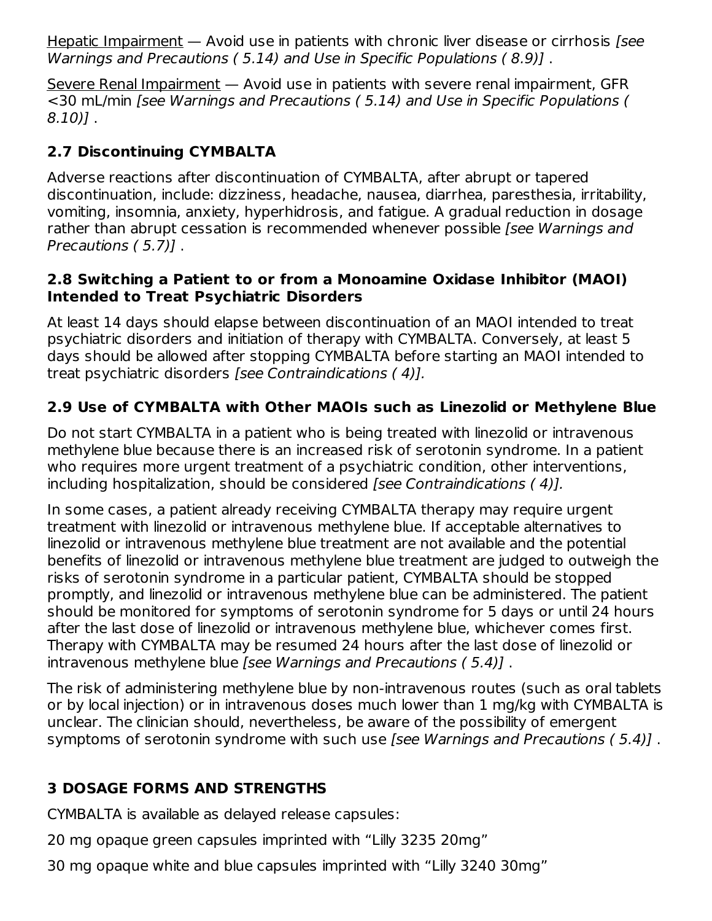Hepatic Impairment — Avoid use in patients with chronic liver disease or cirrhosis *[see Warnings and Precautions ( 5.14) and Use in Specific Populations ( 8.9)]* .

Severe Renal Impairment — Avoid use in patients with severe renal impairment, GFR <30 mL/min *[see Warnings and Precautions ( 5.14) and Use in Specific Populations ( 8.10)]* .

### 2.7 Discontinuing CYMBALTA

Adverse reactions after discontinuation of CYMBALTA, after abrupt or tapered discontinuation, include: dizziness, headache, nausea, diarrhea, paresthesia, irritability, vomiting, insomnia, anxiety, hyperhidrosis, and fatigue. A gradual reduction in dosage rather than abrupt cessation is recommended whenever possible *[see Warnings and Precautions ( 5.7)]* .

### 2.8 Switching a Patient to or from a Monoamine Oxidase Inhibitor (MAOI) Intended to Treat Psychiatric Disorders

At least 14 days should elapse between discontinuation of an MAOI intended to treat psychiatric disorders and initiation of therapy with CYMBALTA. Conversely, at least 5 days should be allowed after stopping CYMBALTA before starting an MAOI intended to treat psychiatric disorders *[see Contraindications ( 4)].*

### 2.9 Use of CYMBALTA with Other MAOIs such as Linezolid or Methylene Blue

Do not start CYMBALTA in a patient who is being treated with linezolid or intravenous methylene blue because there is an increased risk of serotonin syndrome. In a patient who requires more urgent treatment of a psychiatric condition, other interventions, including hospitalization, should be considered *[see Contraindications ( 4)].*

In some cases, a patient already receiving CYMBALTA therapy may require urgent treatment with linezolid or intravenous methylene blue. If acceptable alternatives to linezolid or intravenous methylene blue treatment are not available and the potential benefits of linezolid or intravenous methylene blue treatment are judged to outweigh the risks of serotonin syndrome in a particular patient, CYMBALTA should be stopped promptly, and linezolid or intravenous methylene blue can be administered. The patient should be monitored for symptoms of serotonin syndrome for 5 days or until 24 hours after the last dose of linezolid or intravenous methylene blue, whichever comes first. Therapy with CYMBALTA may be resumed 24 hours after the last dose of linezolid or intravenous methylene blue *[see Warnings and Precautions ( 5.4)]* .

The risk of administering methylene blue by non-intravenous routes (such as oral tablets or by local injection) or in intravenous doses much lower than 1 mg/kg with CYMBALTA is unclear. The clinician should, nevertheless, be aware of the possibility of emergent symptoms of serotonin syndrome with such use *[see Warnings and Precautions ( 5.4)]* .

## 3 DOSAGE FORMS AND STRENGTHS

CYMBALTA is available as delayed release capsules:

20 mg opaque green capsules imprinted with “Lilly 3235 20mg”

30 mg opaque white and blue capsules imprinted with “Lilly 3240 30mg”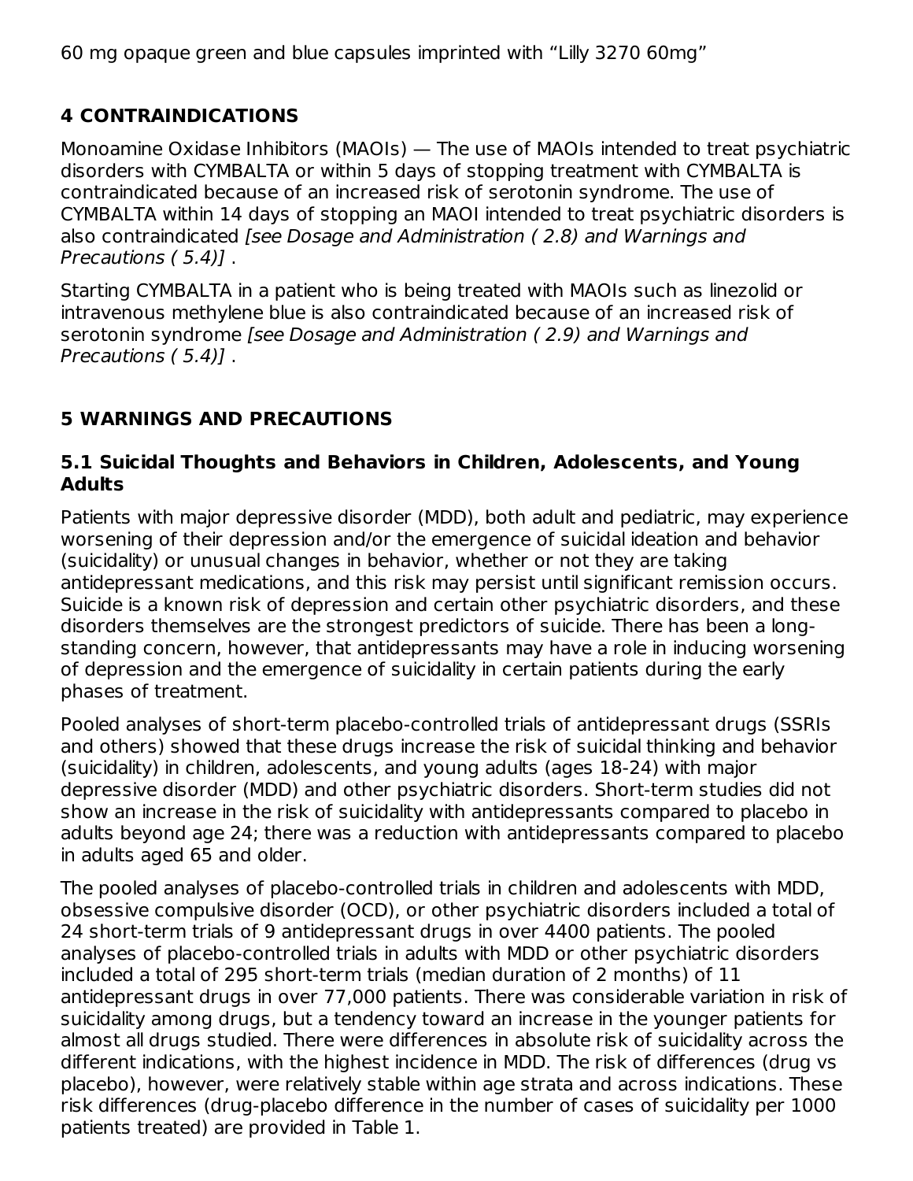60 mg opaque green and blue capsules imprinted with “Lilly 3270 60mg”

## 4 CONTRAINDICATIONS

Monoamine Oxidase Inhibitors (MAOIs) — The use of MAOIs intended to treat psychiatric disorders with CYMBALTA or within 5 days of stopping treatment with CYMBALTA is contraindicated because of an increased risk of serotonin syndrome. The use of CYMBALTA within 14 days of stopping an MAOI intended to treat psychiatric disorders is also contraindicated *[see Dosage and Administration ( 2.8) and Warnings and Precautions ( 5.4)]* .

Starting CYMBALTA in a patient who is being treated with MAOIs such as linezolid or intravenous methylene blue is also contraindicated because of an increased risk of serotonin syndrome *[see Dosage and Administration ( 2.9) and Warnings and Precautions ( 5.4)]* .

## 5 WARNINGS AND PRECAUTIONS

### 5.1 Suicidal Thoughts and Behaviors in Children, Adolescents, and Young Adults

Patients with major depressive disorder (MDD), both adult and pediatric, may experience worsening of their depression and/or the emergence of suicidal ideation and behavior (suicidality) or unusual changes in behavior, whether or not they are taking antidepressant medications, and this risk may persist until significant remission occurs. Suicide is a known risk of depression and certain other psychiatric disorders, and these disorders themselves are the strongest predictors of suicide. There has been a long-standing concern, however, that antidepressants may have a role in inducing worsening of depression and the emergence of suicidality in certain patients during the early phases of treatment.

Pooled analyses of short-term placebo-controlled trials of antidepressant drugs (SSRIs and others) showed that these drugs increase the risk of suicidal thinking and behavior (suicidality) in children, adolescents, and young adults (ages 18-24) with major depressive disorder (MDD) and other psychiatric disorders. Short-term studies did not show an increase in the risk of suicidality with antidepressants compared to placebo in adults beyond age 24; there was a reduction with antidepressants compared to placebo in adults aged 65 and older.

The pooled analyses of placebo-controlled trials in children and adolescents with MDD, obsessive compulsive disorder (OCD), or other psychiatric disorders included a total of 24 short-term trials of 9 antidepressant drugs in over 4400 patients. The pooled analyses of placebo-controlled trials in adults with MDD or other psychiatric disorders included a total of 295 short-term trials (median duration of 2 months) of 11 antidepressant drugs in over 77,000 patients. There was considerable variation in risk of suicidality among drugs, but a tendency toward an increase in the younger patients for almost all drugs studied. There were differences in absolute risk of suicidality across the different indications, with the highest incidence in MDD. The risk of differences (drug vs placebo), however, were relatively stable within age strata and across indications. These risk differences (drug-placebo difference in the number of cases of suicidality per 1000 patients treated) are provided in Table 1.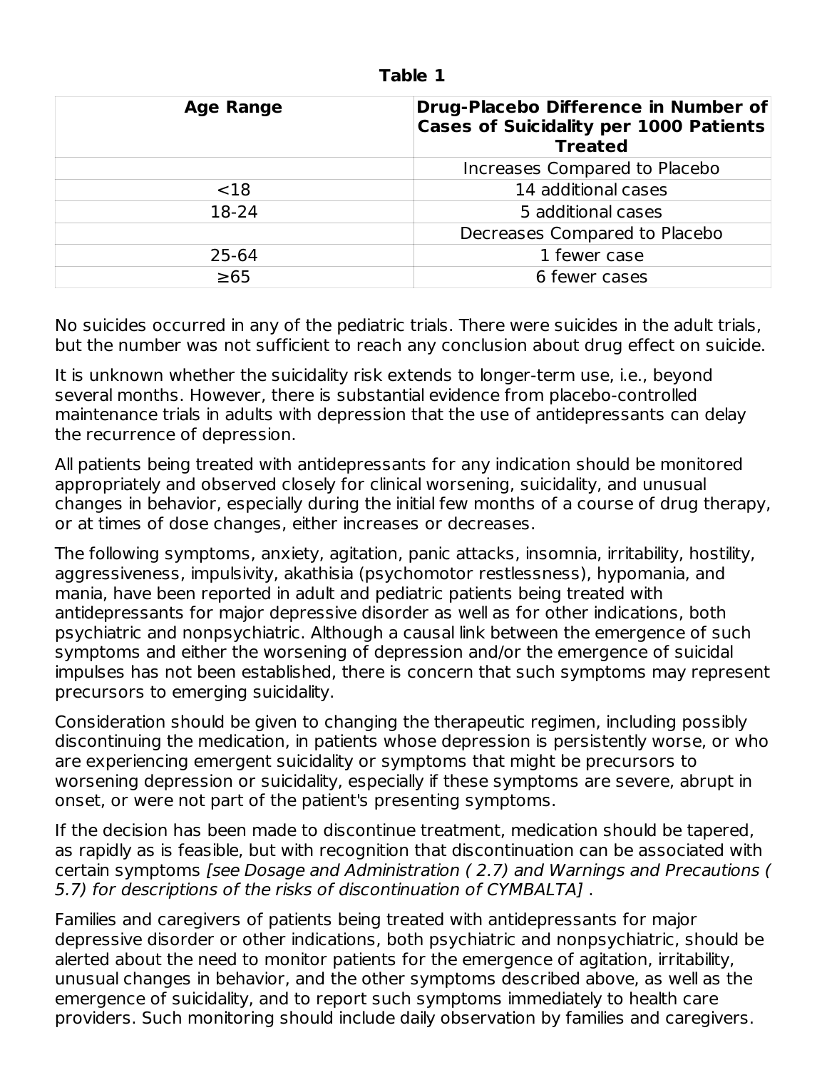**Table 1**

| Age Range | Drug-Placebo Difference in Number of Cases of Suicidality per 1000 Patients Treated |
| --- | --- |
| | Increases Compared to Placebo |
| <18 | 14 additional cases |
| 18-24 | 5 additional cases |
| | Decreases Compared to Placebo |
| 25-64 | 1 fewer case |
| ≥65 | 6 fewer cases |

No suicides occurred in any of the pediatric trials. There were suicides in the adult trials, but the number was not sufficient to reach any conclusion about drug effect on suicide.

It is unknown whether the suicidality risk extends to longer-term use, i.e., beyond several months. However, there is substantial evidence from placebo-controlled maintenance trials in adults with depression that the use of antidepressants can delay the recurrence of depression.

All patients being treated with antidepressants for any indication should be monitored appropriately and observed closely for clinical worsening, suicidality, and unusual changes in behavior, especially during the initial few months of a course of drug therapy, or at times of dose changes, either increases or decreases.

The following symptoms, anxiety, agitation, panic attacks, insomnia, irritability, hostility, aggressiveness, impulsivity, akathisia (psychomotor restlessness), hypomania, and mania, have been reported in adult and pediatric patients being treated with antidepressants for major depressive disorder as well as for other indications, both psychiatric and nonpsychiatric. Although a causal link between the emergence of such symptoms and either the worsening of depression and/or the emergence of suicidal impulses has not been established, there is concern that such symptoms may represent precursors to emerging suicidality.

Consideration should be given to changing the therapeutic regimen, including possibly discontinuing the medication, in patients whose depression is persistently worse, or who are experiencing emergent suicidality or symptoms that might be precursors to worsening depression or suicidality, especially if these symptoms are severe, abrupt in onset, or were not part of the patient's presenting symptoms.

If the decision has been made to discontinue treatment, medication should be tapered, as rapidly as is feasible, but with recognition that discontinuation can be associated with certain symptoms *[see Dosage and Administration ( 2.7) and Warnings and Precautions ( 5.7) for descriptions of the risks of discontinuation of CYMBALTA]* .

Families and caregivers of patients being treated with antidepressants for major depressive disorder or other indications, both psychiatric and nonpsychiatric, should be alerted about the need to monitor patients for the emergence of agitation, irritability, unusual changes in behavior, and the other symptoms described above, as well as the emergence of suicidality, and to report such symptoms immediately to health care providers. Such monitoring should include daily observation by families and caregivers.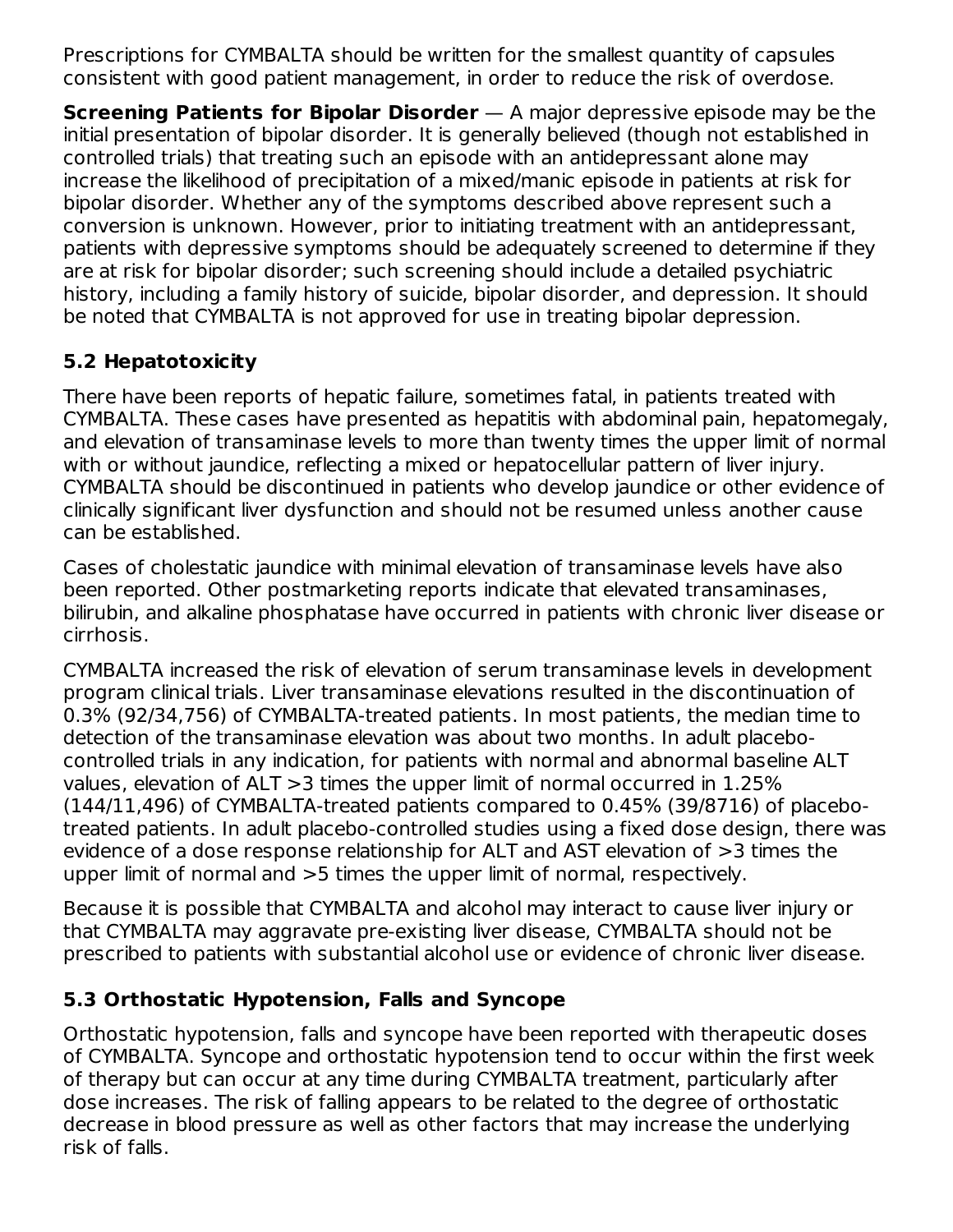Prescriptions for CYMBALTA should be written for the smallest quantity of capsules consistent with good patient management, in order to reduce the risk of overdose.

**Screening Patients for Bipolar Disorder** — A major depressive episode may be the initial presentation of bipolar disorder. It is generally believed (though not established in controlled trials) that treating such an episode with an antidepressant alone may increase the likelihood of precipitation of a mixed/manic episode in patients at risk for bipolar disorder. Whether any of the symptoms described above represent such a conversion is unknown. However, prior to initiating treatment with an antidepressant, patients with depressive symptoms should be adequately screened to determine if they are at risk for bipolar disorder; such screening should include a detailed psychiatric history, including a family history of suicide, bipolar disorder, and depression. It should be noted that CYMBALTA is not approved for use in treating bipolar depression.

### 5.2 Hepatotoxicity

There have been reports of hepatic failure, sometimes fatal, in patients treated with CYMBALTA. These cases have presented as hepatitis with abdominal pain, hepatomegaly, and elevation of transaminase levels to more than twenty times the upper limit of normal with or without jaundice, reflecting a mixed or hepatocellular pattern of liver injury. CYMBALTA should be discontinued in patients who develop jaundice or other evidence of clinically significant liver dysfunction and should not be resumed unless another cause can be established.

Cases of cholestatic jaundice with minimal elevation of transaminase levels have also been reported. Other postmarketing reports indicate that elevated transaminases, bilirubin, and alkaline phosphatase have occurred in patients with chronic liver disease or cirrhosis.

CYMBALTA increased the risk of elevation of serum transaminase levels in development program clinical trials. Liver transaminase elevations resulted in the discontinuation of 0.3% (92/34,756) of CYMBALTA-treated patients. In most patients, the median time to detection of the transaminase elevation was about two months. In adult placebo-controlled trials in any indication, for patients with normal and abnormal baseline ALT values, elevation of ALT >3 times the upper limit of normal occurred in 1.25% (144/11,496) of CYMBALTA-treated patients compared to 0.45% (39/8716) of placebo-treated patients. In adult placebo-controlled studies using a fixed dose design, there was evidence of a dose response relationship for ALT and AST elevation of >3 times the upper limit of normal and >5 times the upper limit of normal, respectively.

Because it is possible that CYMBALTA and alcohol may interact to cause liver injury or that CYMBALTA may aggravate pre-existing liver disease, CYMBALTA should not be prescribed to patients with substantial alcohol use or evidence of chronic liver disease.

### 5.3 Orthostatic Hypotension, Falls and Syncope

Orthostatic hypotension, falls and syncope have been reported with therapeutic doses of CYMBALTA. Syncope and orthostatic hypotension tend to occur within the first week of therapy but can occur at any time during CYMBALTA treatment, particularly after dose increases. The risk of falling appears to be related to the degree of orthostatic decrease in blood pressure as well as other factors that may increase the underlying risk of falls.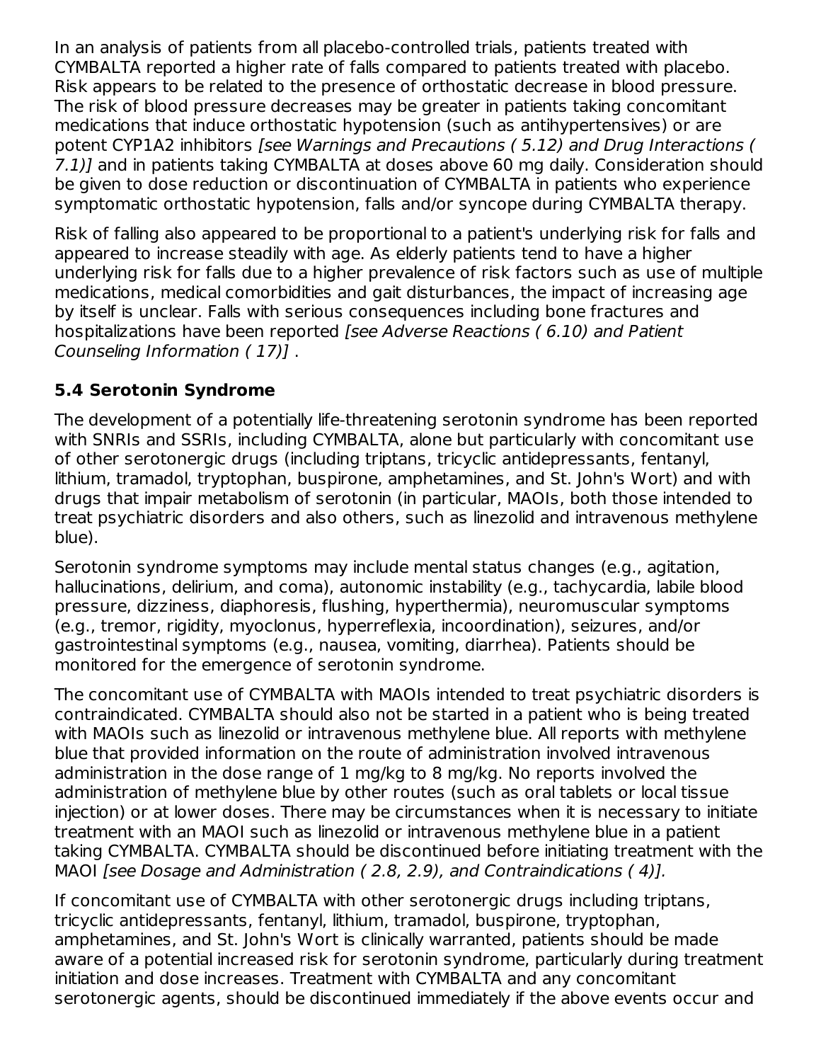In an analysis of patients from all placebo-controlled trials, patients treated with CYMBALTA reported a higher rate of falls compared to patients treated with placebo. Risk appears to be related to the presence of orthostatic decrease in blood pressure. The risk of blood pressure decreases may be greater in patients taking concomitant medications that induce orthostatic hypotension (such as antihypertensives) or are potent CYP1A2 inhibitors *[see Warnings and Precautions ( 5.12) and Drug Interactions ( 7.1)]* and in patients taking CYMBALTA at doses above 60 mg daily. Consideration should be given to dose reduction or discontinuation of CYMBALTA in patients who experience symptomatic orthostatic hypotension, falls and/or syncope during CYMBALTA therapy.

Risk of falling also appeared to be proportional to a patient's underlying risk for falls and appeared to increase steadily with age. As elderly patients tend to have a higher underlying risk for falls due to a higher prevalence of risk factors such as use of multiple medications, medical comorbidities and gait disturbances, the impact of increasing age by itself is unclear. Falls with serious consequences including bone fractures and hospitalizations have been reported *[see Adverse Reactions ( 6.10) and Patient Counseling Information ( 17)]* .

### 5.4 Serotonin Syndrome

The development of a potentially life-threatening serotonin syndrome has been reported with SNRIs and SSRIs, including CYMBALTA, alone but particularly with concomitant use of other serotonergic drugs (including triptans, tricyclic antidepressants, fentanyl, lithium, tramadol, tryptophan, buspirone, amphetamines, and St. John's Wort) and with drugs that impair metabolism of serotonin (in particular, MAOIs, both those intended to treat psychiatric disorders and also others, such as linezolid and intravenous methylene blue).

Serotonin syndrome symptoms may include mental status changes (e.g., agitation, hallucinations, delirium, and coma), autonomic instability (e.g., tachycardia, labile blood pressure, dizziness, diaphoresis, flushing, hyperthermia), neuromuscular symptoms (e.g., tremor, rigidity, myoclonus, hyperreflexia, incoordination), seizures, and/or gastrointestinal symptoms (e.g., nausea, vomiting, diarrhea). Patients should be monitored for the emergence of serotonin syndrome.

The concomitant use of CYMBALTA with MAOIs intended to treat psychiatric disorders is contraindicated. CYMBALTA should also not be started in a patient who is being treated with MAOIs such as linezolid or intravenous methylene blue. All reports with methylene blue that provided information on the route of administration involved intravenous administration in the dose range of 1 mg/kg to 8 mg/kg. No reports involved the administration of methylene blue by other routes (such as oral tablets or local tissue injection) or at lower doses. There may be circumstances when it is necessary to initiate treatment with an MAOI such as linezolid or intravenous methylene blue in a patient taking CYMBALTA. CYMBALTA should be discontinued before initiating treatment with the MAOI *[see Dosage and Administration ( 2.8, 2.9), and Contraindications ( 4)].*

If concomitant use of CYMBALTA with other serotonergic drugs including triptans, tricyclic antidepressants, fentanyl, lithium, tramadol, buspirone, tryptophan, amphetamines, and St. John's Wort is clinically warranted, patients should be made aware of a potential increased risk for serotonin syndrome, particularly during treatment initiation and dose increases. Treatment with CYMBALTA and any concomitant serotonergic agents, should be discontinued immediately if the above events occur and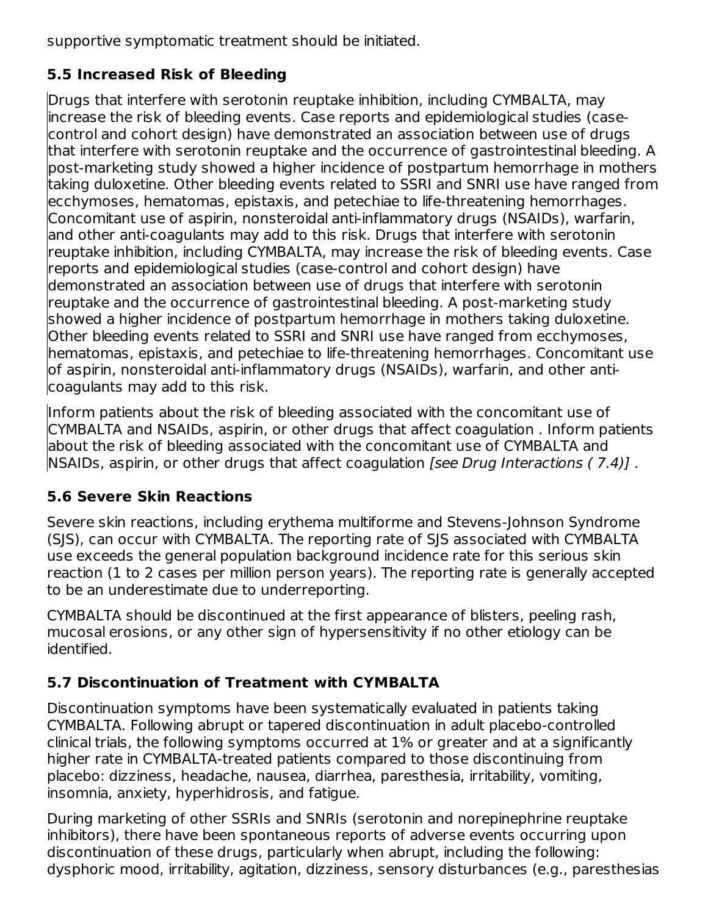supportive symptomatic treatment should be initiated.

### 5.5 Increased Risk of Bleeding

Drugs that interfere with serotonin reuptake inhibition, including CYMBALTA, may increase the risk of bleeding events. Case reports and epidemiological studies (case-control and cohort design) have demonstrated an association between use of drugs that interfere with serotonin reuptake and the occurrence of gastrointestinal bleeding. A post-marketing study showed a higher incidence of postpartum hemorrhage in mothers taking duloxetine. Other bleeding events related to SSRI and SNRI use have ranged from ecchymoses, hematomas, epistaxis, and petechiae to life-threatening hemorrhages. Concomitant use of aspirin, nonsteroidal anti-inflammatory drugs (NSAIDs), warfarin, and other anti-coagulants may add to this risk. Drugs that interfere with serotonin reuptake inhibition, including CYMBALTA, may increase the risk of bleeding events. Case reports and epidemiological studies (case-control and cohort design) have demonstrated an association between use of drugs that interfere with serotonin reuptake and the occurrence of gastrointestinal bleeding. A post-marketing study showed a higher incidence of postpartum hemorrhage in mothers taking duloxetine. Other bleeding events related to SSRI and SNRI use have ranged from ecchymoses, hematomas, epistaxis, and petechiae to life-threatening hemorrhages. Concomitant use of aspirin, nonsteroidal anti-inflammatory drugs (NSAIDs), warfarin, and other anti-coagulants may add to this risk.

Inform patients about the risk of bleeding associated with the concomitant use of CYMBALTA and NSAIDs, aspirin, or other drugs that affect coagulation . Inform patients about the risk of bleeding associated with the concomitant use of CYMBALTA and NSAIDs, aspirin, or other drugs that affect coagulation *[see Drug Interactions ( 7.4)]* .

### 5.6 Severe Skin Reactions

Severe skin reactions, including erythema multiforme and Stevens-Johnson Syndrome (SJS), can occur with CYMBALTA. The reporting rate of SJS associated with CYMBALTA use exceeds the general population background incidence rate for this serious skin reaction (1 to 2 cases per million person years). The reporting rate is generally accepted to be an underestimate due to underreporting.

CYMBALTA should be discontinued at the first appearance of blisters, peeling rash, mucosal erosions, or any other sign of hypersensitivity if no other etiology can be identified.

### 5.7 Discontinuation of Treatment with CYMBALTA

Discontinuation symptoms have been systematically evaluated in patients taking CYMBALTA. Following abrupt or tapered discontinuation in adult placebo-controlled clinical trials, the following symptoms occurred at 1% or greater and at a significantly higher rate in CYMBALTA-treated patients compared to those discontinuing from placebo: dizziness, headache, nausea, diarrhea, paresthesia, irritability, vomiting, insomnia, anxiety, hyperhidrosis, and fatigue.

During marketing of other SSRIs and SNRIs (serotonin and norepinephrine reuptake inhibitors), there have been spontaneous reports of adverse events occurring upon discontinuation of these drugs, particularly when abrupt, including the following: dysphoric mood, irritability, agitation, dizziness, sensory disturbances (e.g., paresthesias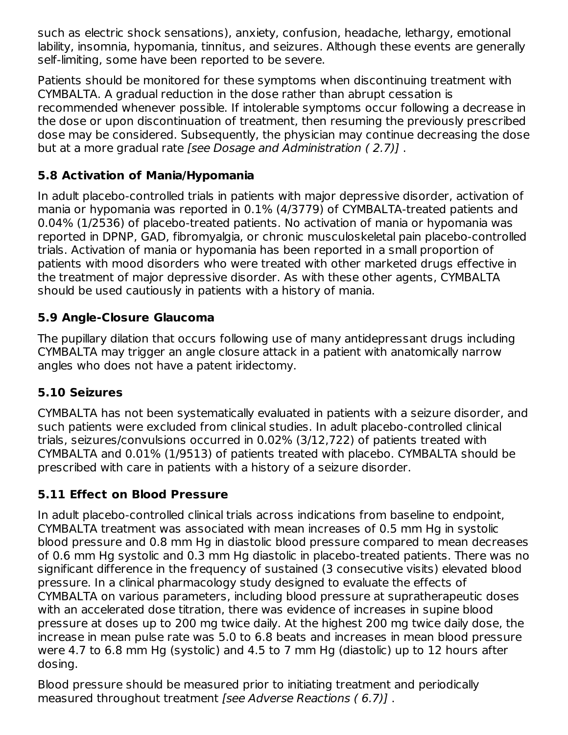such as electric shock sensations), anxiety, confusion, headache, lethargy, emotional lability, insomnia, hypomania, tinnitus, and seizures. Although these events are generally self-limiting, some have been reported to be severe.

Patients should be monitored for these symptoms when discontinuing treatment with CYMBALTA. A gradual reduction in the dose rather than abrupt cessation is recommended whenever possible. If intolerable symptoms occur following a decrease in the dose or upon discontinuation of treatment, then resuming the previously prescribed dose may be considered. Subsequently, the physician may continue decreasing the dose but at a more gradual rate *[see Dosage and Administration ( 2.7)]* .

### 5.8 Activation of Mania/Hypomania

In adult placebo-controlled trials in patients with major depressive disorder, activation of mania or hypomania was reported in 0.1% (4/3779) of CYMBALTA-treated patients and 0.04% (1/2536) of placebo-treated patients. No activation of mania or hypomania was reported in DPNP, GAD, fibromyalgia, or chronic musculoskeletal pain placebo-controlled trials. Activation of mania or hypomania has been reported in a small proportion of patients with mood disorders who were treated with other marketed drugs effective in the treatment of major depressive disorder. As with these other agents, CYMBALTA should be used cautiously in patients with a history of mania.

### 5.9 Angle-Closure Glaucoma

The pupillary dilation that occurs following use of many antidepressant drugs including CYMBALTA may trigger an angle closure attack in a patient with anatomically narrow angles who does not have a patent iridectomy.

### 5.10 Seizures

CYMBALTA has not been systematically evaluated in patients with a seizure disorder, and such patients were excluded from clinical studies. In adult placebo-controlled clinical trials, seizures/convulsions occurred in 0.02% (3/12,722) of patients treated with CYMBALTA and 0.01% (1/9513) of patients treated with placebo. CYMBALTA should be prescribed with care in patients with a history of a seizure disorder.

### 5.11 Effect on Blood Pressure

In adult placebo-controlled clinical trials across indications from baseline to endpoint, CYMBALTA treatment was associated with mean increases of 0.5 mm Hg in systolic blood pressure and 0.8 mm Hg in diastolic blood pressure compared to mean decreases of 0.6 mm Hg systolic and 0.3 mm Hg diastolic in placebo-treated patients. There was no significant difference in the frequency of sustained (3 consecutive visits) elevated blood pressure. In a clinical pharmacology study designed to evaluate the effects of CYMBALTA on various parameters, including blood pressure at supratherapeutic doses with an accelerated dose titration, there was evidence of increases in supine blood pressure at doses up to 200 mg twice daily. At the highest 200 mg twice daily dose, the increase in mean pulse rate was 5.0 to 6.8 beats and increases in mean blood pressure were 4.7 to 6.8 mm Hg (systolic) and 4.5 to 7 mm Hg (diastolic) up to 12 hours after dosing.

Blood pressure should be measured prior to initiating treatment and periodically measured throughout treatment *[see Adverse Reactions ( 6.7)]* .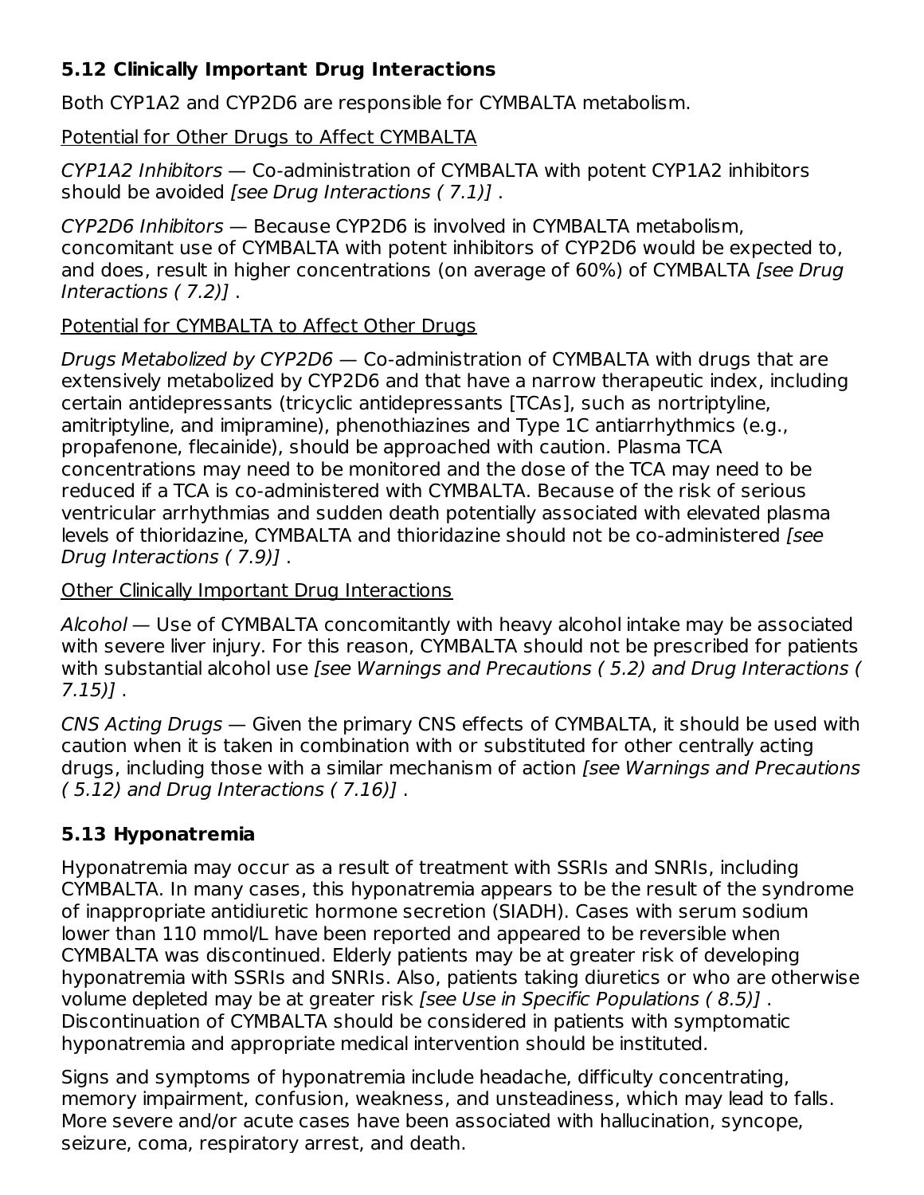### 5.12 Clinically Important Drug Interactions

Both CYP1A2 and CYP2D6 are responsible for CYMBALTA metabolism.

Potential for Other Drugs to Affect CYMBALTA

*CYP1A2 Inhibitors* — Co-administration of CYMBALTA with potent CYP1A2 inhibitors should be avoided *[see Drug Interactions ( 7.1)]* .

*CYP2D6 Inhibitors* — Because CYP2D6 is involved in CYMBALTA metabolism, concomitant use of CYMBALTA with potent inhibitors of CYP2D6 would be expected to, and does, result in higher concentrations (on average of 60%) of CYMBALTA *[see Drug Interactions ( 7.2)]* .

Potential for CYMBALTA to Affect Other Drugs

*Drugs Metabolized by CYP2D6* — Co-administration of CYMBALTA with drugs that are extensively metabolized by CYP2D6 and that have a narrow therapeutic index, including certain antidepressants (tricyclic antidepressants [TCAs], such as nortriptyline, amitriptyline, and imipramine), phenothiazines and Type 1C antiarrhythmics (e.g., propafenone, flecainide), should be approached with caution. Plasma TCA concentrations may need to be monitored and the dose of the TCA may need to be reduced if a TCA is co-administered with CYMBALTA. Because of the risk of serious ventricular arrhythmias and sudden death potentially associated with elevated plasma levels of thioridazine, CYMBALTA and thioridazine should not be co-administered *[see Drug Interactions ( 7.9)]* .

Other Clinically Important Drug Interactions

*Alcohol* — Use of CYMBALTA concomitantly with heavy alcohol intake may be associated with severe liver injury. For this reason, CYMBALTA should not be prescribed for patients with substantial alcohol use *[see Warnings and Precautions ( 5.2) and Drug Interactions ( 7.15)]* .

*CNS Acting Drugs* — Given the primary CNS effects of CYMBALTA, it should be used with caution when it is taken in combination with or substituted for other centrally acting drugs, including those with a similar mechanism of action *[see Warnings and Precautions ( 5.12) and Drug Interactions ( 7.16)]* .

### 5.13 Hyponatremia

Hyponatremia may occur as a result of treatment with SSRIs and SNRIs, including CYMBALTA. In many cases, this hyponatremia appears to be the result of the syndrome of inappropriate antidiuretic hormone secretion (SIADH). Cases with serum sodium lower than 110 mmol/L have been reported and appeared to be reversible when CYMBALTA was discontinued. Elderly patients may be at greater risk of developing hyponatremia with SSRIs and SNRIs. Also, patients taking diuretics or who are otherwise volume depleted may be at greater risk *[see Use in Specific Populations ( 8.5)]* . Discontinuation of CYMBALTA should be considered in patients with symptomatic hyponatremia and appropriate medical intervention should be instituted.

Signs and symptoms of hyponatremia include headache, difficulty concentrating, memory impairment, confusion, weakness, and unsteadiness, which may lead to falls. More severe and/or acute cases have been associated with hallucination, syncope, seizure, coma, respiratory arrest, and death.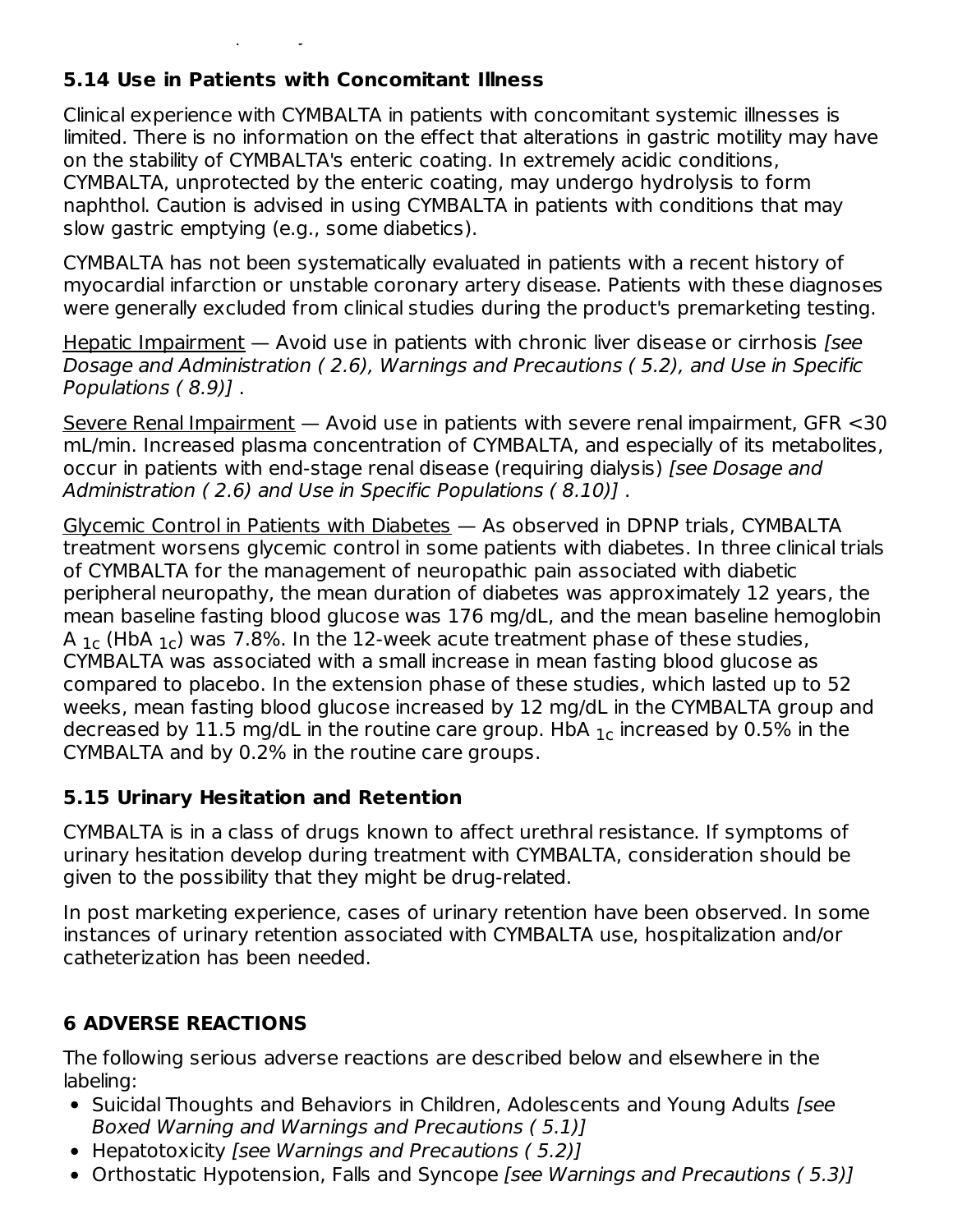### 5.14 Use in Patients with Concomitant Illness

Clinical experience with CYMBALTA in patients with concomitant systemic illnesses is limited. There is no information on the effect that alterations in gastric motility may have on the stability of CYMBALTA's enteric coating. In extremely acidic conditions, CYMBALTA, unprotected by the enteric coating, may undergo hydrolysis to form naphthol. Caution is advised in using CYMBALTA in patients with conditions that may slow gastric emptying (e.g., some diabetics).

CYMBALTA has not been systematically evaluated in patients with a recent history of myocardial infarction or unstable coronary artery disease. Patients with these diagnoses were generally excluded from clinical studies during the product's premarketing testing.

Hepatic Impairment — Avoid use in patients with chronic liver disease or cirrhosis *[see Dosage and Administration ( 2.6), Warnings and Precautions ( 5.2), and Use in Specific Populations ( 8.9)]* .

Severe Renal Impairment — Avoid use in patients with severe renal impairment, GFR <30 mL/min. Increased plasma concentration of CYMBALTA, and especially of its metabolites, occur in patients with end-stage renal disease (requiring dialysis) *[see Dosage and Administration ( 2.6) and Use in Specific Populations ( 8.10)]* .

Glycemic Control in Patients with Diabetes — As observed in DPNP trials, CYMBALTA treatment worsens glycemic control in some patients with diabetes. In three clinical trials of CYMBALTA for the management of neuropathic pain associated with diabetic peripheral neuropathy, the mean duration of diabetes was approximately 12 years, the mean baseline fasting blood glucose was 176 mg/dL, and the mean baseline hemoglobin $A_{1c}$ ($HbA_{1c}$) was 7.8%. In the 12-week acute treatment phase of these studies, CYMBALTA was associated with a small increase in mean fasting blood glucose as compared to placebo. In the extension phase of these studies, which lasted up to 52 weeks, mean fasting blood glucose increased by 12 mg/dL in the CYMBALTA group and decreased by 11.5 mg/dL in the routine care group. $HbA_{1c}$ increased by 0.5% in the CYMBALTA and by 0.2% in the routine care groups.

### 5.15 Urinary Hesitation and Retention

CYMBALTA is in a class of drugs known to affect urethral resistance. If symptoms of urinary hesitation develop during treatment with CYMBALTA, consideration should be given to the possibility that they might be drug-related.

In post marketing experience, cases of urinary retention have been observed. In some instances of urinary retention associated with CYMBALTA use, hospitalization and/or catheterization has been needed.

## 6 ADVERSE REACTIONS

The following serious adverse reactions are described below and elsewhere in the labeling:

- Suicidal Thoughts and Behaviors in Children, Adolescents and Young Adults *[see Boxed Warning and Warnings and Precautions ( 5.1)]*
- Hepatotoxicity *[see Warnings and Precautions ( 5.2)]*
- Orthostatic Hypotension, Falls and Syncope *[see Warnings and Precautions ( 5.3)]*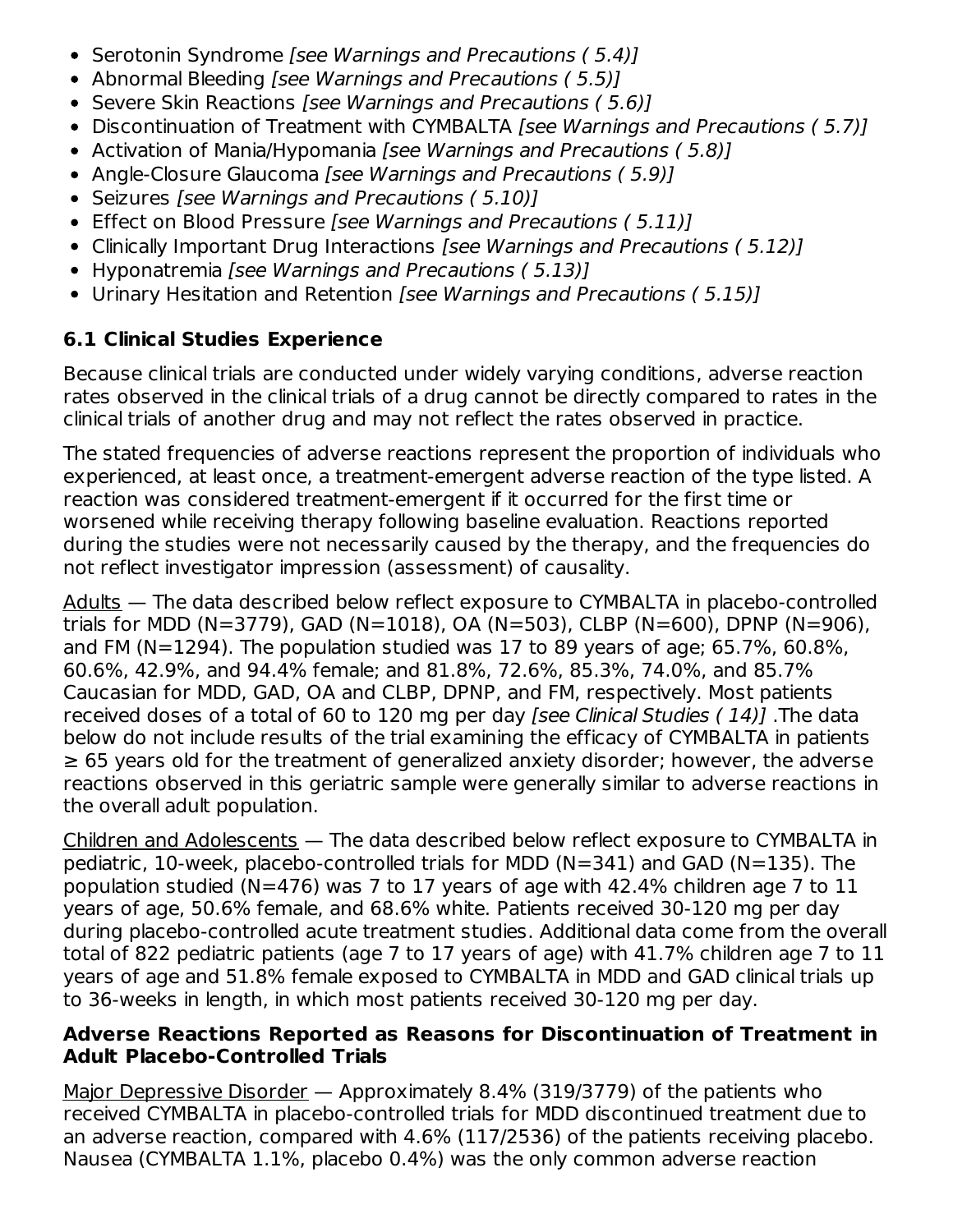- Serotonin Syndrome *[see Warnings and Precautions ( 5.4)]*
- Abnormal Bleeding *[see Warnings and Precautions ( 5.5)]*
- Severe Skin Reactions *[see Warnings and Precautions ( 5.6)]*
- Discontinuation of Treatment with CYMBALTA *[see Warnings and Precautions ( 5.7)]*
- Activation of Mania/Hypomania *[see Warnings and Precautions ( 5.8)]*
- Angle-Closure Glaucoma *[see Warnings and Precautions ( 5.9)]*
- Seizures *[see Warnings and Precautions ( 5.10)]*
- Effect on Blood Pressure *[see Warnings and Precautions ( 5.11)]*
- Clinically Important Drug Interactions *[see Warnings and Precautions ( 5.12)]*
- Hyponatremia *[see Warnings and Precautions ( 5.13)]*
- Urinary Hesitation and Retention *[see Warnings and Precautions ( 5.15)]*

### 6.1 Clinical Studies Experience

Because clinical trials are conducted under widely varying conditions, adverse reaction rates observed in the clinical trials of a drug cannot be directly compared to rates in the clinical trials of another drug and may not reflect the rates observed in practice.

The stated frequencies of adverse reactions represent the proportion of individuals who experienced, at least once, a treatment-emergent adverse reaction of the type listed. A reaction was considered treatment-emergent if it occurred for the first time or worsened while receiving therapy following baseline evaluation. Reactions reported during the studies were not necessarily caused by the therapy, and the frequencies do not reflect investigator impression (assessment) of causality.

Adults — The data described below reflect exposure to CYMBALTA in placebo-controlled trials for MDD (N=3779), GAD (N=1018), OA (N=503), CLBP (N=600), DPNP (N=906), and FM (N=1294). The population studied was 17 to 89 years of age; 65.7%, 60.8%, 60.6%, 42.9%, and 94.4% female; and 81.8%, 72.6%, 85.3%, 74.0%, and 85.7% Caucasian for MDD, GAD, OA and CLBP, DPNP, and FM, respectively. Most patients received doses of a total of 60 to 120 mg per day *[see Clinical Studies ( 14)]* .The data below do not include results of the trial examining the efficacy of CYMBALTA in patients ≥ 65 years old for the treatment of generalized anxiety disorder; however, the adverse reactions observed in this geriatric sample were generally similar to adverse reactions in the overall adult population.

Children and Adolescents — The data described below reflect exposure to CYMBALTA in pediatric, 10-week, placebo-controlled trials for MDD (N=341) and GAD (N=135). The population studied (N=476) was 7 to 17 years of age with 42.4% children age 7 to 11 years of age, 50.6% female, and 68.6% white. Patients received 30-120 mg per day during placebo-controlled acute treatment studies. Additional data come from the overall total of 822 pediatric patients (age 7 to 17 years of age) with 41.7% children age 7 to 11 years of age and 51.8% female exposed to CYMBALTA in MDD and GAD clinical trials up to 36-weeks in length, in which most patients received 30-120 mg per day.

**Adverse Reactions Reported as Reasons for Discontinuation of Treatment in Adult Placebo-Controlled Trials**

Major Depressive Disorder — Approximately 8.4% (319/3779) of the patients who received CYMBALTA in placebo-controlled trials for MDD discontinued treatment due to an adverse reaction, compared with 4.6% (117/2536) of the patients receiving placebo. Nausea (CYMBALTA 1.1%, placebo 0.4%) was the only common adverse reaction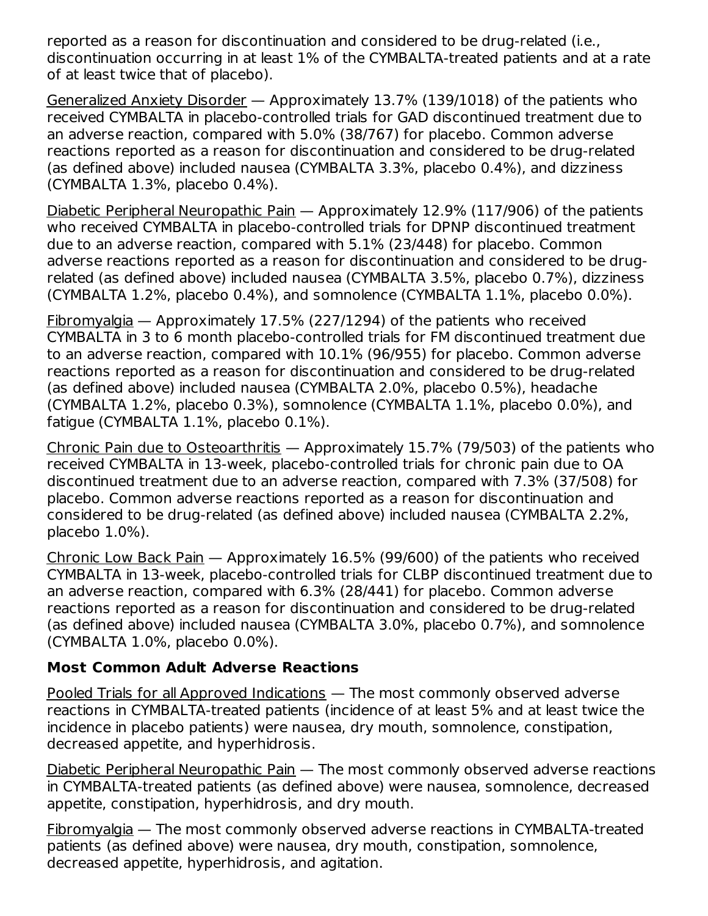reported as a reason for discontinuation and considered to be drug-related (i.e., discontinuation occurring in at least 1% of the CYMBALTA-treated patients and at a rate of at least twice that of placebo).

Generalized Anxiety Disorder — Approximately 13.7% (139/1018) of the patients who received CYMBALTA in placebo-controlled trials for GAD discontinued treatment due to an adverse reaction, compared with 5.0% (38/767) for placebo. Common adverse reactions reported as a reason for discontinuation and considered to be drug-related (as defined above) included nausea (CYMBALTA 3.3%, placebo 0.4%), and dizziness (CYMBALTA 1.3%, placebo 0.4%).

Diabetic Peripheral Neuropathic Pain — Approximately 12.9% (117/906) of the patients who received CYMBALTA in placebo-controlled trials for DPNP discontinued treatment due to an adverse reaction, compared with 5.1% (23/448) for placebo. Common adverse reactions reported as a reason for discontinuation and considered to be drug-related (as defined above) included nausea (CYMBALTA 3.5%, placebo 0.7%), dizziness (CYMBALTA 1.2%, placebo 0.4%), and somnolence (CYMBALTA 1.1%, placebo 0.0%).

Fibromyalgia — Approximately 17.5% (227/1294) of the patients who received CYMBALTA in 3 to 6 month placebo-controlled trials for FM discontinued treatment due to an adverse reaction, compared with 10.1% (96/955) for placebo. Common adverse reactions reported as a reason for discontinuation and considered to be drug-related (as defined above) included nausea (CYMBALTA 2.0%, placebo 0.5%), headache (CYMBALTA 1.2%, placebo 0.3%), somnolence (CYMBALTA 1.1%, placebo 0.0%), and fatigue (CYMBALTA 1.1%, placebo 0.1%).

Chronic Pain due to Osteoarthritis — Approximately 15.7% (79/503) of the patients who received CYMBALTA in 13-week, placebo-controlled trials for chronic pain due to OA discontinued treatment due to an adverse reaction, compared with 7.3% (37/508) for placebo. Common adverse reactions reported as a reason for discontinuation and considered to be drug-related (as defined above) included nausea (CYMBALTA 2.2%, placebo 1.0%).

Chronic Low Back Pain — Approximately 16.5% (99/600) of the patients who received CYMBALTA in 13-week, placebo-controlled trials for CLBP discontinued treatment due to an adverse reaction, compared with 6.3% (28/441) for placebo. Common adverse reactions reported as a reason for discontinuation and considered to be drug-related (as defined above) included nausea (CYMBALTA 3.0%, placebo 0.7%), and somnolence (CYMBALTA 1.0%, placebo 0.0%).

**Most Common Adult Adverse Reactions**

Pooled Trials for all Approved Indications — The most commonly observed adverse reactions in CYMBALTA-treated patients (incidence of at least 5% and at least twice the incidence in placebo patients) were nausea, dry mouth, somnolence, constipation, decreased appetite, and hyperhidrosis.

Diabetic Peripheral Neuropathic Pain — The most commonly observed adverse reactions in CYMBALTA-treated patients (as defined above) were nausea, somnolence, decreased appetite, constipation, hyperhidrosis, and dry mouth.

Fibromyalgia — The most commonly observed adverse reactions in CYMBALTA-treated patients (as defined above) were nausea, dry mouth, constipation, somnolence, decreased appetite, hyperhidrosis, and agitation.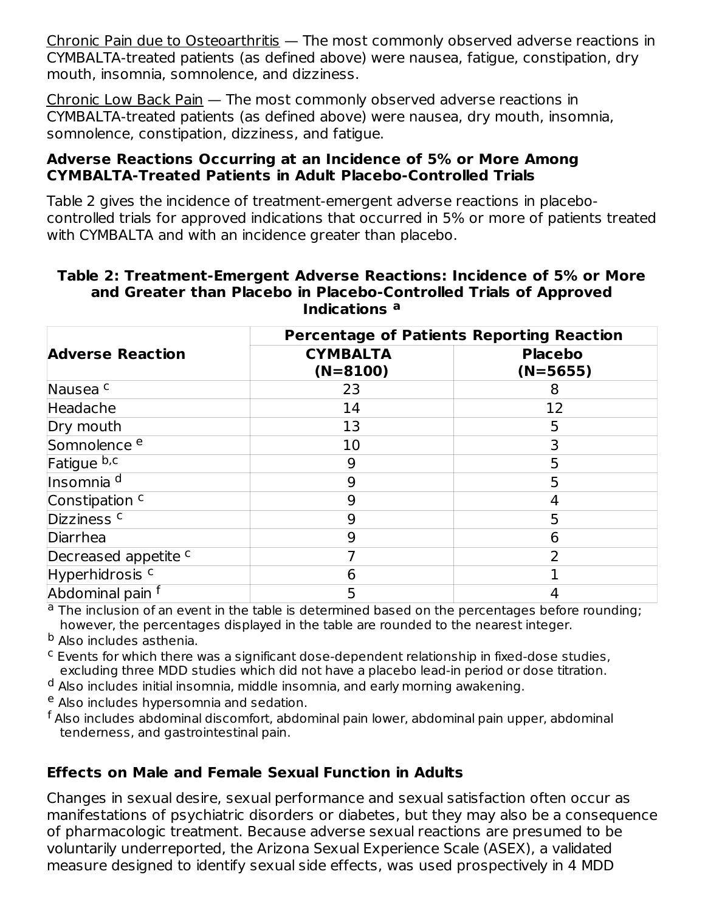<u>Chronic Pain due to Osteoarthritis</u> — The most commonly observed adverse reactions in CYMBALTA-treated patients (as defined above) were nausea, fatigue, constipation, dry mouth, insomnia, somnolence, and dizziness.

<u>Chronic Low Back Pain</u> — The most commonly observed adverse reactions in CYMBALTA-treated patients (as defined above) were nausea, dry mouth, insomnia, somnolence, constipation, dizziness, and fatigue.

**Adverse Reactions Occurring at an Incidence of 5% or More Among CYMBALTA-Treated Patients in Adult Placebo-Controlled Trials**

Table 2 gives the incidence of treatment-emergent adverse reactions in placebo-controlled trials for approved indications that occurred in 5% or more of patients treated with CYMBALTA and with an incidence greater than placebo.

**Table 2: Treatment-Emergent Adverse Reactions: Incidence of 5% or More and Greater than Placebo in Placebo-Controlled Trials of Approved Indications [a]**

| Adverse Reaction | Percentage of Patients Reporting Reaction | |
|---|---|---|
| | **CYMBALTA (N=8100)** | **Placebo (N=5655)** |
| Nausea [c] | 23 | 8 |
| Headache | 14 | 12 |
| Dry mouth | 13 | 5 |
| Somnolence [e] | 10 | 3 |
| Fatigue [b,c] | 9 | 5 |
| Insomnia [d] | 9 | 5 |
| Constipation [c] | 9 | 4 |
| Dizziness [c] | 9 | 5 |
| Diarrhea | 9 | 6 |
| Decreased appetite [c] | 7 | 2 |
| Hyperhidrosis [c] | 6 | 1 |
| Abdominal pain [f] | 5 | 4 |

[a] The inclusion of an event in the table is determined based on the percentages before rounding; however, the percentages displayed in the table are rounded to the nearest integer.

[b] Also includes asthenia.

[c] Events for which there was a significant dose-dependent relationship in fixed-dose studies, excluding three MDD studies which did not have a placebo lead-in period or dose titration.

[d] Also includes initial insomnia, middle insomnia, and early morning awakening.

[e] Also includes hypersomnia and sedation.

[f] Also includes abdominal discomfort, abdominal pain lower, abdominal pain upper, abdominal tenderness, and gastrointestinal pain.

**Effects on Male and Female Sexual Function in Adults**

Changes in sexual desire, sexual performance and sexual satisfaction often occur as manifestations of psychiatric disorders or diabetes, but they may also be a consequence of pharmacologic treatment. Because adverse sexual reactions are presumed to be voluntarily underreported, the Arizona Sexual Experience Scale (ASEX), a validated measure designed to identify sexual side effects, was used prospectively in 4 MDD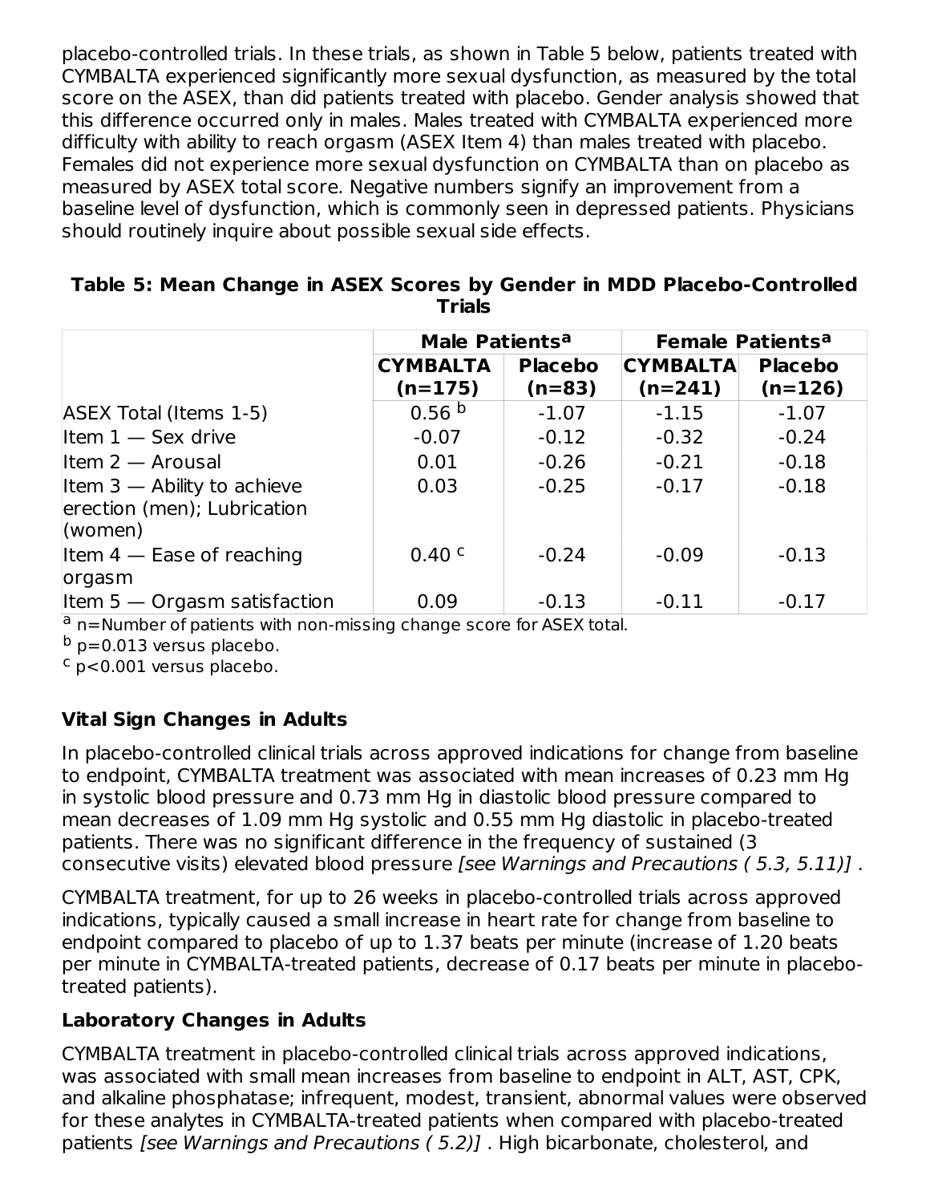placebo-controlled trials. In these trials, as shown in Table 5 below, patients treated with CYMBALTA experienced significantly more sexual dysfunction, as measured by the total score on the ASEX, than did patients treated with placebo. Gender analysis showed that this difference occurred only in males. Males treated with CYMBALTA experienced more difficulty with ability to reach orgasm (ASEX Item 4) than males treated with placebo. Females did not experience more sexual dysfunction on CYMBALTA than on placebo as measured by ASEX total score. Negative numbers signify an improvement from a baseline level of dysfunction, which is commonly seen in depressed patients. Physicians should routinely inquire about possible sexual side effects.

**Table 5: Mean Change in ASEX Scores by Gender in MDD Placebo-Controlled Trials**

| | Male Patients[a] | | Female Patients[a] | |
|---|---|---|---|---|
| | CYMBALTA (n=175) | Placebo (n=83) | CYMBALTA (n=241) | Placebo (n=126) |
| ASEX Total (Items 1-5) | 0.56 [b] | -1.07 | -1.15 | -1.07 |
| Item 1 — Sex drive | -0.07 | -0.12 | -0.32 | -0.24 |
| Item 2 — Arousal | 0.01 | -0.26 | -0.21 | -0.18 |
| Item 3 — Ability to achieve erection (men); Lubrication (women) | 0.03 | -0.25 | -0.17 | -0.18 |
| Item 4 — Ease of reaching orgasm | 0.40 [c] | -0.24 | -0.09 | -0.13 |
| Item 5 — Orgasm satisfaction | 0.09 | -0.13 | -0.11 | -0.17 |

[a] n=Number of patients with non-missing change score for ASEX total.
[b] p=0.013 versus placebo.
[c] p<0.001 versus placebo.

**Vital Sign Changes in Adults**

In placebo-controlled clinical trials across approved indications for change from baseline to endpoint, CYMBALTA treatment was associated with mean increases of 0.23 mm Hg in systolic blood pressure and 0.73 mm Hg in diastolic blood pressure compared to mean decreases of 1.09 mm Hg systolic and 0.55 mm Hg diastolic in placebo-treated patients. There was no significant difference in the frequency of sustained (3 consecutive visits) elevated blood pressure *[see Warnings and Precautions ( 5.3, 5.11)]* .

CYMBALTA treatment, for up to 26 weeks in placebo-controlled trials across approved indications, typically caused a small increase in heart rate for change from baseline to endpoint compared to placebo of up to 1.37 beats per minute (increase of 1.20 beats per minute in CYMBALTA-treated patients, decrease of 0.17 beats per minute in placebo-treated patients).

**Laboratory Changes in Adults**

CYMBALTA treatment in placebo-controlled clinical trials across approved indications, was associated with small mean increases from baseline to endpoint in ALT, AST, CPK, and alkaline phosphatase; infrequent, modest, transient, abnormal values were observed for these analytes in CYMBALTA-treated patients when compared with placebo-treated patients *[see Warnings and Precautions ( 5.2)]* . High bicarbonate, cholesterol, and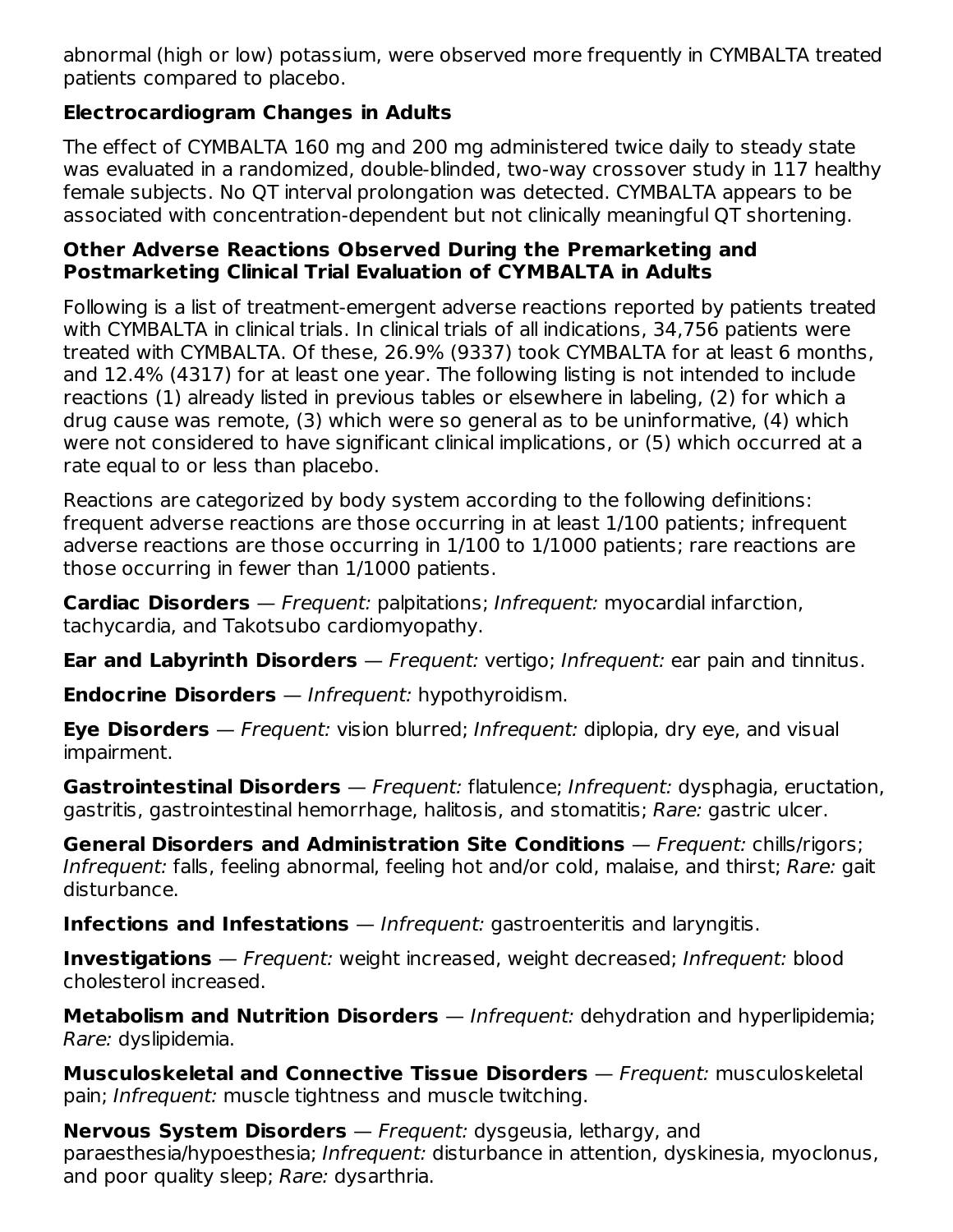abnormal (high or low) potassium, were observed more frequently in CYMBALTA treated patients compared to placebo.

### Electrocardiogram Changes in Adults

The effect of CYMBALTA 160 mg and 200 mg administered twice daily to steady state was evaluated in a randomized, double-blinded, two-way crossover study in 117 healthy female subjects. No QT interval prolongation was detected. CYMBALTA appears to be associated with concentration-dependent but not clinically meaningful QT shortening.

### Other Adverse Reactions Observed During the Premarketing and Postmarketing Clinical Trial Evaluation of CYMBALTA in Adults

Following is a list of treatment-emergent adverse reactions reported by patients treated with CYMBALTA in clinical trials. In clinical trials of all indications, 34,756 patients were treated with CYMBALTA. Of these, 26.9% (9337) took CYMBALTA for at least 6 months, and 12.4% (4317) for at least one year. The following listing is not intended to include reactions (1) already listed in previous tables or elsewhere in labeling, (2) for which a drug cause was remote, (3) which were so general as to be uninformative, (4) which were not considered to have significant clinical implications, or (5) which occurred at a rate equal to or less than placebo.

Reactions are categorized by body system according to the following definitions: frequent adverse reactions are those occurring in at least 1/100 patients; infrequent adverse reactions are those occurring in 1/100 to 1/1000 patients; rare reactions are those occurring in fewer than 1/1000 patients.

**Cardiac Disorders** — *Frequent:* palpitations; *Infrequent:* myocardial infarction, tachycardia, and Takotsubo cardiomyopathy.

**Ear and Labyrinth Disorders** — *Frequent:* vertigo; *Infrequent:* ear pain and tinnitus.

**Endocrine Disorders** — *Infrequent:* hypothyroidism.

**Eye Disorders** — *Frequent:* vision blurred; *Infrequent:* diplopia, dry eye, and visual impairment.

**Gastrointestinal Disorders** — *Frequent:* flatulence; *Infrequent:* dysphagia, eructation, gastritis, gastrointestinal hemorrhage, halitosis, and stomatitis; *Rare:* gastric ulcer.

**General Disorders and Administration Site Conditions** — *Frequent:* chills/rigors; *Infrequent:* falls, feeling abnormal, feeling hot and/or cold, malaise, and thirst; *Rare:* gait disturbance.

**Infections and Infestations** — *Infrequent:* gastroenteritis and laryngitis.

**Investigations** — *Frequent:* weight increased, weight decreased; *Infrequent:* blood cholesterol increased.

**Metabolism and Nutrition Disorders** — *Infrequent:* dehydration and hyperlipidemia; *Rare:* dyslipidemia.

**Musculoskeletal and Connective Tissue Disorders** — *Frequent:* musculoskeletal pain; *Infrequent:* muscle tightness and muscle twitching.

**Nervous System Disorders** — *Frequent:* dysgeusia, lethargy, and paraesthesia/hypoesthesia; *Infrequent:* disturbance in attention, dyskinesia, myoclonus, and poor quality sleep; *Rare:* dysarthria.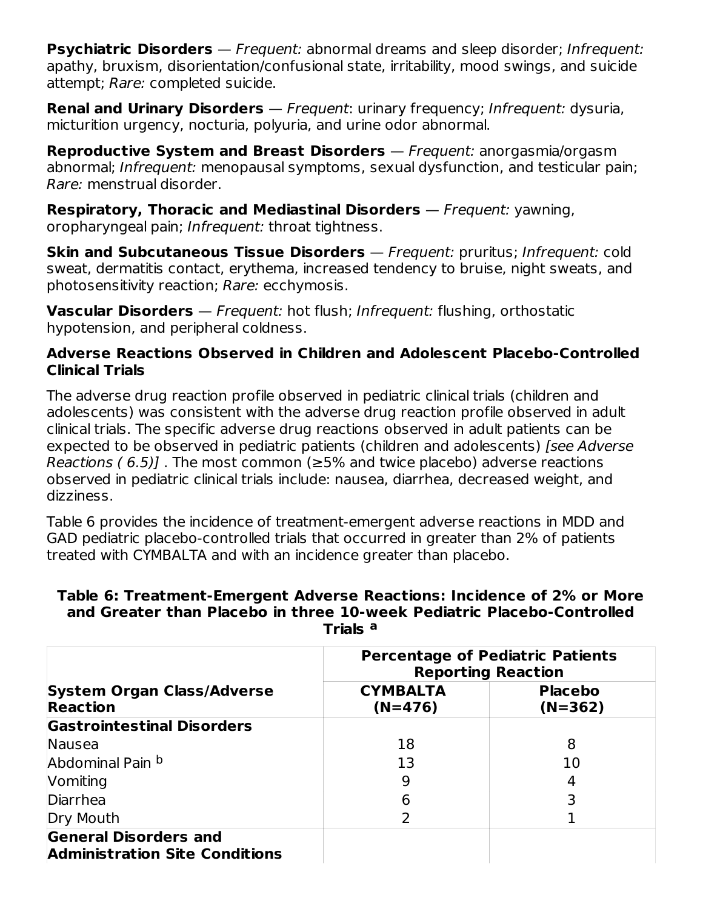**Psychiatric Disorders** — *Frequent:* abnormal dreams and sleep disorder; *Infrequent:* apathy, bruxism, disorientation/confusional state, irritability, mood swings, and suicide attempt; *Rare:* completed suicide.

**Renal and Urinary Disorders** — *Frequent*: urinary frequency; *Infrequent:* dysuria, micturition urgency, nocturia, polyuria, and urine odor abnormal.

**Reproductive System and Breast Disorders** — *Frequent:* anorgasmia/orgasm abnormal; *Infrequent:* menopausal symptoms, sexual dysfunction, and testicular pain; *Rare:* menstrual disorder.

**Respiratory, Thoracic and Mediastinal Disorders** — *Frequent:* yawning, oropharyngeal pain; *Infrequent:* throat tightness.

**Skin and Subcutaneous Tissue Disorders** — *Frequent:* pruritus; *Infrequent:* cold sweat, dermatitis contact, erythema, increased tendency to bruise, night sweats, and photosensitivity reaction; *Rare:* ecchymosis.

**Vascular Disorders** — *Frequent:* hot flush; *Infrequent:* flushing, orthostatic hypotension, and peripheral coldness.

### Adverse Reactions Observed in Children and Adolescent Placebo-Controlled Clinical Trials

The adverse drug reaction profile observed in pediatric clinical trials (children and adolescents) was consistent with the adverse drug reaction profile observed in adult clinical trials. The specific adverse drug reactions observed in adult patients can be expected to be observed in pediatric patients (children and adolescents) *[see Adverse Reactions ( 6.5)]* . The most common (≥5% and twice placebo) adverse reactions observed in pediatric clinical trials include: nausea, diarrhea, decreased weight, and dizziness.

Table 6 provides the incidence of treatment-emergent adverse reactions in MDD and GAD pediatric placebo-controlled trials that occurred in greater than 2% of patients treated with CYMBALTA and with an incidence greater than placebo.

**Table 6: Treatment-Emergent Adverse Reactions: Incidence of 2% or More and Greater than Placebo in three 10-week Pediatric Placebo-Controlled Trials [a]**

| System Organ Class/Adverse Reaction | Percentage of Pediatric Patients Reporting Reaction | |
|---|---|---|
| | **CYMBALTA (N=476)** | **Placebo (N=362)** |
| **Gastrointestinal Disorders** | | |
| Nausea | 18 | 8 |
| Abdominal Pain [b] | 13 | 10 |
| Vomiting | 9 | 4 |
| Diarrhea | 6 | 3 |
| Dry Mouth | 2 | 1 |
| **General Disorders and Administration Site Conditions** | | |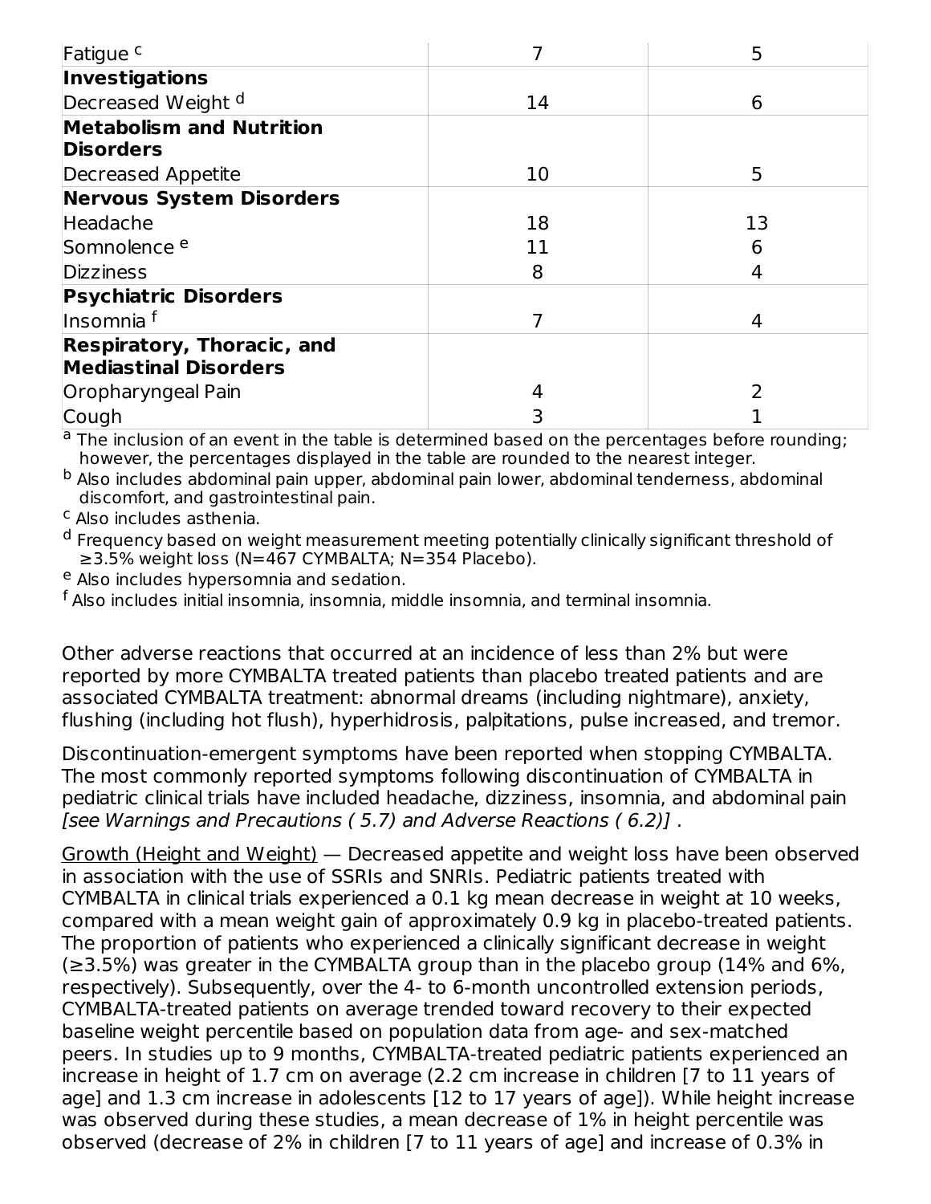| | | |
|---|---|---|
| Fatigue [c] | 7 | 5 |
| **Investigations** | | |
| Decreased Weight [d] | 14 | 6 |
| **Metabolism and Nutrition Disorders** | | |
| Decreased Appetite | 10 | 5 |
| **Nervous System Disorders** | | |
| Headache | 18 | 13 |
| Somnolence [e] | 11 | 6 |
| Dizziness | 8 | 4 |
| **Psychiatric Disorders** | | |
| Insomnia [f] | 7 | 4 |
| **Respiratory, Thoracic, and Mediastinal Disorders** | | |
| Oropharyngeal Pain | 4 | 2 |
| Cough | 3 | 1 |

[a] The inclusion of an event in the table is determined based on the percentages before rounding; however, the percentages displayed in the table are rounded to the nearest integer.

[b] Also includes abdominal pain upper, abdominal pain lower, abdominal tenderness, abdominal discomfort, and gastrointestinal pain.

[c] Also includes asthenia.

[d] Frequency based on weight measurement meeting potentially clinically significant threshold of ≥3.5% weight loss (N=467 CYMBALTA; N=354 Placebo).

[e] Also includes hypersomnia and sedation.

[f] Also includes initial insomnia, insomnia, middle insomnia, and terminal insomnia.

Other adverse reactions that occurred at an incidence of less than 2% but were reported by more CYMBALTA treated patients than placebo treated patients and are associated CYMBALTA treatment: abnormal dreams (including nightmare), anxiety, flushing (including hot flush), hyperhidrosis, palpitations, pulse increased, and tremor.

Discontinuation-emergent symptoms have been reported when stopping CYMBALTA. The most commonly reported symptoms following discontinuation of CYMBALTA in pediatric clinical trials have included headache, dizziness, insomnia, and abdominal pain *[see Warnings and Precautions ( 5.7) and Adverse Reactions ( 6.2)]* .

Growth (Height and Weight) — Decreased appetite and weight loss have been observed in association with the use of SSRIs and SNRIs. Pediatric patients treated with CYMBALTA in clinical trials experienced a 0.1 kg mean decrease in weight at 10 weeks, compared with a mean weight gain of approximately 0.9 kg in placebo-treated patients. The proportion of patients who experienced a clinically significant decrease in weight (≥3.5%) was greater in the CYMBALTA group than in the placebo group (14% and 6%, respectively). Subsequently, over the 4- to 6-month uncontrolled extension periods, CYMBALTA-treated patients on average trended toward recovery to their expected baseline weight percentile based on population data from age- and sex-matched peers. In studies up to 9 months, CYMBALTA-treated pediatric patients experienced an increase in height of 1.7 cm on average (2.2 cm increase in children [7 to 11 years of age] and 1.3 cm increase in adolescents [12 to 17 years of age]). While height increase was observed during these studies, a mean decrease of 1% in height percentile was observed (decrease of 2% in children [7 to 11 years of age] and increase of 0.3% in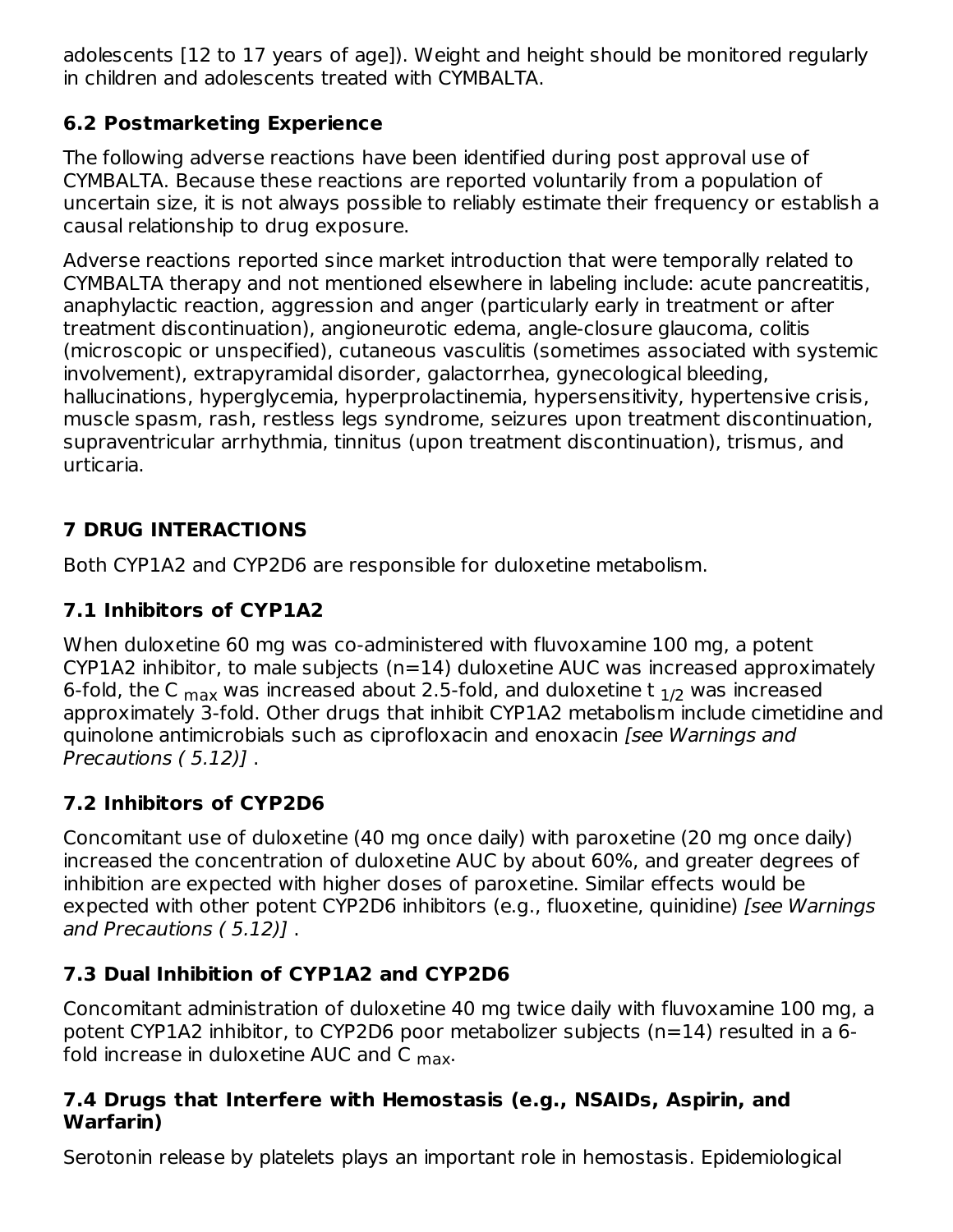adolescents [12 to 17 years of age]). Weight and height should be monitored regularly in children and adolescents treated with CYMBALTA.

## 6.2 Postmarketing Experience

The following adverse reactions have been identified during post approval use of CYMBALTA. Because these reactions are reported voluntarily from a population of uncertain size, it is not always possible to reliably estimate their frequency or establish a causal relationship to drug exposure.

Adverse reactions reported since market introduction that were temporally related to CYMBALTA therapy and not mentioned elsewhere in labeling include: acute pancreatitis, anaphylactic reaction, aggression and anger (particularly early in treatment or after treatment discontinuation), angioneurotic edema, angle-closure glaucoma, colitis (microscopic or unspecified), cutaneous vasculitis (sometimes associated with systemic involvement), extrapyramidal disorder, galactorrhea, gynecological bleeding, hallucinations, hyperglycemia, hyperprolactinemia, hypersensitivity, hypertensive crisis, muscle spasm, rash, restless legs syndrome, seizures upon treatment discontinuation, supraventricular arrhythmia, tinnitus (upon treatment discontinuation), trismus, and urticaria.

# 7 DRUG INTERACTIONS

Both CYP1A2 and CYP2D6 are responsible for duloxetine metabolism.

## 7.1 Inhibitors of CYP1A2

When duloxetine 60 mg was co-administered with fluvoxamine 100 mg, a potent CYP1A2 inhibitor, to male subjects (n=14) duloxetine AUC was increased approximately 6-fold, the $C_{max}$ was increased about 2.5-fold, and duloxetine $t_{1/2}$ was increased approximately 3-fold. Other drugs that inhibit CYP1A2 metabolism include cimetidine and quinolone antimicrobials such as ciprofloxacin and enoxacin *[see Warnings and Precautions ( 5.12)]* .

## 7.2 Inhibitors of CYP2D6

Concomitant use of duloxetine (40 mg once daily) with paroxetine (20 mg once daily) increased the concentration of duloxetine AUC by about 60%, and greater degrees of inhibition are expected with higher doses of paroxetine. Similar effects would be expected with other potent CYP2D6 inhibitors (e.g., fluoxetine, quinidine) *[see Warnings and Precautions ( 5.12)]* .

## 7.3 Dual Inhibition of CYP1A2 and CYP2D6

Concomitant administration of duloxetine 40 mg twice daily with fluvoxamine 100 mg, a potent CYP1A2 inhibitor, to CYP2D6 poor metabolizer subjects (n=14) resulted in a 6-fold increase in duloxetine AUC and $C_{max}$.

## 7.4 Drugs that Interfere with Hemostasis (e.g., NSAIDs, Aspirin, and Warfarin)

Serotonin release by platelets plays an important role in hemostasis. Epidemiological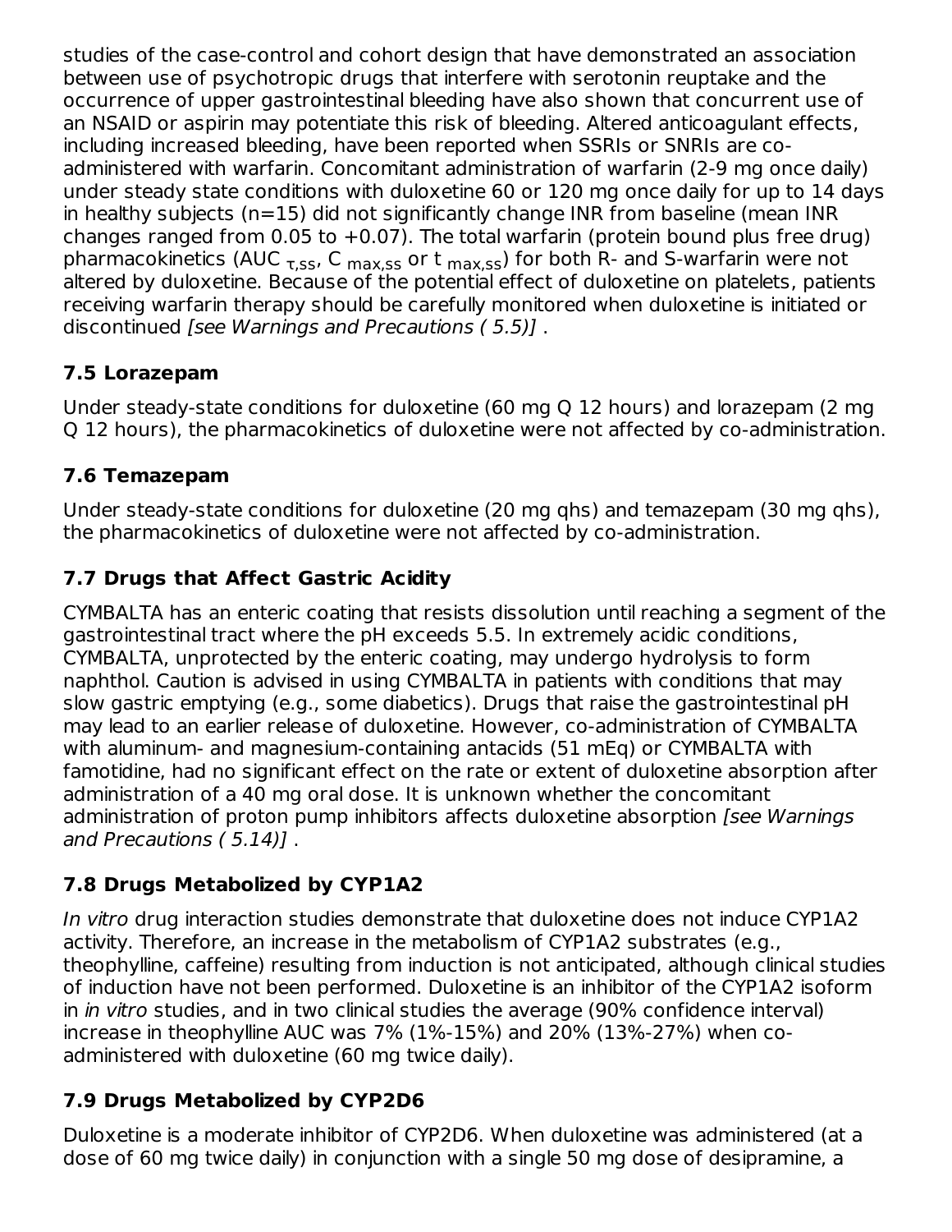studies of the case-control and cohort design that have demonstrated an association between use of psychotropic drugs that interfere with serotonin reuptake and the occurrence of upper gastrointestinal bleeding have also shown that concurrent use of an NSAID or aspirin may potentiate this risk of bleeding. Altered anticoagulant effects, including increased bleeding, have been reported when SSRIs or SNRIs are co-administered with warfarin. Concomitant administration of warfarin (2-9 mg once daily) under steady state conditions with duloxetine 60 or 120 mg once daily for up to 14 days in healthy subjects (n=15) did not significantly change INR from baseline (mean INR changes ranged from 0.05 to +0.07). The total warfarin (protein bound plus free drug) pharmacokinetics ($AUC_{\tau,ss}$, $C_{max,ss}$ or $t_{max,ss}$) for both R- and S-warfarin were not altered by duloxetine. Because of the potential effect of duloxetine on platelets, patients receiving warfarin therapy should be carefully monitored when duloxetine is initiated or discontinued *[see Warnings and Precautions ( 5.5)]* .

### 7.5 Lorazepam

Under steady-state conditions for duloxetine (60 mg Q 12 hours) and lorazepam (2 mg Q 12 hours), the pharmacokinetics of duloxetine were not affected by co-administration.

### 7.6 Temazepam

Under steady-state conditions for duloxetine (20 mg qhs) and temazepam (30 mg qhs), the pharmacokinetics of duloxetine were not affected by co-administration.

### 7.7 Drugs that Affect Gastric Acidity

CYMBALTA has an enteric coating that resists dissolution until reaching a segment of the gastrointestinal tract where the pH exceeds 5.5. In extremely acidic conditions, CYMBALTA, unprotected by the enteric coating, may undergo hydrolysis to form naphthol. Caution is advised in using CYMBALTA in patients with conditions that may slow gastric emptying (e.g., some diabetics). Drugs that raise the gastrointestinal pH may lead to an earlier release of duloxetine. However, co-administration of CYMBALTA with aluminum- and magnesium-containing antacids (51 mEq) or CYMBALTA with famotidine, had no significant effect on the rate or extent of duloxetine absorption after administration of a 40 mg oral dose. It is unknown whether the concomitant administration of proton pump inhibitors affects duloxetine absorption *[see Warnings and Precautions ( 5.14)]* .

### 7.8 Drugs Metabolized by CYP1A2

*In vitro* drug interaction studies demonstrate that duloxetine does not induce CYP1A2 activity. Therefore, an increase in the metabolism of CYP1A2 substrates (e.g., theophylline, caffeine) resulting from induction is not anticipated, although clinical studies of induction have not been performed. Duloxetine is an inhibitor of the CYP1A2 isoform in *in vitro* studies, and in two clinical studies the average (90% confidence interval) increase in theophylline AUC was 7% (1%-15%) and 20% (13%-27%) when co-administered with duloxetine (60 mg twice daily).

### 7.9 Drugs Metabolized by CYP2D6

Duloxetine is a moderate inhibitor of CYP2D6. When duloxetine was administered (at a dose of 60 mg twice daily) in conjunction with a single 50 mg dose of desipramine, a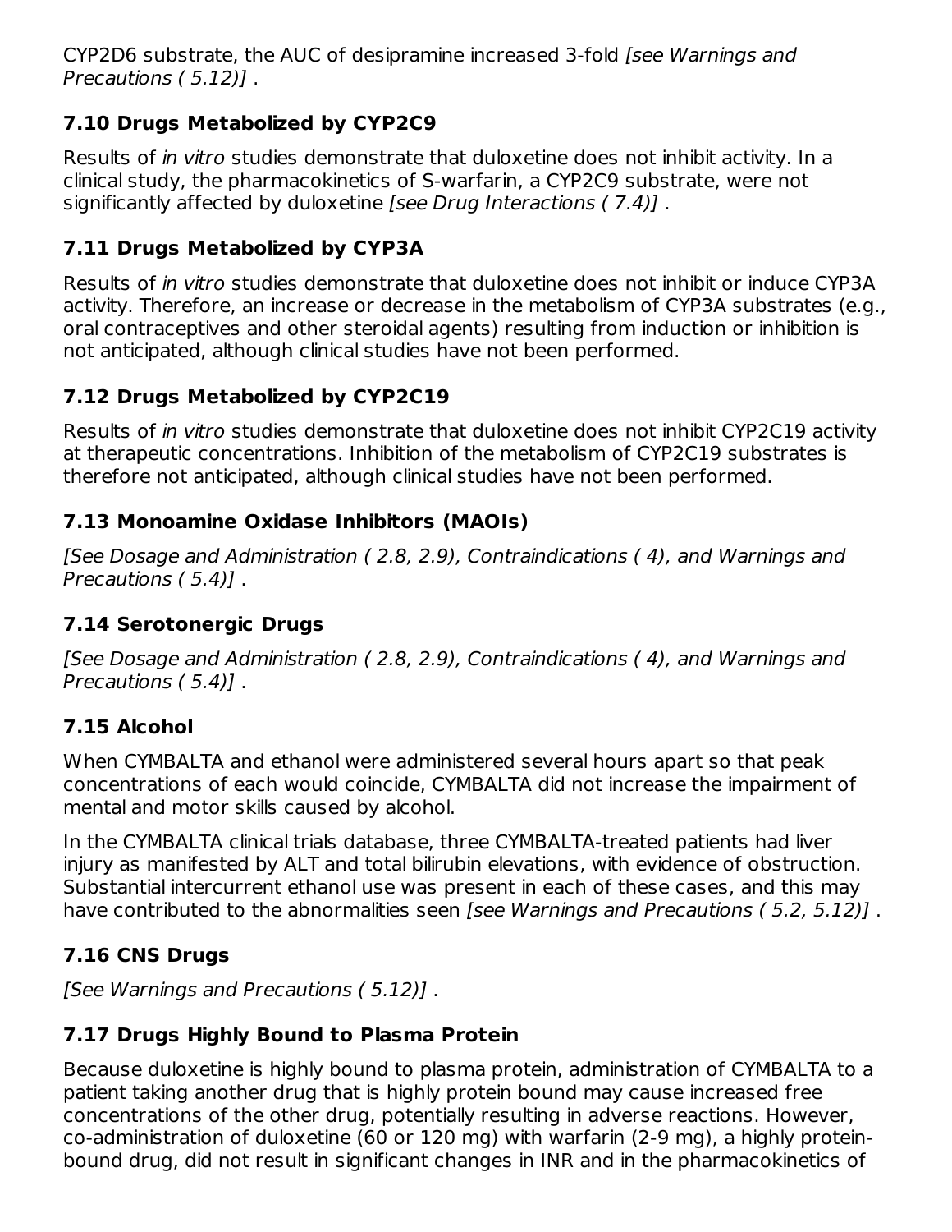CYP2D6 substrate, the AUC of desipramine increased 3-fold *[see Warnings and Precautions ( 5.12)]* .

### 7.10 Drugs Metabolized by CYP2C9

Results of *in vitro* studies demonstrate that duloxetine does not inhibit activity. In a clinical study, the pharmacokinetics of S-warfarin, a CYP2C9 substrate, were not significantly affected by duloxetine *[see Drug Interactions ( 7.4)]* .

### 7.11 Drugs Metabolized by CYP3A

Results of *in vitro* studies demonstrate that duloxetine does not inhibit or induce CYP3A activity. Therefore, an increase or decrease in the metabolism of CYP3A substrates (e.g., oral contraceptives and other steroidal agents) resulting from induction or inhibition is not anticipated, although clinical studies have not been performed.

### 7.12 Drugs Metabolized by CYP2C19

Results of *in vitro* studies demonstrate that duloxetine does not inhibit CYP2C19 activity at therapeutic concentrations. Inhibition of the metabolism of CYP2C19 substrates is therefore not anticipated, although clinical studies have not been performed.

### 7.13 Monoamine Oxidase Inhibitors (MAOIs)

*[See Dosage and Administration ( 2.8, 2.9), Contraindications ( 4), and Warnings and Precautions ( 5.4)]* .

### 7.14 Serotonergic Drugs

*[See Dosage and Administration ( 2.8, 2.9), Contraindications ( 4), and Warnings and Precautions ( 5.4)]* .

### 7.15 Alcohol

When CYMBALTA and ethanol were administered several hours apart so that peak concentrations of each would coincide, CYMBALTA did not increase the impairment of mental and motor skills caused by alcohol.

In the CYMBALTA clinical trials database, three CYMBALTA-treated patients had liver injury as manifested by ALT and total bilirubin elevations, with evidence of obstruction. Substantial intercurrent ethanol use was present in each of these cases, and this may have contributed to the abnormalities seen *[see Warnings and Precautions ( 5.2, 5.12)]* .

### 7.16 CNS Drugs

*[See Warnings and Precautions ( 5.12)]* .

### 7.17 Drugs Highly Bound to Plasma Protein

Because duloxetine is highly bound to plasma protein, administration of CYMBALTA to a patient taking another drug that is highly protein bound may cause increased free concentrations of the other drug, potentially resulting in adverse reactions. However, co-administration of duloxetine (60 or 120 mg) with warfarin (2-9 mg), a highly protein-bound drug, did not result in significant changes in INR and in the pharmacokinetics of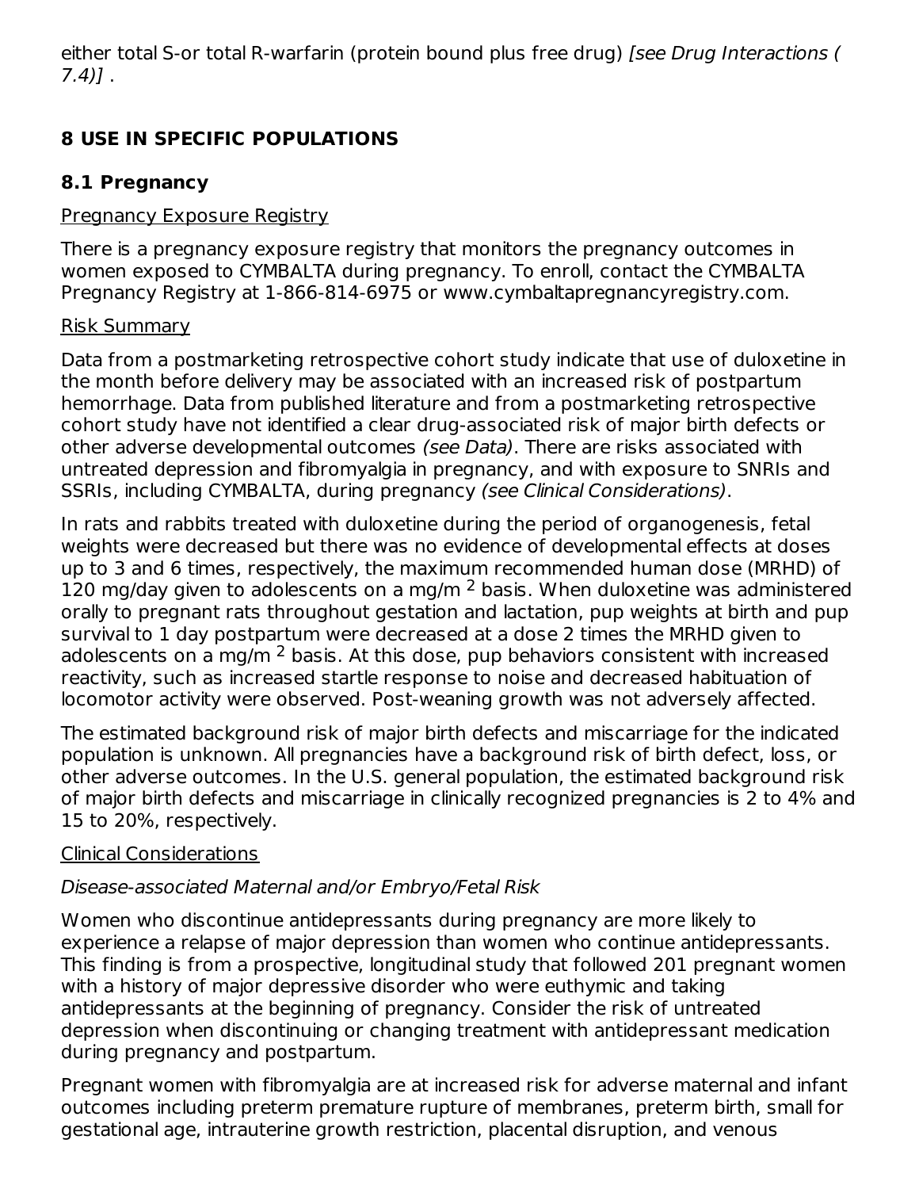either total S-or total R-warfarin (protein bound plus free drug) *[see Drug Interactions ( 7.4)]* .

# 8 USE IN SPECIFIC POPULATIONS

## 8.1 Pregnancy

Pregnancy Exposure Registry

There is a pregnancy exposure registry that monitors the pregnancy outcomes in women exposed to CYMBALTA during pregnancy. To enroll, contact the CYMBALTA Pregnancy Registry at 1-866-814-6975 or www.cymbaltapregnancyregistry.com.

Risk Summary

Data from a postmarketing retrospective cohort study indicate that use of duloxetine in the month before delivery may be associated with an increased risk of postpartum hemorrhage. Data from published literature and from a postmarketing retrospective cohort study have not identified a clear drug-associated risk of major birth defects or other adverse developmental outcomes *(see Data)*. There are risks associated with untreated depression and fibromyalgia in pregnancy, and with exposure to SNRIs and SSRIs, including CYMBALTA, during pregnancy *(see Clinical Considerations)*.

In rats and rabbits treated with duloxetine during the period of organogenesis, fetal weights were decreased but there was no evidence of developmental effects at doses up to 3 and 6 times, respectively, the maximum recommended human dose (MRHD) of 120 mg/day given to adolescents on a mg/m$^2$ basis. When duloxetine was administered orally to pregnant rats throughout gestation and lactation, pup weights at birth and pup survival to 1 day postpartum were decreased at a dose 2 times the MRHD given to adolescents on a mg/m$^2$ basis. At this dose, pup behaviors consistent with increased reactivity, such as increased startle response to noise and decreased habituation of locomotor activity were observed. Post-weaning growth was not adversely affected.

The estimated background risk of major birth defects and miscarriage for the indicated population is unknown. All pregnancies have a background risk of birth defect, loss, or other adverse outcomes. In the U.S. general population, the estimated background risk of major birth defects and miscarriage in clinically recognized pregnancies is 2 to 4% and 15 to 20%, respectively.

Clinical Considerations

*Disease-associated Maternal and/or Embryo/Fetal Risk*

Women who discontinue antidepressants during pregnancy are more likely to experience a relapse of major depression than women who continue antidepressants. This finding is from a prospective, longitudinal study that followed 201 pregnant women with a history of major depressive disorder who were euthymic and taking antidepressants at the beginning of pregnancy. Consider the risk of untreated depression when discontinuing or changing treatment with antidepressant medication during pregnancy and postpartum.

Pregnant women with fibromyalgia are at increased risk for adverse maternal and infant outcomes including preterm premature rupture of membranes, preterm birth, small for gestational age, intrauterine growth restriction, placental disruption, and venous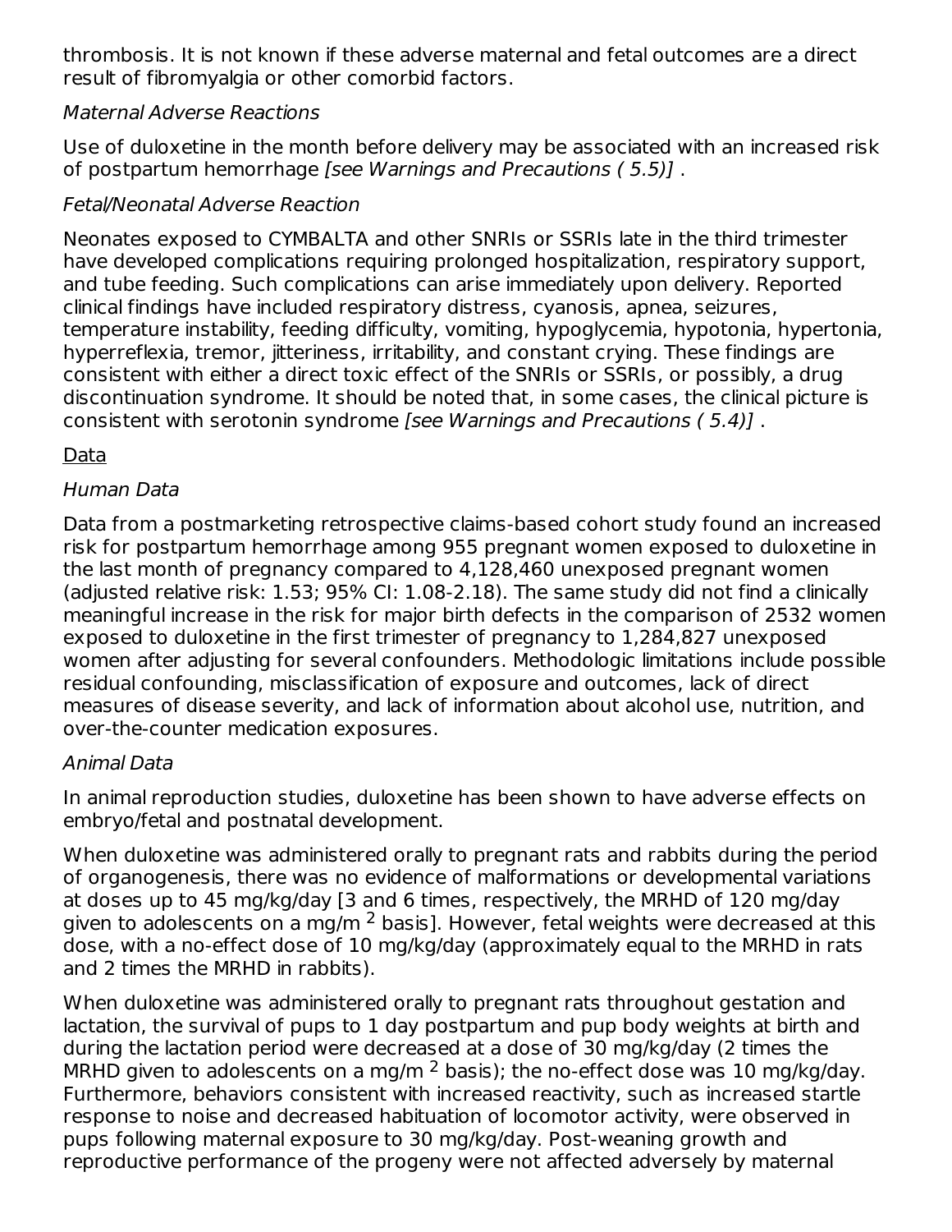thrombosis. It is not known if these adverse maternal and fetal outcomes are a direct result of fibromyalgia or other comorbid factors.

*Maternal Adverse Reactions*

Use of duloxetine in the month before delivery may be associated with an increased risk of postpartum hemorrhage *[see Warnings and Precautions ( 5.5)]* .

*Fetal/Neonatal Adverse Reaction*

Neonates exposed to CYMBALTA and other SNRIs or SSRIs late in the third trimester have developed complications requiring prolonged hospitalization, respiratory support, and tube feeding. Such complications can arise immediately upon delivery. Reported clinical findings have included respiratory distress, cyanosis, apnea, seizures, temperature instability, feeding difficulty, vomiting, hypoglycemia, hypotonia, hypertonia, hyperreflexia, tremor, jitteriness, irritability, and constant crying. These findings are consistent with either a direct toxic effect of the SNRIs or SSRIs, or possibly, a drug discontinuation syndrome. It should be noted that, in some cases, the clinical picture is consistent with serotonin syndrome *[see Warnings and Precautions ( 5.4)]* .

Data

*Human Data*

Data from a postmarketing retrospective claims-based cohort study found an increased risk for postpartum hemorrhage among 955 pregnant women exposed to duloxetine in the last month of pregnancy compared to 4,128,460 unexposed pregnant women (adjusted relative risk: 1.53; 95% CI: 1.08-2.18). The same study did not find a clinically meaningful increase in the risk for major birth defects in the comparison of 2532 women exposed to duloxetine in the first trimester of pregnancy to 1,284,827 unexposed women after adjusting for several confounders. Methodologic limitations include possible residual confounding, misclassification of exposure and outcomes, lack of direct measures of disease severity, and lack of information about alcohol use, nutrition, and over-the-counter medication exposures.

*Animal Data*

In animal reproduction studies, duloxetine has been shown to have adverse effects on embryo/fetal and postnatal development.

When duloxetine was administered orally to pregnant rats and rabbits during the period of organogenesis, there was no evidence of malformations or developmental variations at doses up to 45 mg/kg/day [3 and 6 times, respectively, the MRHD of 120 mg/day given to adolescents on a mg/m $^2$ basis]. However, fetal weights were decreased at this dose, with a no-effect dose of 10 mg/kg/day (approximately equal to the MRHD in rats and 2 times the MRHD in rabbits).

When duloxetine was administered orally to pregnant rats throughout gestation and lactation, the survival of pups to 1 day postpartum and pup body weights at birth and during the lactation period were decreased at a dose of 30 mg/kg/day (2 times the MRHD given to adolescents on a mg/m $^2$ basis); the no-effect dose was 10 mg/kg/day. Furthermore, behaviors consistent with increased reactivity, such as increased startle response to noise and decreased habituation of locomotor activity, were observed in pups following maternal exposure to 30 mg/kg/day. Post-weaning growth and reproductive performance of the progeny were not affected adversely by maternal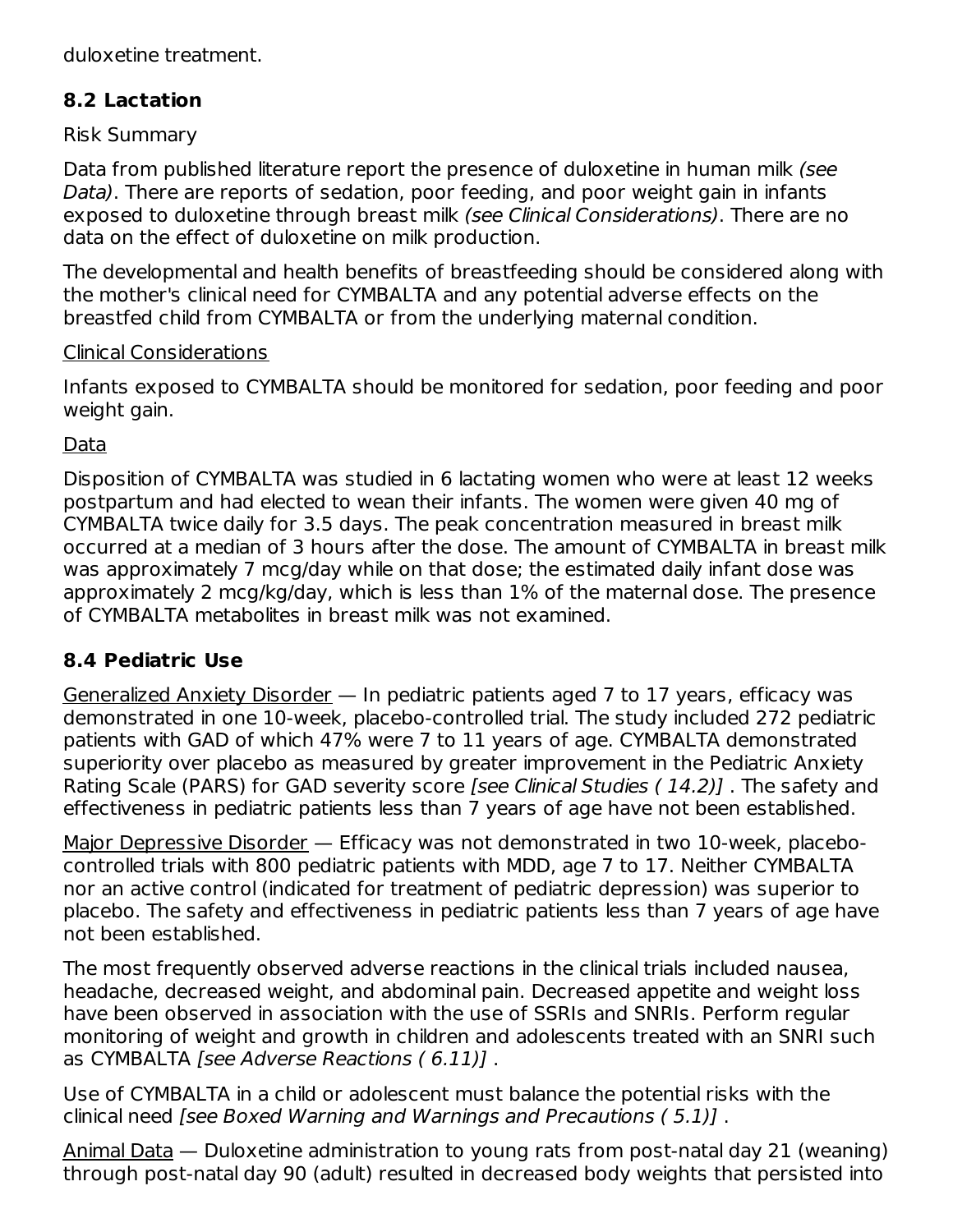duloxetine treatment.

## 8.2 Lactation

Risk Summary

Data from published literature report the presence of duloxetine in human milk *(see Data)*. There are reports of sedation, poor feeding, and poor weight gain in infants exposed to duloxetine through breast milk *(see Clinical Considerations)*. There are no data on the effect of duloxetine on milk production.

The developmental and health benefits of breastfeeding should be considered along with the mother's clinical need for CYMBALTA and any potential adverse effects on the breastfed child from CYMBALTA or from the underlying maternal condition.

Clinical Considerations

Infants exposed to CYMBALTA should be monitored for sedation, poor feeding and poor weight gain.

Data

Disposition of CYMBALTA was studied in 6 lactating women who were at least 12 weeks postpartum and had elected to wean their infants. The women were given 40 mg of CYMBALTA twice daily for 3.5 days. The peak concentration measured in breast milk occurred at a median of 3 hours after the dose. The amount of CYMBALTA in breast milk was approximately 7 mcg/day while on that dose; the estimated daily infant dose was approximately 2 mcg/kg/day, which is less than 1% of the maternal dose. The presence of CYMBALTA metabolites in breast milk was not examined.

## 8.4 Pediatric Use

Generalized Anxiety Disorder — In pediatric patients aged 7 to 17 years, efficacy was demonstrated in one 10-week, placebo-controlled trial. The study included 272 pediatric patients with GAD of which 47% were 7 to 11 years of age. CYMBALTA demonstrated superiority over placebo as measured by greater improvement in the Pediatric Anxiety Rating Scale (PARS) for GAD severity score *[see Clinical Studies ( 14.2)]* . The safety and effectiveness in pediatric patients less than 7 years of age have not been established.

Major Depressive Disorder — Efficacy was not demonstrated in two 10-week, placebo-controlled trials with 800 pediatric patients with MDD, age 7 to 17. Neither CYMBALTA nor an active control (indicated for treatment of pediatric depression) was superior to placebo. The safety and effectiveness in pediatric patients less than 7 years of age have not been established.

The most frequently observed adverse reactions in the clinical trials included nausea, headache, decreased weight, and abdominal pain. Decreased appetite and weight loss have been observed in association with the use of SSRIs and SNRIs. Perform regular monitoring of weight and growth in children and adolescents treated with an SNRI such as CYMBALTA *[see Adverse Reactions ( 6.11)]* .

Use of CYMBALTA in a child or adolescent must balance the potential risks with the clinical need *[see Boxed Warning and Warnings and Precautions ( 5.1)]* .

Animal Data — Duloxetine administration to young rats from post-natal day 21 (weaning) through post-natal day 90 (adult) resulted in decreased body weights that persisted into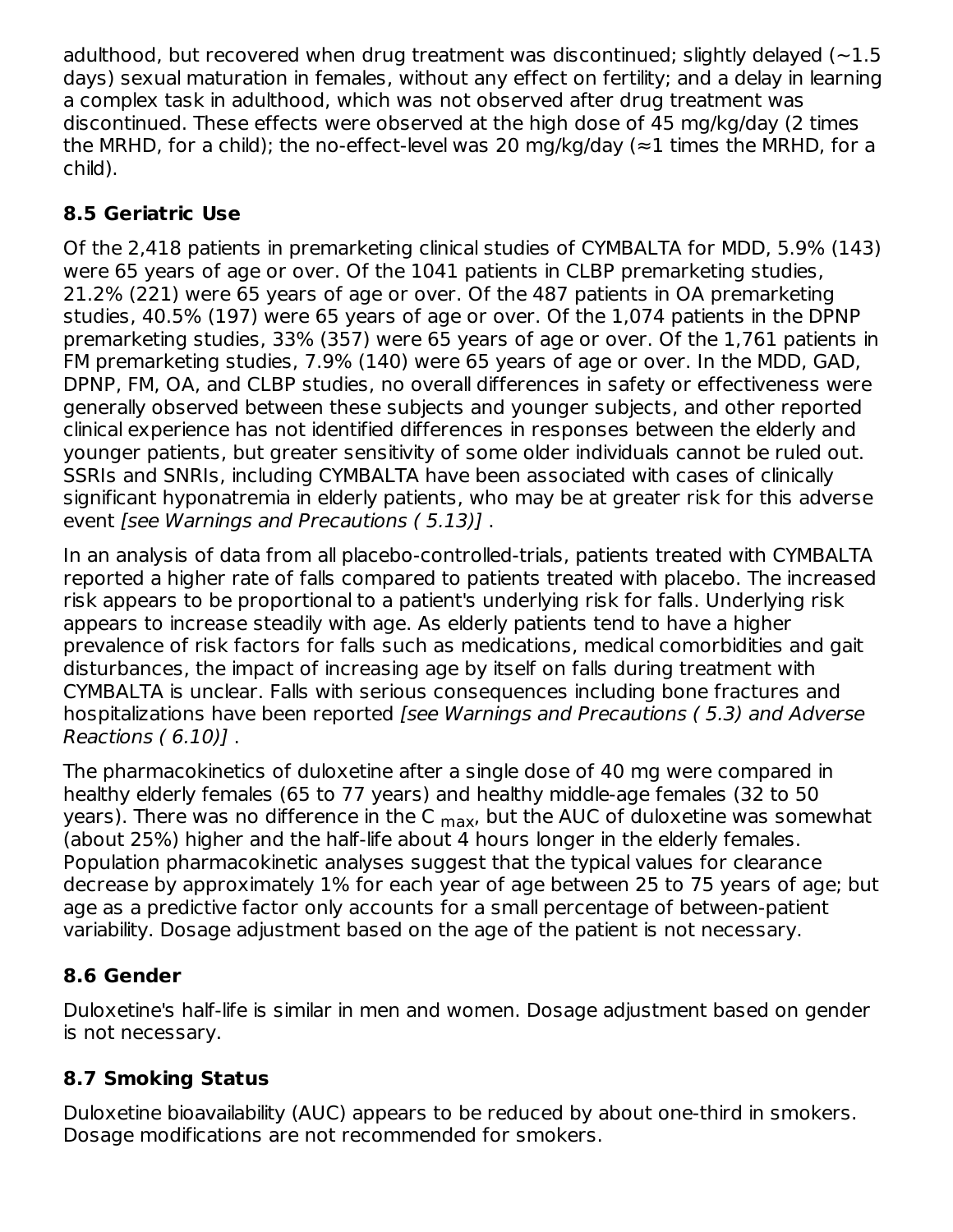adulthood, but recovered when drug treatment was discontinued; slightly delayed (~1.5 days) sexual maturation in females, without any effect on fertility; and a delay in learning a complex task in adulthood, which was not observed after drug treatment was discontinued. These effects were observed at the high dose of 45 mg/kg/day (2 times the MRHD, for a child); the no-effect-level was 20 mg/kg/day (≈1 times the MRHD, for a child).

### 8.5 Geriatric Use

Of the 2,418 patients in premarketing clinical studies of CYMBALTA for MDD, 5.9% (143) were 65 years of age or over. Of the 1041 patients in CLBP premarketing studies, 21.2% (221) were 65 years of age or over. Of the 487 patients in OA premarketing studies, 40.5% (197) were 65 years of age or over. Of the 1,074 patients in the DPNP premarketing studies, 33% (357) were 65 years of age or over. Of the 1,761 patients in FM premarketing studies, 7.9% (140) were 65 years of age or over. In the MDD, GAD, DPNP, FM, OA, and CLBP studies, no overall differences in safety or effectiveness were generally observed between these subjects and younger subjects, and other reported clinical experience has not identified differences in responses between the elderly and younger patients, but greater sensitivity of some older individuals cannot be ruled out. SSRIs and SNRIs, including CYMBALTA have been associated with cases of clinically significant hyponatremia in elderly patients, who may be at greater risk for this adverse event *[see Warnings and Precautions ( 5.13)]* .

In an analysis of data from all placebo-controlled-trials, patients treated with CYMBALTA reported a higher rate of falls compared to patients treated with placebo. The increased risk appears to be proportional to a patient's underlying risk for falls. Underlying risk appears to increase steadily with age. As elderly patients tend to have a higher prevalence of risk factors for falls such as medications, medical comorbidities and gait disturbances, the impact of increasing age by itself on falls during treatment with CYMBALTA is unclear. Falls with serious consequences including bone fractures and hospitalizations have been reported *[see Warnings and Precautions ( 5.3) and Adverse Reactions ( 6.10)]* .

The pharmacokinetics of duloxetine after a single dose of 40 mg were compared in healthy elderly females (65 to 77 years) and healthy middle-age females (32 to 50 years). There was no difference in the $C_{max}$, but the AUC of duloxetine was somewhat (about 25%) higher and the half-life about 4 hours longer in the elderly females. Population pharmacokinetic analyses suggest that the typical values for clearance decrease by approximately 1% for each year of age between 25 to 75 years of age; but age as a predictive factor only accounts for a small percentage of between-patient variability. Dosage adjustment based on the age of the patient is not necessary.

### 8.6 Gender

Duloxetine's half-life is similar in men and women. Dosage adjustment based on gender is not necessary.

### 8.7 Smoking Status

Duloxetine bioavailability (AUC) appears to be reduced by about one-third in smokers. Dosage modifications are not recommended for smokers.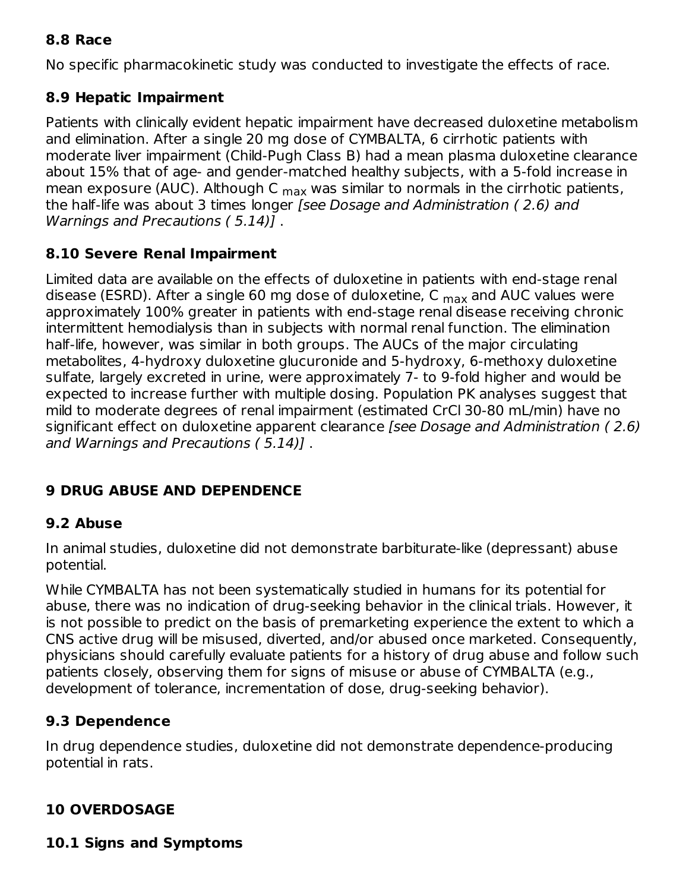### 8.8 Race

No specific pharmacokinetic study was conducted to investigate the effects of race.

### 8.9 Hepatic Impairment

Patients with clinically evident hepatic impairment have decreased duloxetine metabolism and elimination. After a single 20 mg dose of CYMBALTA, 6 cirrhotic patients with moderate liver impairment (Child-Pugh Class B) had a mean plasma duloxetine clearance about 15% that of age- and gender-matched healthy subjects, with a 5-fold increase in mean exposure (AUC). Although $C_{max}$ was similar to normals in the cirrhotic patients, the half-life was about 3 times longer *[see Dosage and Administration ( 2.6) and Warnings and Precautions ( 5.14)]* .

### 8.10 Severe Renal Impairment

Limited data are available on the effects of duloxetine in patients with end-stage renal disease (ESRD). After a single 60 mg dose of duloxetine, $C_{max}$ and AUC values were approximately 100% greater in patients with end-stage renal disease receiving chronic intermittent hemodialysis than in subjects with normal renal function. The elimination half-life, however, was similar in both groups. The AUCs of the major circulating metabolites, 4-hydroxy duloxetine glucuronide and 5-hydroxy, 6-methoxy duloxetine sulfate, largely excreted in urine, were approximately 7- to 9-fold higher and would be expected to increase further with multiple dosing. Population PK analyses suggest that mild to moderate degrees of renal impairment (estimated CrCl 30-80 mL/min) have no significant effect on duloxetine apparent clearance *[see Dosage and Administration ( 2.6) and Warnings and Precautions ( 5.14)]* .

## 9 DRUG ABUSE AND DEPENDENCE

### 9.2 Abuse

In animal studies, duloxetine did not demonstrate barbiturate-like (depressant) abuse potential.

While CYMBALTA has not been systematically studied in humans for its potential for abuse, there was no indication of drug-seeking behavior in the clinical trials. However, it is not possible to predict on the basis of premarketing experience the extent to which a CNS active drug will be misused, diverted, and/or abused once marketed. Consequently, physicians should carefully evaluate patients for a history of drug abuse and follow such patients closely, observing them for signs of misuse or abuse of CYMBALTA (e.g., development of tolerance, incrementation of dose, drug-seeking behavior).

### 9.3 Dependence

In drug dependence studies, duloxetine did not demonstrate dependence-producing potential in rats.

## 10 OVERDOSAGE

### 10.1 Signs and Symptoms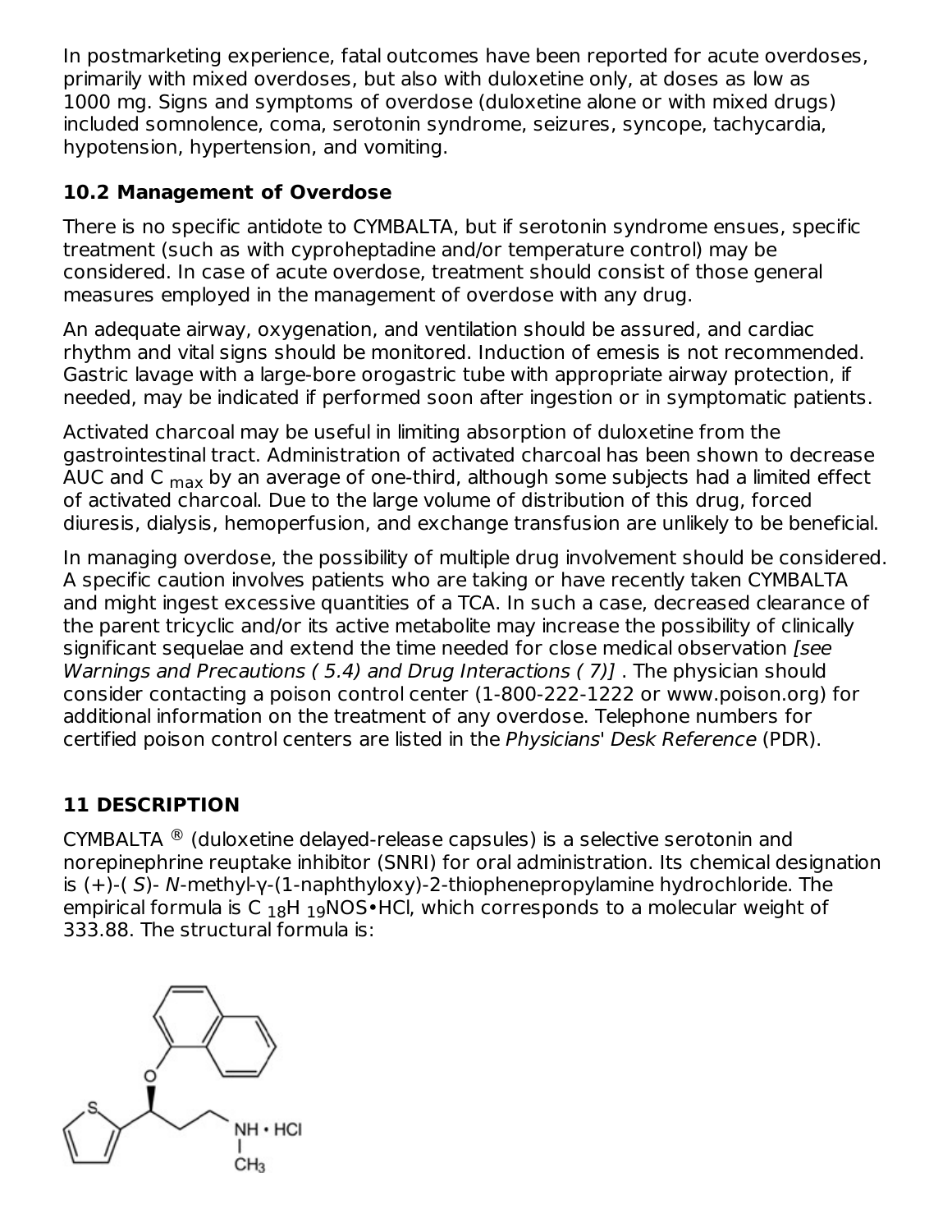In postmarketing experience, fatal outcomes have been reported for acute overdoses, primarily with mixed overdoses, but also with duloxetine only, at doses as low as 1000 mg. Signs and symptoms of overdose (duloxetine alone or with mixed drugs) included somnolence, coma, serotonin syndrome, seizures, syncope, tachycardia, hypotension, hypertension, and vomiting.

### 10.2 Management of Overdose

There is no specific antidote to CYMBALTA, but if serotonin syndrome ensues, specific treatment (such as with cyproheptadine and/or temperature control) may be considered. In case of acute overdose, treatment should consist of those general measures employed in the management of overdose with any drug.

An adequate airway, oxygenation, and ventilation should be assured, and cardiac rhythm and vital signs should be monitored. Induction of emesis is not recommended. Gastric lavage with a large-bore orogastric tube with appropriate airway protection, if needed, may be indicated if performed soon after ingestion or in symptomatic patients.

Activated charcoal may be useful in limiting absorption of duloxetine from the gastrointestinal tract. Administration of activated charcoal has been shown to decrease AUC and $C_{max}$ by an average of one-third, although some subjects had a limited effect of activated charcoal. Due to the large volume of distribution of this drug, forced diuresis, dialysis, hemoperfusion, and exchange transfusion are unlikely to be beneficial.

In managing overdose, the possibility of multiple drug involvement should be considered. A specific caution involves patients who are taking or have recently taken CYMBALTA and might ingest excessive quantities of a TCA. In such a case, decreased clearance of the parent tricyclic and/or its active metabolite may increase the possibility of clinically significant sequelae and extend the time needed for close medical observation *[see Warnings and Precautions ( 5.4) and Drug Interactions ( 7)]* . The physician should consider contacting a poison control center (1-800-222-1222 or www.poison.org) for additional information on the treatment of any overdose. Telephone numbers for certified poison control centers are listed in the *Physicians' Desk Reference* (PDR).

## 11 DESCRIPTION

CYMBALTA ® (duloxetine delayed-release capsules) is a selective serotonin and norepinephrine reuptake inhibitor (SNRI) for oral administration. Its chemical designation is (+)-( *S*)- *N*-methyl-γ-(1-naphthyloxy)-2-thiophenepropylamine hydrochloride. The empirical formula is $C_{18}H_{19}NOS \bullet HCl$, which corresponds to a molecular weight of 333.88. The structural formula is: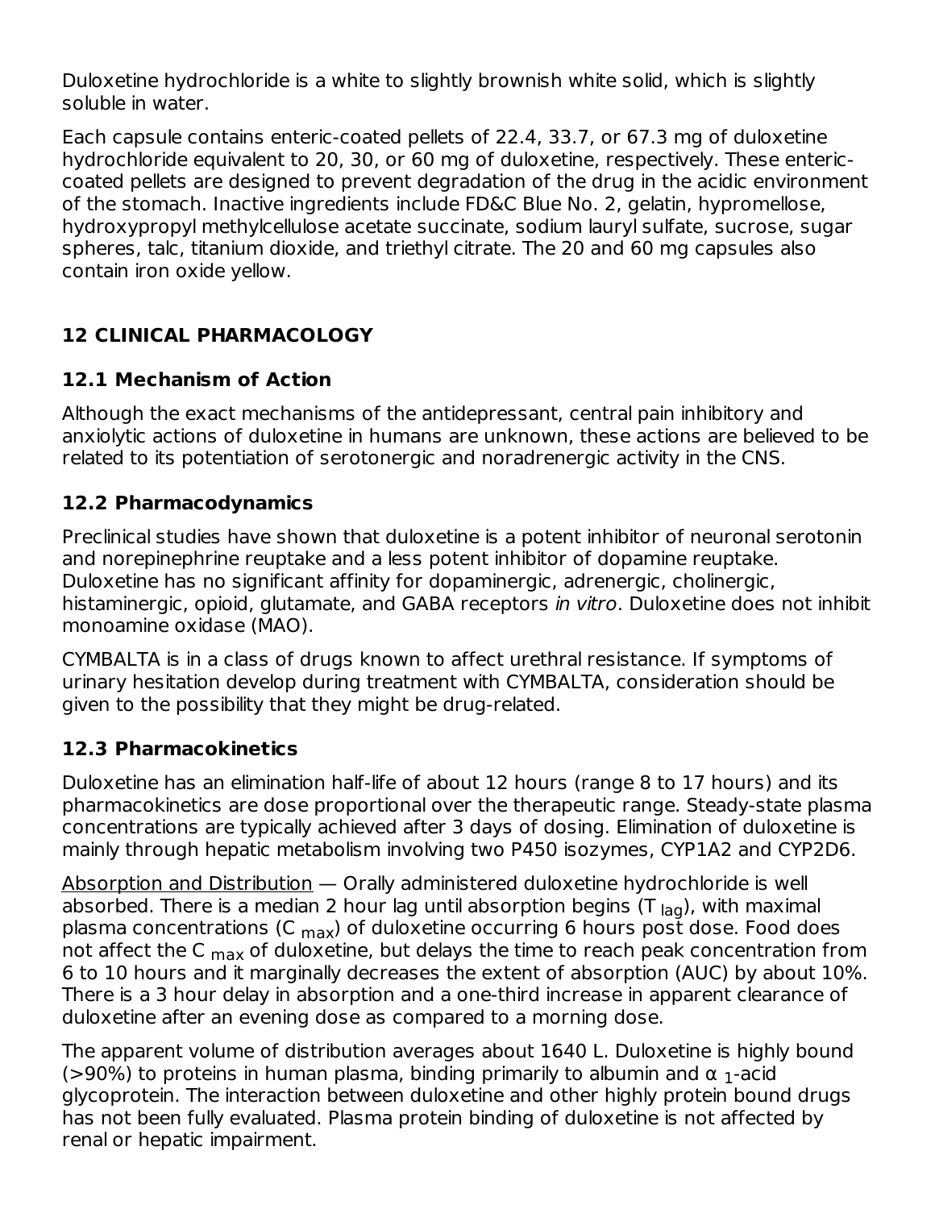Duloxetine hydrochloride is a white to slightly brownish white solid, which is slightly soluble in water.

Each capsule contains enteric-coated pellets of 22.4, 33.7, or 67.3 mg of duloxetine hydrochloride equivalent to 20, 30, or 60 mg of duloxetine, respectively. These enteric-coated pellets are designed to prevent degradation of the drug in the acidic environment of the stomach. Inactive ingredients include FD&C Blue No. 2, gelatin, hypromellose, hydroxypropyl methylcellulose acetate succinate, sodium lauryl sulfate, sucrose, sugar spheres, talc, titanium dioxide, and triethyl citrate. The 20 and 60 mg capsules also contain iron oxide yellow.

## 12 CLINICAL PHARMACOLOGY

### 12.1 Mechanism of Action

Although the exact mechanisms of the antidepressant, central pain inhibitory and anxiolytic actions of duloxetine in humans are unknown, these actions are believed to be related to its potentiation of serotonergic and noradrenergic activity in the CNS.

### 12.2 Pharmacodynamics

Preclinical studies have shown that duloxetine is a potent inhibitor of neuronal serotonin and norepinephrine reuptake and a less potent inhibitor of dopamine reuptake. Duloxetine has no significant affinity for dopaminergic, adrenergic, cholinergic, histaminergic, opioid, glutamate, and GABA receptors *in vitro*. Duloxetine does not inhibit monoamine oxidase (MAO).

CYMBALTA is in a class of drugs known to affect urethral resistance. If symptoms of urinary hesitation develop during treatment with CYMBALTA, consideration should be given to the possibility that they might be drug-related.

### 12.3 Pharmacokinetics

Duloxetine has an elimination half-life of about 12 hours (range 8 to 17 hours) and its pharmacokinetics are dose proportional over the therapeutic range. Steady-state plasma concentrations are typically achieved after 3 days of dosing. Elimination of duloxetine is mainly through hepatic metabolism involving two P450 isozymes, CYP1A2 and CYP2D6.

Absorption and Distribution — Orally administered duloxetine hydrochloride is well absorbed. There is a median 2 hour lag until absorption begins ($T_{lag}$), with maximal plasma concentrations ($C_{max}$) of duloxetine occurring 6 hours post dose. Food does not affect the $C_{max}$ of duloxetine, but delays the time to reach peak concentration from 6 to 10 hours and it marginally decreases the extent of absorption (AUC) by about 10%. There is a 3 hour delay in absorption and a one-third increase in apparent clearance of duloxetine after an evening dose as compared to a morning dose.

The apparent volume of distribution averages about 1640 L. Duloxetine is highly bound (>90%) to proteins in human plasma, binding primarily to albumin and $\alpha_1$-acid glycoprotein. The interaction between duloxetine and other highly protein bound drugs has not been fully evaluated. Plasma protein binding of duloxetine is not affected by renal or hepatic impairment.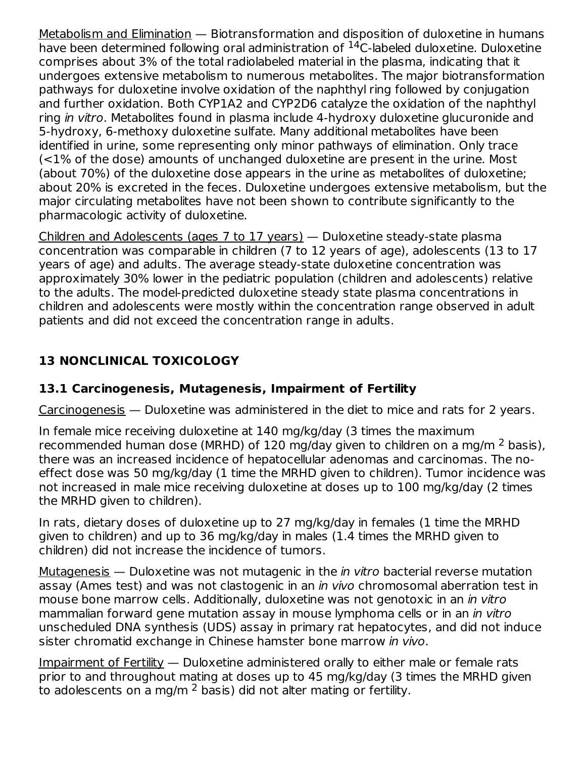Metabolism and Elimination — Biotransformation and disposition of duloxetine in humans have been determined following oral administration of $^{14}$C-labeled duloxetine. Duloxetine comprises about 3% of the total radiolabeled material in the plasma, indicating that it undergoes extensive metabolism to numerous metabolites. The major biotransformation pathways for duloxetine involve oxidation of the naphthyl ring followed by conjugation and further oxidation. Both CYP1A2 and CYP2D6 catalyze the oxidation of the naphthyl ring *in vitro*. Metabolites found in plasma include 4-hydroxy duloxetine glucuronide and 5-hydroxy, 6-methoxy duloxetine sulfate. Many additional metabolites have been identified in urine, some representing only minor pathways of elimination. Only trace (<1% of the dose) amounts of unchanged duloxetine are present in the urine. Most (about 70%) of the duloxetine dose appears in the urine as metabolites of duloxetine; about 20% is excreted in the feces. Duloxetine undergoes extensive metabolism, but the major circulating metabolites have not been shown to contribute significantly to the pharmacologic activity of duloxetine.

Children and Adolescents (ages 7 to 17 years) — Duloxetine steady-state plasma concentration was comparable in children (7 to 12 years of age), adolescents (13 to 17 years of age) and adults. The average steady-state duloxetine concentration was approximately 30% lower in the pediatric population (children and adolescents) relative to the adults. The model-predicted duloxetine steady state plasma concentrations in children and adolescents were mostly within the concentration range observed in adult patients and did not exceed the concentration range in adults.

## 13 NONCLINICAL TOXICOLOGY

### 13.1 Carcinogenesis, Mutagenesis, Impairment of Fertility

Carcinogenesis — Duloxetine was administered in the diet to mice and rats for 2 years.

In female mice receiving duloxetine at 140 mg/kg/day (3 times the maximum recommended human dose (MRHD) of 120 mg/day given to children on a mg/m$^2$ basis), there was an increased incidence of hepatocellular adenomas and carcinomas. The no-effect dose was 50 mg/kg/day (1 time the MRHD given to children). Tumor incidence was not increased in male mice receiving duloxetine at doses up to 100 mg/kg/day (2 times the MRHD given to children).

In rats, dietary doses of duloxetine up to 27 mg/kg/day in females (1 time the MRHD given to children) and up to 36 mg/kg/day in males (1.4 times the MRHD given to children) did not increase the incidence of tumors.

Mutagenesis — Duloxetine was not mutagenic in the *in vitro* bacterial reverse mutation assay (Ames test) and was not clastogenic in an *in vivo* chromosomal aberration test in mouse bone marrow cells. Additionally, duloxetine was not genotoxic in an *in vitro* mammalian forward gene mutation assay in mouse lymphoma cells or in an *in vitro* unscheduled DNA synthesis (UDS) assay in primary rat hepatocytes, and did not induce sister chromatid exchange in Chinese hamster bone marrow *in vivo*.

Impairment of Fertility — Duloxetine administered orally to either male or female rats prior to and throughout mating at doses up to 45 mg/kg/day (3 times the MRHD given to adolescents on a mg/m$^2$ basis) did not alter mating or fertility.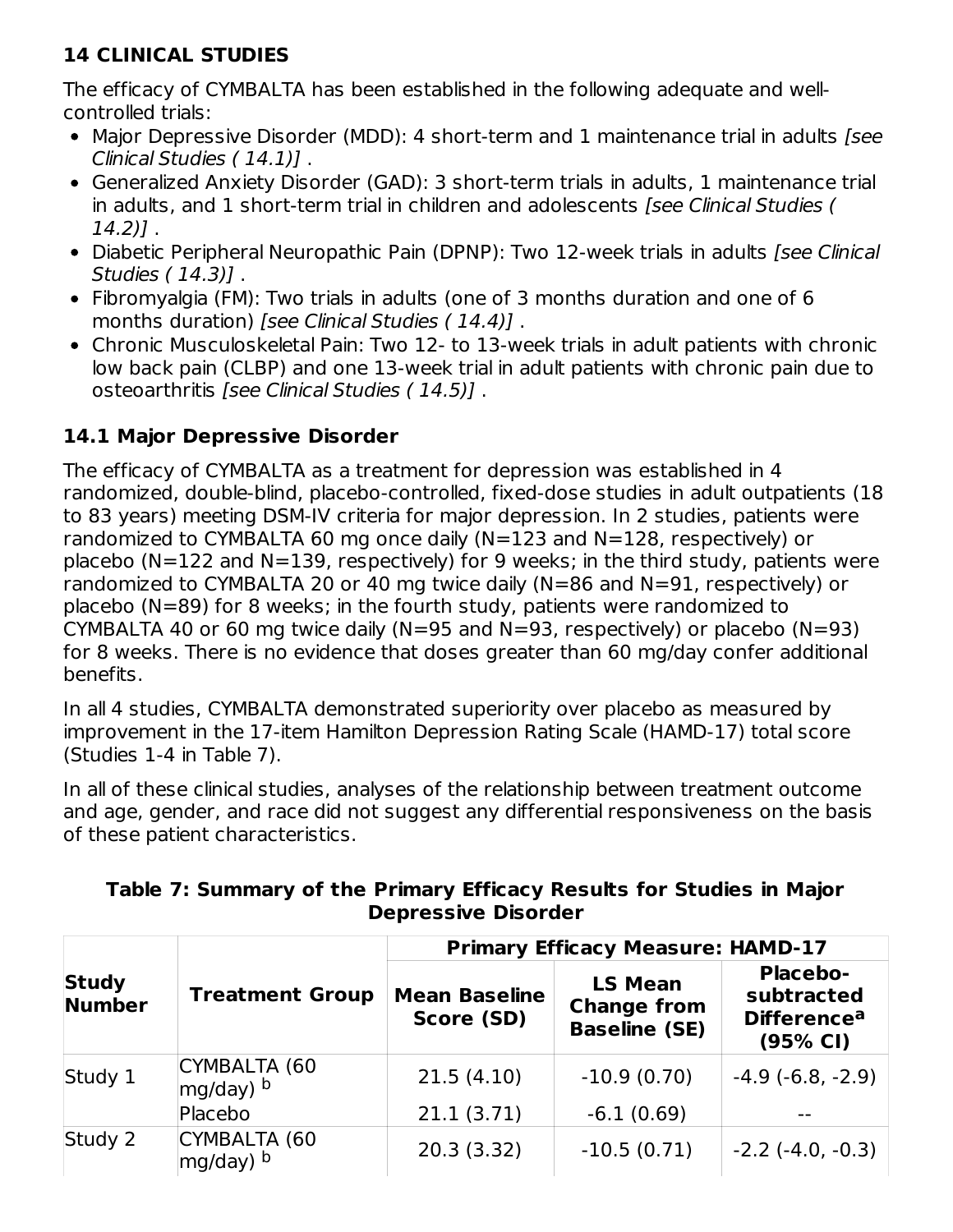## 14 CLINICAL STUDIES

The efficacy of CYMBALTA has been established in the following adequate and well-controlled trials:

- Major Depressive Disorder (MDD): 4 short-term and 1 maintenance trial in adults *[see Clinical Studies ( 14.1)]* .
- Generalized Anxiety Disorder (GAD): 3 short-term trials in adults, 1 maintenance trial in adults, and 1 short-term trial in children and adolescents *[see Clinical Studies ( 14.2)]* .
- Diabetic Peripheral Neuropathic Pain (DPNP): Two 12-week trials in adults *[see Clinical Studies ( 14.3)]* .
- Fibromyalgia (FM): Two trials in adults (one of 3 months duration and one of 6 months duration) *[see Clinical Studies ( 14.4)]* .
- Chronic Musculoskeletal Pain: Two 12- to 13-week trials in adult patients with chronic low back pain (CLBP) and one 13-week trial in adult patients with chronic pain due to osteoarthritis *[see Clinical Studies ( 14.5)]* .

### 14.1 Major Depressive Disorder

The efficacy of CYMBALTA as a treatment for depression was established in 4 randomized, double-blind, placebo-controlled, fixed-dose studies in adult outpatients (18 to 83 years) meeting DSM-IV criteria for major depression. In 2 studies, patients were randomized to CYMBALTA 60 mg once daily (N=123 and N=128, respectively) or placebo (N=122 and N=139, respectively) for 9 weeks; in the third study, patients were randomized to CYMBALTA 20 or 40 mg twice daily (N=86 and N=91, respectively) or placebo (N=89) for 8 weeks; in the fourth study, patients were randomized to CYMBALTA 40 or 60 mg twice daily (N=95 and N=93, respectively) or placebo (N=93) for 8 weeks. There is no evidence that doses greater than 60 mg/day confer additional benefits.

In all 4 studies, CYMBALTA demonstrated superiority over placebo as measured by improvement in the 17-item Hamilton Depression Rating Scale (HAMD-17) total score (Studies 1-4 in Table 7).

In all of these clinical studies, analyses of the relationship between treatment outcome and age, gender, and race did not suggest any differential responsiveness on the basis of these patient characteristics.

**Table 7: Summary of the Primary Efficacy Results for Studies in Major Depressive Disorder**

| Study Number | Treatment Group | Primary Efficacy Measure: HAMD-17 | | |
|---|---|---|---|---|
| | | Mean Baseline Score (SD) | LS Mean Change from Baseline (SE) | Placebo-subtracted Difference[a] (95% CI) |
| Study 1 | CYMBALTA (60 mg/day) [b] | 21.5 (4.10) | -10.9 (0.70) | -4.9 (-6.8, -2.9) |
| | Placebo | 21.1 (3.71) | -6.1 (0.69) | -- |
| Study 2 | CYMBALTA (60 mg/day) [b] | 20.3 (3.32) | -10.5 (0.71) | -2.2 (-4.0, -0.3) |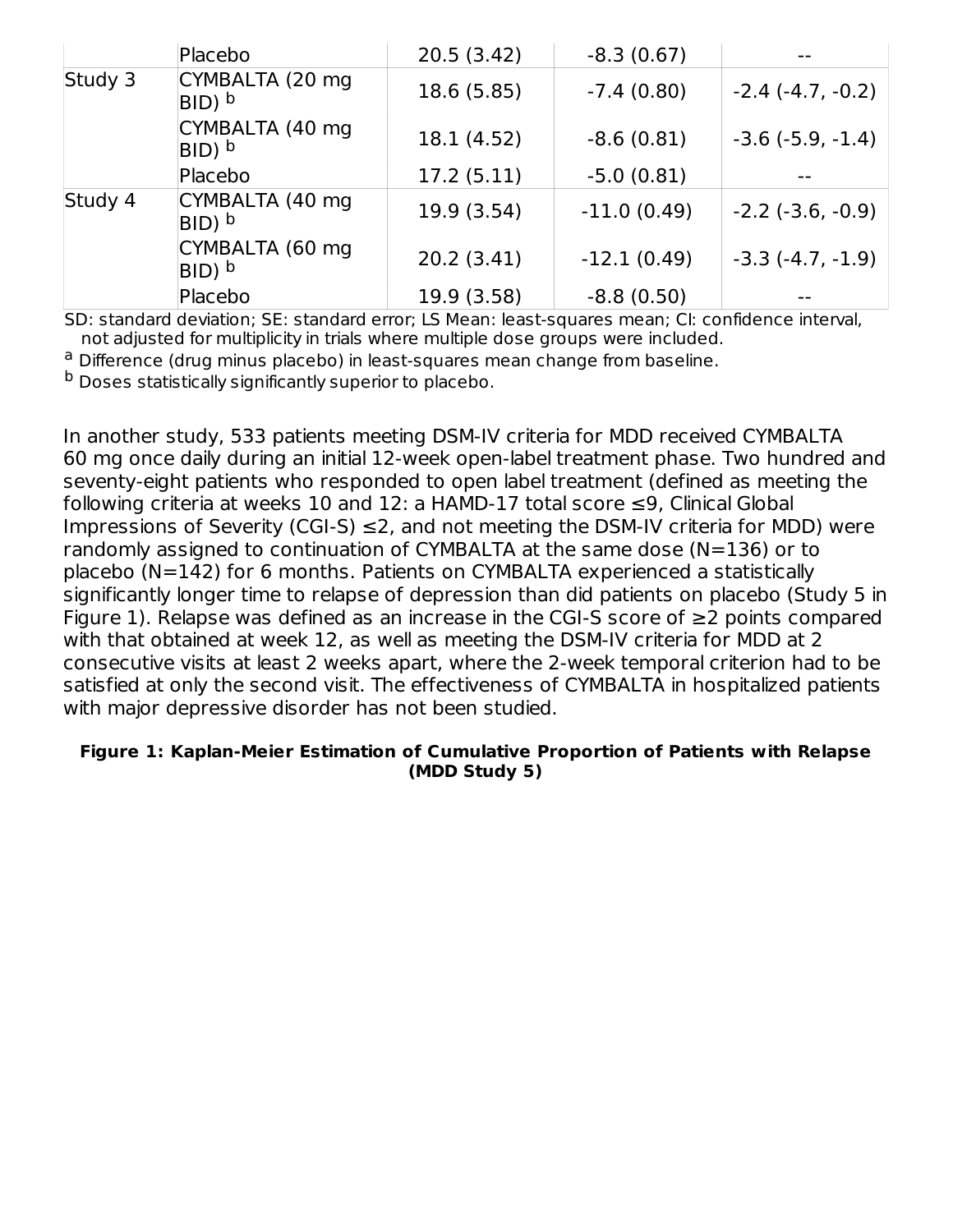| | | | | |
|---|---|---|---|---|
| | Placebo | 20.5 (3.42) | -8.3 (0.67) | -- |
| Study 3 | CYMBALTA (20 mg BID) [b] | 18.6 (5.85) | -7.4 (0.80) | -2.4 (-4.7, -0.2) |
| | CYMBALTA (40 mg BID) [b] | 18.1 (4.52) | -8.6 (0.81) | -3.6 (-5.9, -1.4) |
| | Placebo | 17.2 (5.11) | -5.0 (0.81) | -- |
| Study 4 | CYMBALTA (40 mg BID) [b] | 19.9 (3.54) | -11.0 (0.49) | -2.2 (-3.6, -0.9) |
| | CYMBALTA (60 mg BID) [b] | 20.2 (3.41) | -12.1 (0.49) | -3.3 (-4.7, -1.9) |
| | Placebo | 19.9 (3.58) | -8.8 (0.50) | -- |

SD: standard deviation; SE: standard error; LS Mean: least-squares mean; CI: confidence interval, not adjusted for multiplicity in trials where multiple dose groups were included.

[a] Difference (drug minus placebo) in least-squares mean change from baseline.

[b] Doses statistically significantly superior to placebo.

In another study, 533 patients meeting DSM-IV criteria for MDD received CYMBALTA 60 mg once daily during an initial 12-week open-label treatment phase. Two hundred and seventy-eight patients who responded to open label treatment (defined as meeting the following criteria at weeks 10 and 12: a HAMD-17 total score ≤9, Clinical Global Impressions of Severity (CGI-S) ≤2, and not meeting the DSM-IV criteria for MDD) were randomly assigned to continuation of CYMBALTA at the same dose (N=136) or to placebo (N=142) for 6 months. Patients on CYMBALTA experienced a statistically significantly longer time to relapse of depression than did patients on placebo (Study 5 in Figure 1). Relapse was defined as an increase in the CGI-S score of ≥2 points compared with that obtained at week 12, as well as meeting the DSM-IV criteria for MDD at 2 consecutive visits at least 2 weeks apart, where the 2-week temporal criterion had to be satisfied at only the second visit. The effectiveness of CYMBALTA in hospitalized patients with major depressive disorder has not been studied.

**Figure 1: Kaplan-Meier Estimation of Cumulative Proportion of Patients with Relapse (MDD Study 5)**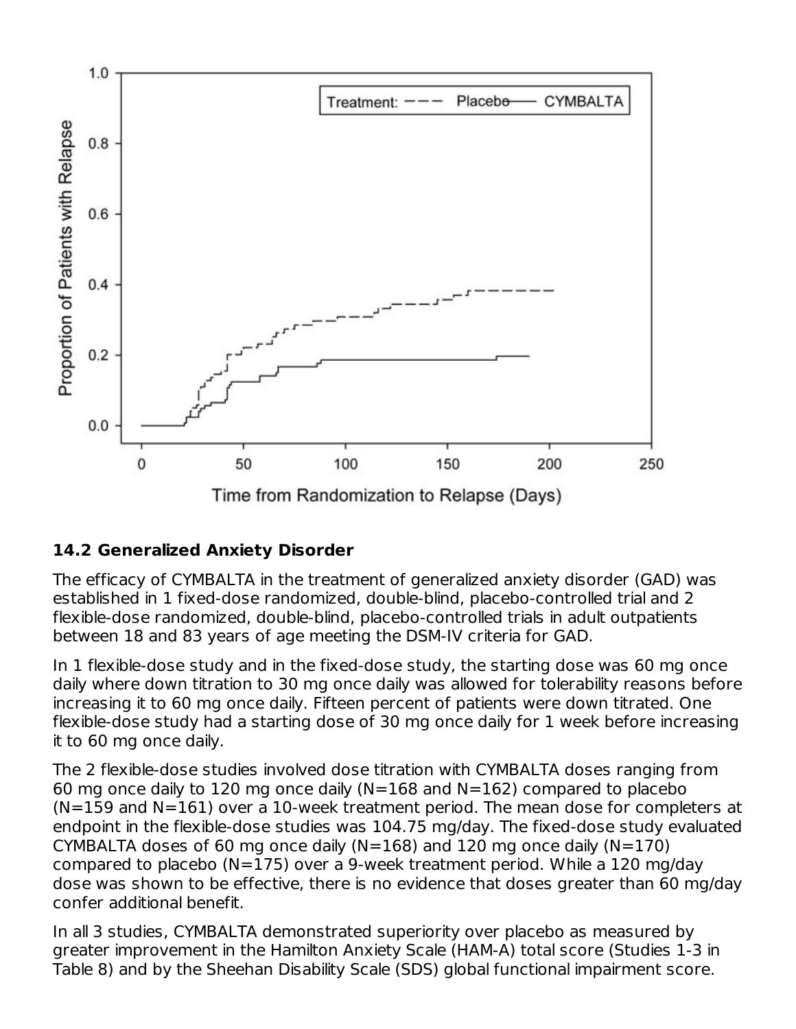## 14.2 Generalized Anxiety Disorder

The efficacy of CYMBALTA in the treatment of generalized anxiety disorder (GAD) was established in 1 fixed-dose randomized, double-blind, placebo-controlled trial and 2 flexible-dose randomized, double-blind, placebo-controlled trials in adult outpatients between 18 and 83 years of age meeting the DSM-IV criteria for GAD.

In 1 flexible-dose study and in the fixed-dose study, the starting dose was 60 mg once daily where down titration to 30 mg once daily was allowed for tolerability reasons before increasing it to 60 mg once daily. Fifteen percent of patients were down titrated. One flexible-dose study had a starting dose of 30 mg once daily for 1 week before increasing it to 60 mg once daily.

The 2 flexible-dose studies involved dose titration with CYMBALTA doses ranging from 60 mg once daily to 120 mg once daily (N=168 and N=162) compared to placebo (N=159 and N=161) over a 10-week treatment period. The mean dose for completers at endpoint in the flexible-dose studies was 104.75 mg/day. The fixed-dose study evaluated CYMBALTA doses of 60 mg once daily (N=168) and 120 mg once daily (N=170) compared to placebo (N=175) over a 9-week treatment period. While a 120 mg/day dose was shown to be effective, there is no evidence that doses greater than 60 mg/day confer additional benefit.

In all 3 studies, CYMBALTA demonstrated superiority over placebo as measured by greater improvement in the Hamilton Anxiety Scale (HAM-A) total score (Studies 1-3 in Table 8) and by the Sheehan Disability Scale (SDS) global functional impairment score.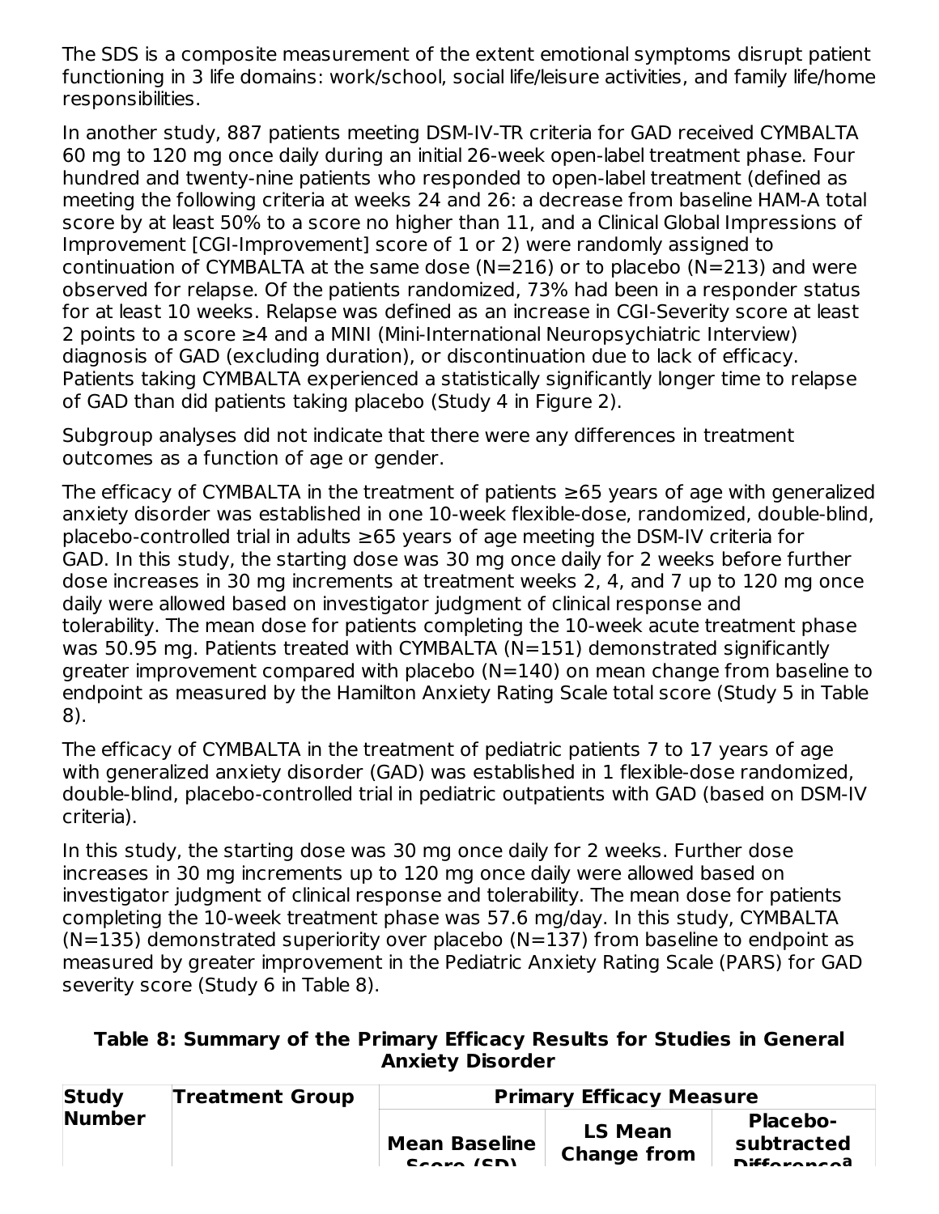The SDS is a composite measurement of the extent emotional symptoms disrupt patient functioning in 3 life domains: work/school, social life/leisure activities, and family life/home responsibilities.

In another study, 887 patients meeting DSM-IV-TR criteria for GAD received CYMBALTA 60 mg to 120 mg once daily during an initial 26-week open-label treatment phase. Four hundred and twenty-nine patients who responded to open-label treatment (defined as meeting the following criteria at weeks 24 and 26: a decrease from baseline HAM-A total score by at least 50% to a score no higher than 11, and a Clinical Global Impressions of Improvement [CGI-Improvement] score of 1 or 2) were randomly assigned to continuation of CYMBALTA at the same dose (N=216) or to placebo (N=213) and were observed for relapse. Of the patients randomized, 73% had been in a responder status for at least 10 weeks. Relapse was defined as an increase in CGI-Severity score at least 2 points to a score ≥4 and a MINI (Mini-International Neuropsychiatric Interview) diagnosis of GAD (excluding duration), or discontinuation due to lack of efficacy. Patients taking CYMBALTA experienced a statistically significantly longer time to relapse of GAD than did patients taking placebo (Study 4 in Figure 2).

Subgroup analyses did not indicate that there were any differences in treatment outcomes as a function of age or gender.

The efficacy of CYMBALTA in the treatment of patients ≥65 years of age with generalized anxiety disorder was established in one 10-week flexible-dose, randomized, double-blind, placebo-controlled trial in adults ≥65 years of age meeting the DSM-IV criteria for GAD. In this study, the starting dose was 30 mg once daily for 2 weeks before further dose increases in 30 mg increments at treatment weeks 2, 4, and 7 up to 120 mg once daily were allowed based on investigator judgment of clinical response and tolerability. The mean dose for patients completing the 10-week acute treatment phase was 50.95 mg. Patients treated with CYMBALTA (N=151) demonstrated significantly greater improvement compared with placebo (N=140) on mean change from baseline to endpoint as measured by the Hamilton Anxiety Rating Scale total score (Study 5 in Table 8).

The efficacy of CYMBALTA in the treatment of pediatric patients 7 to 17 years of age with generalized anxiety disorder (GAD) was established in 1 flexible-dose randomized, double-blind, placebo-controlled trial in pediatric outpatients with GAD (based on DSM-IV criteria).

In this study, the starting dose was 30 mg once daily for 2 weeks. Further dose increases in 30 mg increments up to 120 mg once daily were allowed based on investigator judgment of clinical response and tolerability. The mean dose for patients completing the 10-week treatment phase was 57.6 mg/day. In this study, CYMBALTA (N=135) demonstrated superiority over placebo (N=137) from baseline to endpoint as measured by greater improvement in the Pediatric Anxiety Rating Scale (PARS) for GAD severity score (Study 6 in Table 8).

**Table 8: Summary of the Primary Efficacy Results for Studies in General Anxiety Disorder**

| Study Number | Treatment Group | Primary Efficacy Measure | | |
|---|---|---|---|---|
| | | Mean Baseline Score (SD) | LS Mean Change from | Placebo-subtracted Difference[a] |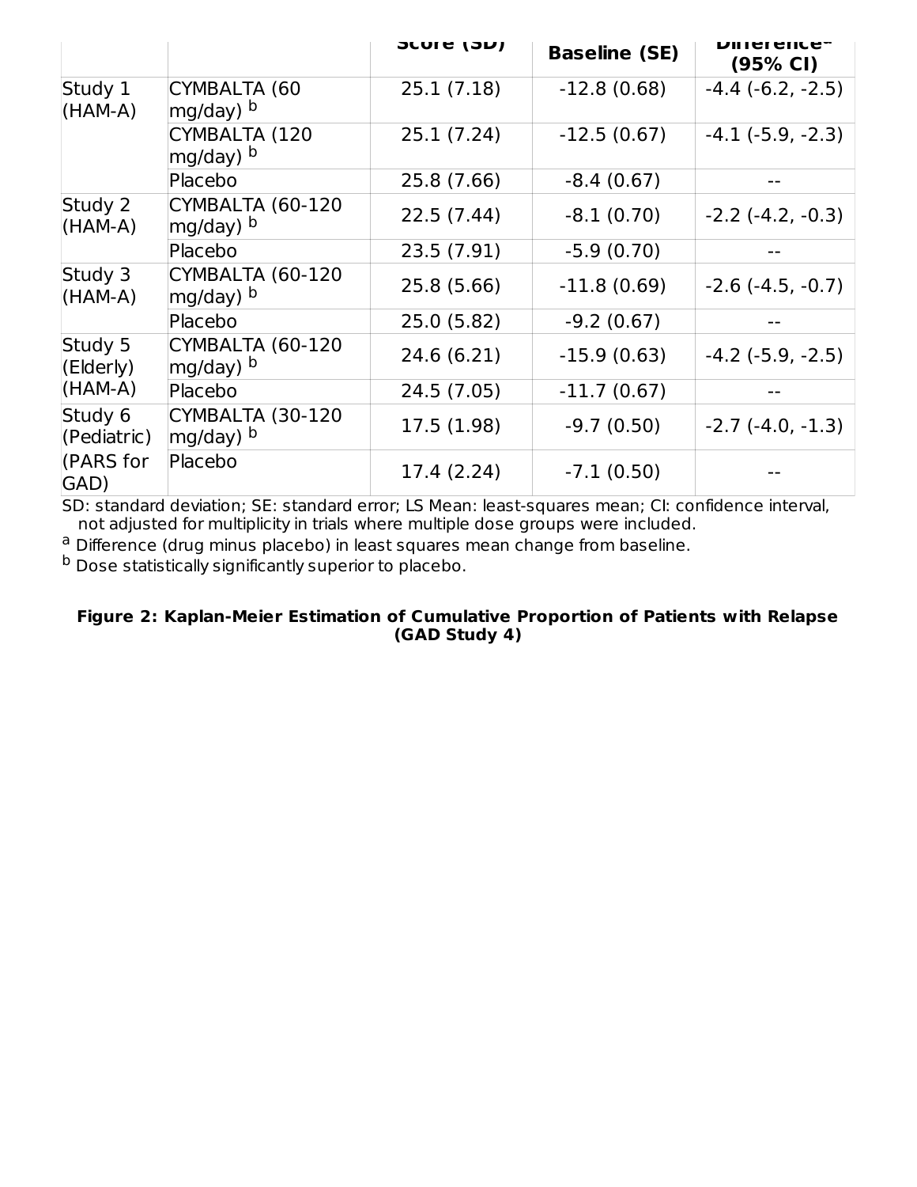| | | Score (SD) | Baseline (SE) | Difference[a] (95% CI) |
|---|---|---|---|---|
| Study 1 (HAM-A) | CYMBALTA (60 mg/day) [b] | 25.1 (7.18) | -12.8 (0.68) | -4.4 (-6.2, -2.5) |
| | CYMBALTA (120 mg/day) [b] | 25.1 (7.24) | -12.5 (0.67) | -4.1 (-5.9, -2.3) |
| | Placebo | 25.8 (7.66) | -8.4 (0.67) | -- |
| Study 2 (HAM-A) | CYMBALTA (60-120 mg/day) [b] | 22.5 (7.44) | -8.1 (0.70) | -2.2 (-4.2, -0.3) |
| | Placebo | 23.5 (7.91) | -5.9 (0.70) | -- |
| Study 3 (HAM-A) | CYMBALTA (60-120 mg/day) [b] | 25.8 (5.66) | -11.8 (0.69) | -2.6 (-4.5, -0.7) |
| | Placebo | 25.0 (5.82) | -9.2 (0.67) | -- |
| Study 5 (Elderly) (HAM-A) | CYMBALTA (60-120 mg/day) [b] | 24.6 (6.21) | -15.9 (0.63) | -4.2 (-5.9, -2.5) |
| | Placebo | 24.5 (7.05) | -11.7 (0.67) | -- |
| Study 6 (Pediatric) (PARS for GAD) | CYMBALTA (30-120 mg/day) [b] | 17.5 (1.98) | -9.7 (0.50) | -2.7 (-4.0, -1.3) |
| | Placebo | 17.4 (2.24) | -7.1 (0.50) | -- |

SD: standard deviation; SE: standard error; LS Mean: least-squares mean; CI: confidence interval, not adjusted for multiplicity in trials where multiple dose groups were included.

[a] Difference (drug minus placebo) in least squares mean change from baseline.

[b] Dose statistically significantly superior to placebo.

**Figure 2: Kaplan-Meier Estimation of Cumulative Proportion of Patients with Relapse (GAD Study 4)**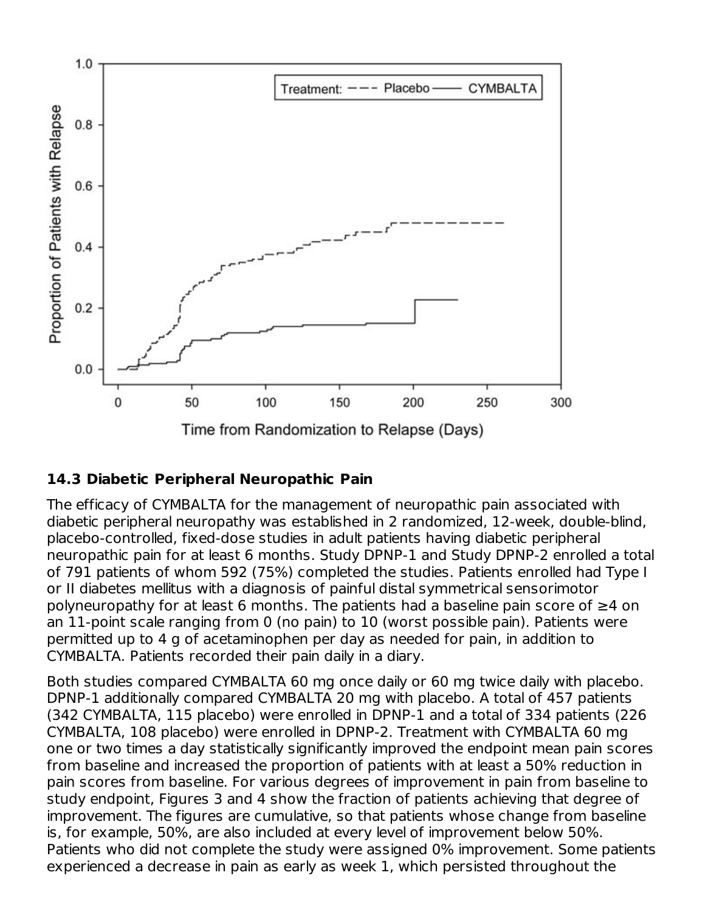## 14.3 Diabetic Peripheral Neuropathic Pain

The efficacy of CYMBALTA for the management of neuropathic pain associated with diabetic peripheral neuropathy was established in 2 randomized, 12-week, double-blind, placebo-controlled, fixed-dose studies in adult patients having diabetic peripheral neuropathic pain for at least 6 months. Study DPNP-1 and Study DPNP-2 enrolled a total of 791 patients of whom 592 (75%) completed the studies. Patients enrolled had Type I or II diabetes mellitus with a diagnosis of painful distal symmetrical sensorimotor polyneuropathy for at least 6 months. The patients had a baseline pain score of ≥4 on an 11-point scale ranging from 0 (no pain) to 10 (worst possible pain). Patients were permitted up to 4 g of acetaminophen per day as needed for pain, in addition to CYMBALTA. Patients recorded their pain daily in a diary.

Both studies compared CYMBALTA 60 mg once daily or 60 mg twice daily with placebo. DPNP-1 additionally compared CYMBALTA 20 mg with placebo. A total of 457 patients (342 CYMBALTA, 115 placebo) were enrolled in DPNP-1 and a total of 334 patients (226 CYMBALTA, 108 placebo) were enrolled in DPNP-2. Treatment with CYMBALTA 60 mg one or two times a day statistically significantly improved the endpoint mean pain scores from baseline and increased the proportion of patients with at least a 50% reduction in pain scores from baseline. For various degrees of improvement in pain from baseline to study endpoint, Figures 3 and 4 show the fraction of patients achieving that degree of improvement. The figures are cumulative, so that patients whose change from baseline is, for example, 50%, are also included at every level of improvement below 50%. Patients who did not complete the study were assigned 0% improvement. Some patients experienced a decrease in pain as early as week 1, which persisted throughout the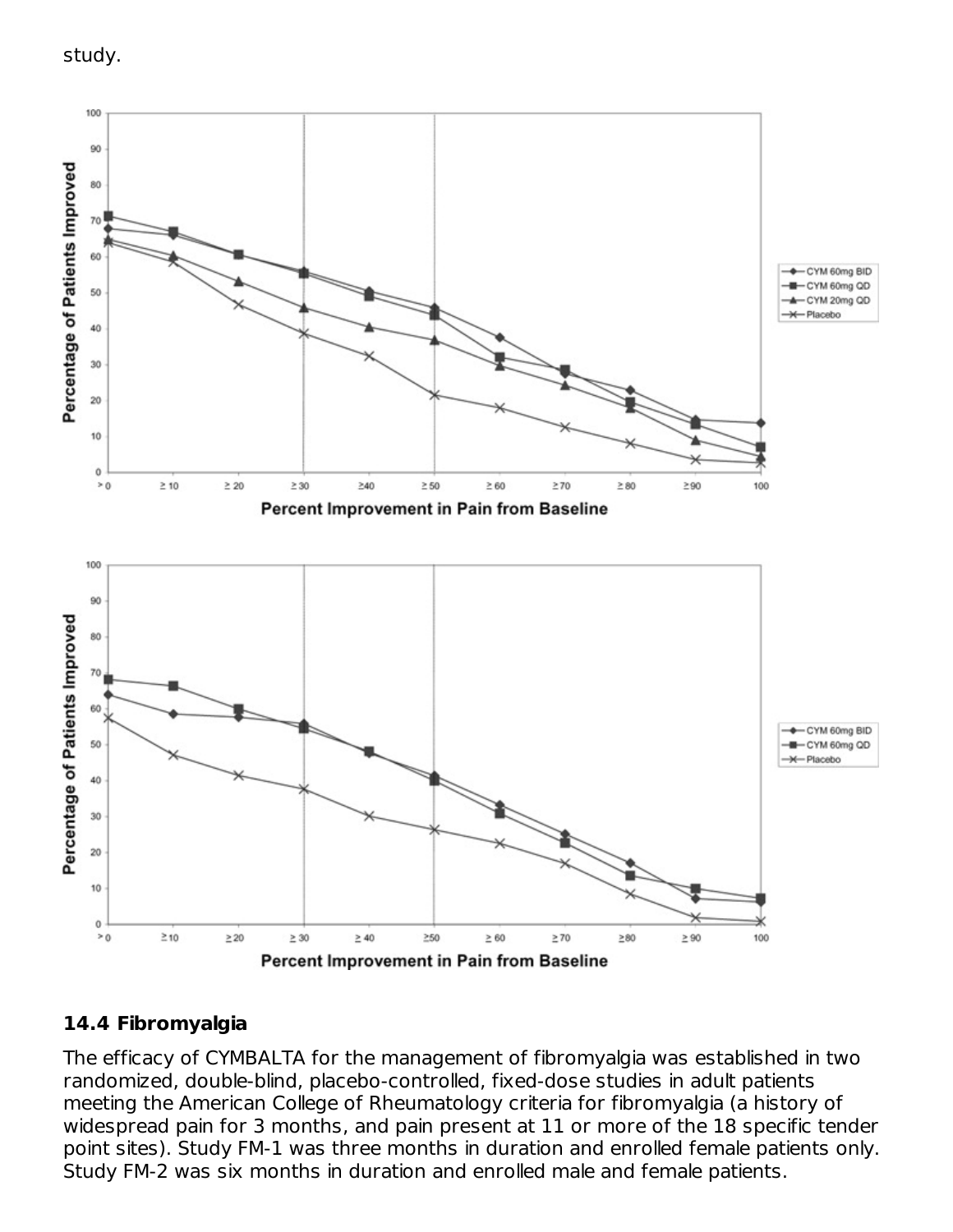study.

## 14.4 Fibromyalgia

The efficacy of CYMBALTA for the management of fibromyalgia was established in two randomized, double-blind, placebo-controlled, fixed-dose studies in adult patients meeting the American College of Rheumatology criteria for fibromyalgia (a history of widespread pain for 3 months, and pain present at 11 or more of the 18 specific tender point sites). Study FM-1 was three months in duration and enrolled female patients only. Study FM-2 was six months in duration and enrolled male and female patients.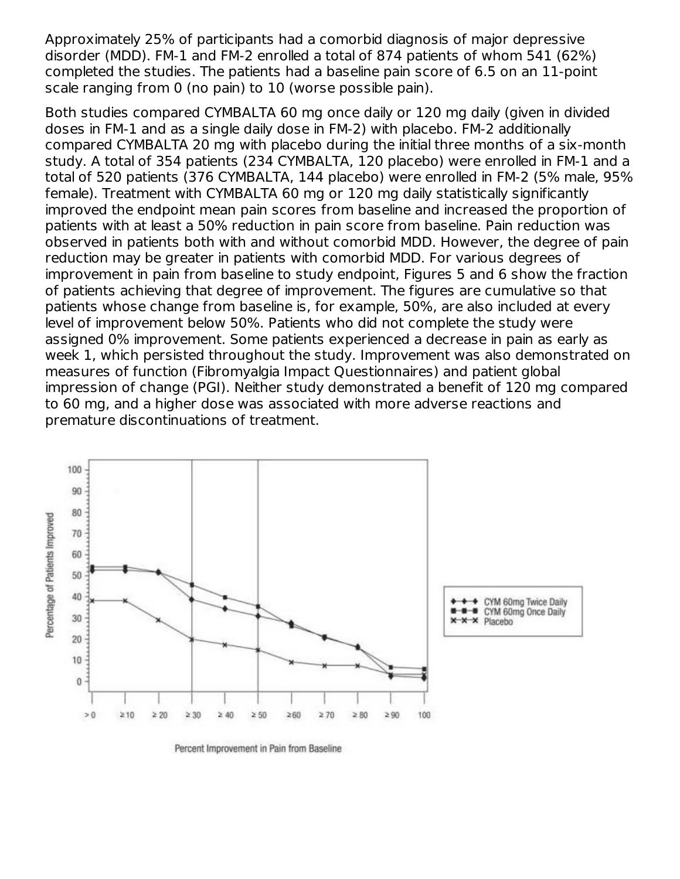Approximately 25% of participants had a comorbid diagnosis of major depressive disorder (MDD). FM-1 and FM-2 enrolled a total of 874 patients of whom 541 (62%) completed the studies. The patients had a baseline pain score of 6.5 on an 11-point scale ranging from 0 (no pain) to 10 (worse possible pain).

Both studies compared CYMBALTA 60 mg once daily or 120 mg daily (given in divided doses in FM-1 and as a single daily dose in FM-2) with placebo. FM-2 additionally compared CYMBALTA 20 mg with placebo during the initial three months of a six-month study. A total of 354 patients (234 CYMBALTA, 120 placebo) were enrolled in FM-1 and a total of 520 patients (376 CYMBALTA, 144 placebo) were enrolled in FM-2 (5% male, 95% female). Treatment with CYMBALTA 60 mg or 120 mg daily statistically significantly improved the endpoint mean pain scores from baseline and increased the proportion of patients with at least a 50% reduction in pain score from baseline. Pain reduction was observed in patients both with and without comorbid MDD. However, the degree of pain reduction may be greater in patients with comorbid MDD. For various degrees of improvement in pain from baseline to study endpoint, Figures 5 and 6 show the fraction of patients achieving that degree of improvement. The figures are cumulative so that patients whose change from baseline is, for example, 50%, are also included at every level of improvement below 50%. Patients who did not complete the study were assigned 0% improvement. Some patients experienced a decrease in pain as early as week 1, which persisted throughout the study. Improvement was also demonstrated on measures of function (Fibromyalgia Impact Questionnaires) and patient global impression of change (PGI). Neither study demonstrated a benefit of 120 mg compared to 60 mg, and a higher dose was associated with more adverse reactions and premature discontinuations of treatment.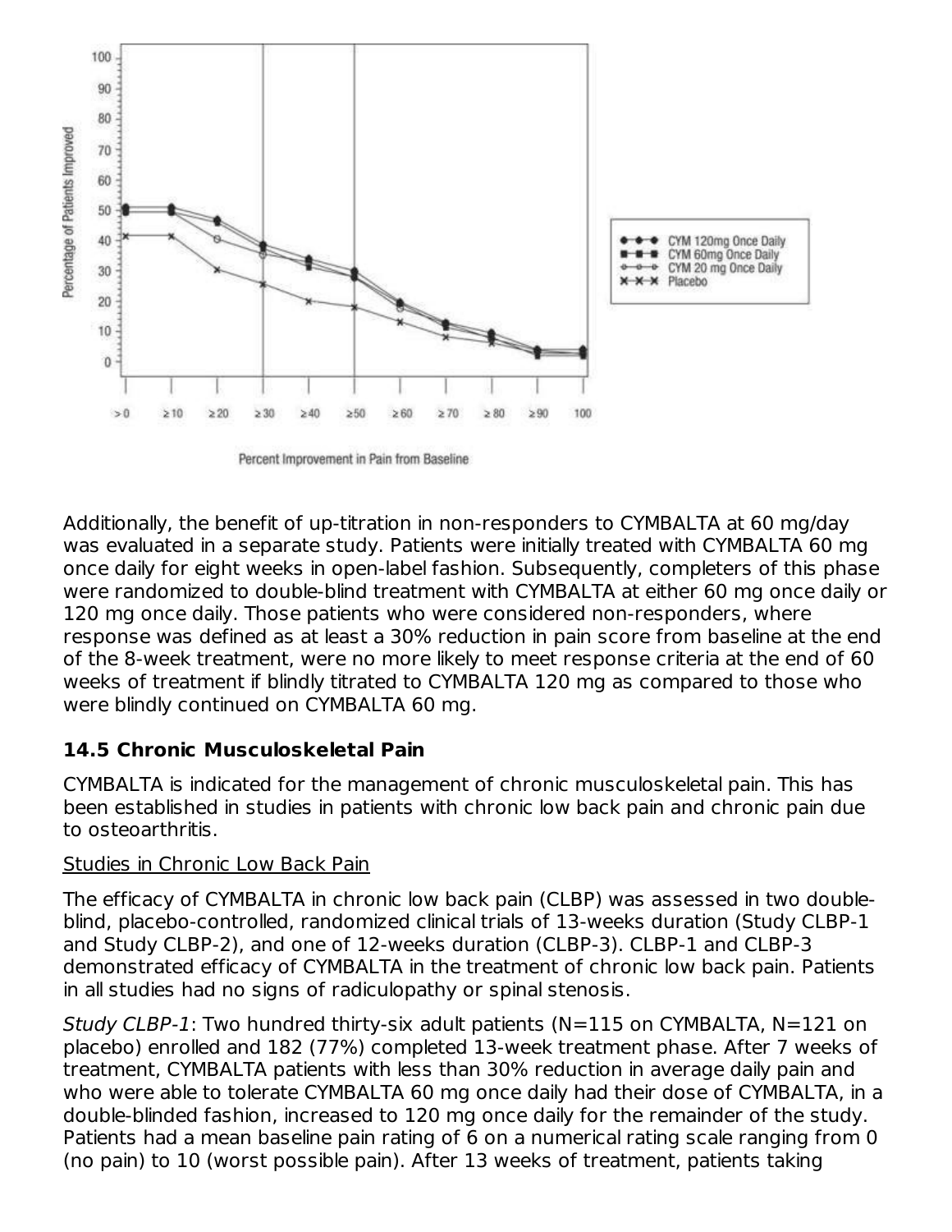Additionally, the benefit of up-titration in non-responders to CYMBALTA at 60 mg/day was evaluated in a separate study. Patients were initially treated with CYMBALTA 60 mg once daily for eight weeks in open-label fashion. Subsequently, completers of this phase were randomized to double-blind treatment with CYMBALTA at either 60 mg once daily or 120 mg once daily. Those patients who were considered non-responders, where response was defined as at least a 30% reduction in pain score from baseline at the end of the 8-week treatment, were no more likely to meet response criteria at the end of 60 weeks of treatment if blindly titrated to CYMBALTA 120 mg as compared to those who were blindly continued on CYMBALTA 60 mg.

### 14.5 Chronic Musculoskeletal Pain

CYMBALTA is indicated for the management of chronic musculoskeletal pain. This has been established in studies in patients with chronic low back pain and chronic pain due to osteoarthritis.

Studies in Chronic Low Back Pain

The efficacy of CYMBALTA in chronic low back pain (CLBP) was assessed in two double-blind, placebo-controlled, randomized clinical trials of 13-weeks duration (Study CLBP-1 and Study CLBP-2), and one of 12-weeks duration (CLBP-3). CLBP-1 and CLBP-3 demonstrated efficacy of CYMBALTA in the treatment of chronic low back pain. Patients in all studies had no signs of radiculopathy or spinal stenosis.

*Study CLBP-1*: Two hundred thirty-six adult patients (N=115 on CYMBALTA, N=121 on placebo) enrolled and 182 (77%) completed 13-week treatment phase. After 7 weeks of treatment, CYMBALTA patients with less than 30% reduction in average daily pain and who were able to tolerate CYMBALTA 60 mg once daily had their dose of CYMBALTA, in a double-blinded fashion, increased to 120 mg once daily for the remainder of the study. Patients had a mean baseline pain rating of 6 on a numerical rating scale ranging from 0 (no pain) to 10 (worst possible pain). After 13 weeks of treatment, patients taking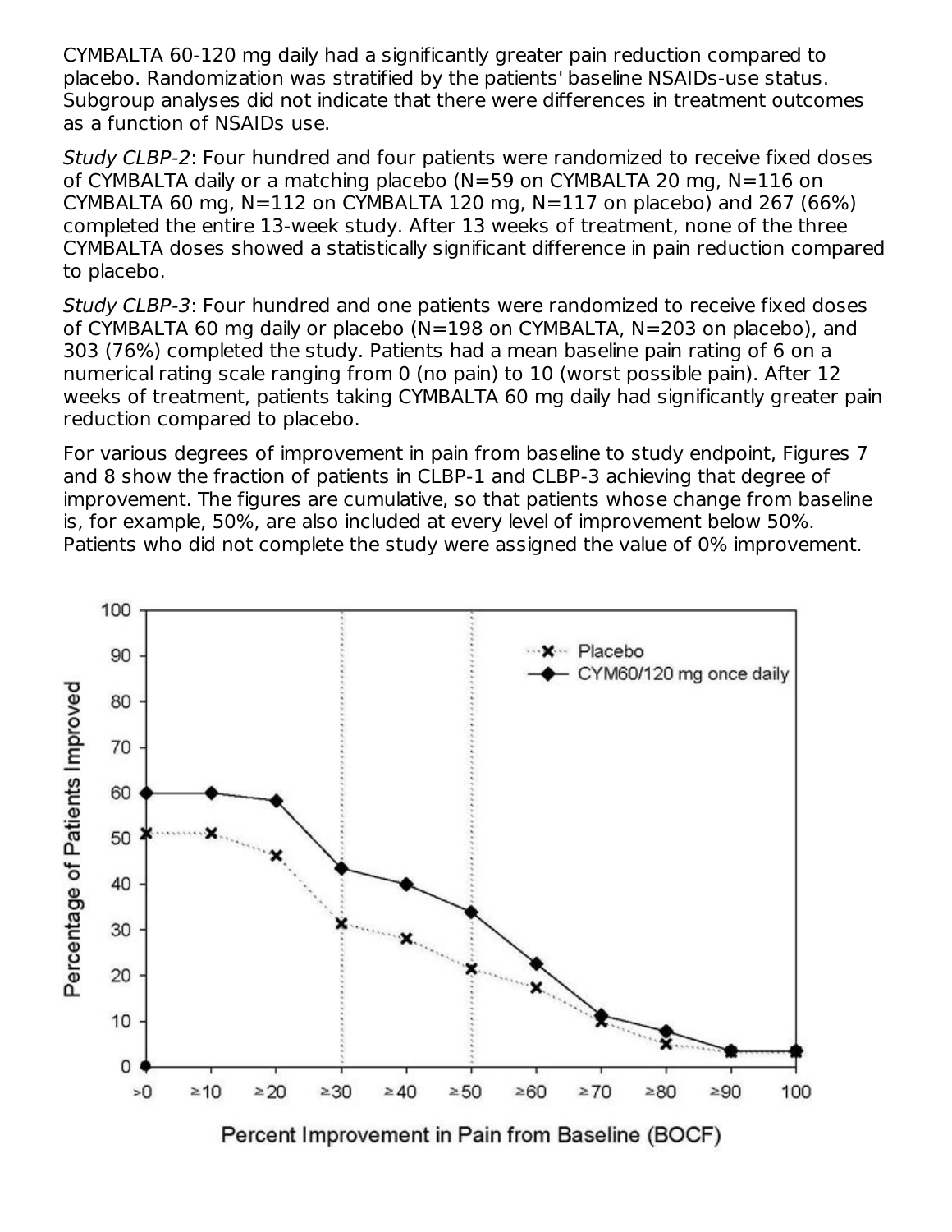CYMBALTA 60-120 mg daily had a significantly greater pain reduction compared to placebo. Randomization was stratified by the patients' baseline NSAIDs-use status. Subgroup analyses did not indicate that there were differences in treatment outcomes as a function of NSAIDs use.

*Study CLBP-2*: Four hundred and four patients were randomized to receive fixed doses of CYMBALTA daily or a matching placebo (N=59 on CYMBALTA 20 mg, N=116 on CYMBALTA 60 mg, N=112 on CYMBALTA 120 mg, N=117 on placebo) and 267 (66%) completed the entire 13-week study. After 13 weeks of treatment, none of the three CYMBALTA doses showed a statistically significant difference in pain reduction compared to placebo.

*Study CLBP-3*: Four hundred and one patients were randomized to receive fixed doses of CYMBALTA 60 mg daily or placebo (N=198 on CYMBALTA, N=203 on placebo), and 303 (76%) completed the study. Patients had a mean baseline pain rating of 6 on a numerical rating scale ranging from 0 (no pain) to 10 (worst possible pain). After 12 weeks of treatment, patients taking CYMBALTA 60 mg daily had significantly greater pain reduction compared to placebo.

For various degrees of improvement in pain from baseline to study endpoint, Figures 7 and 8 show the fraction of patients in CLBP-1 and CLBP-3 achieving that degree of improvement. The figures are cumulative, so that patients whose change from baseline is, for example, 50%, are also included at every level of improvement below 50%. Patients who did not complete the study were assigned the value of 0% improvement.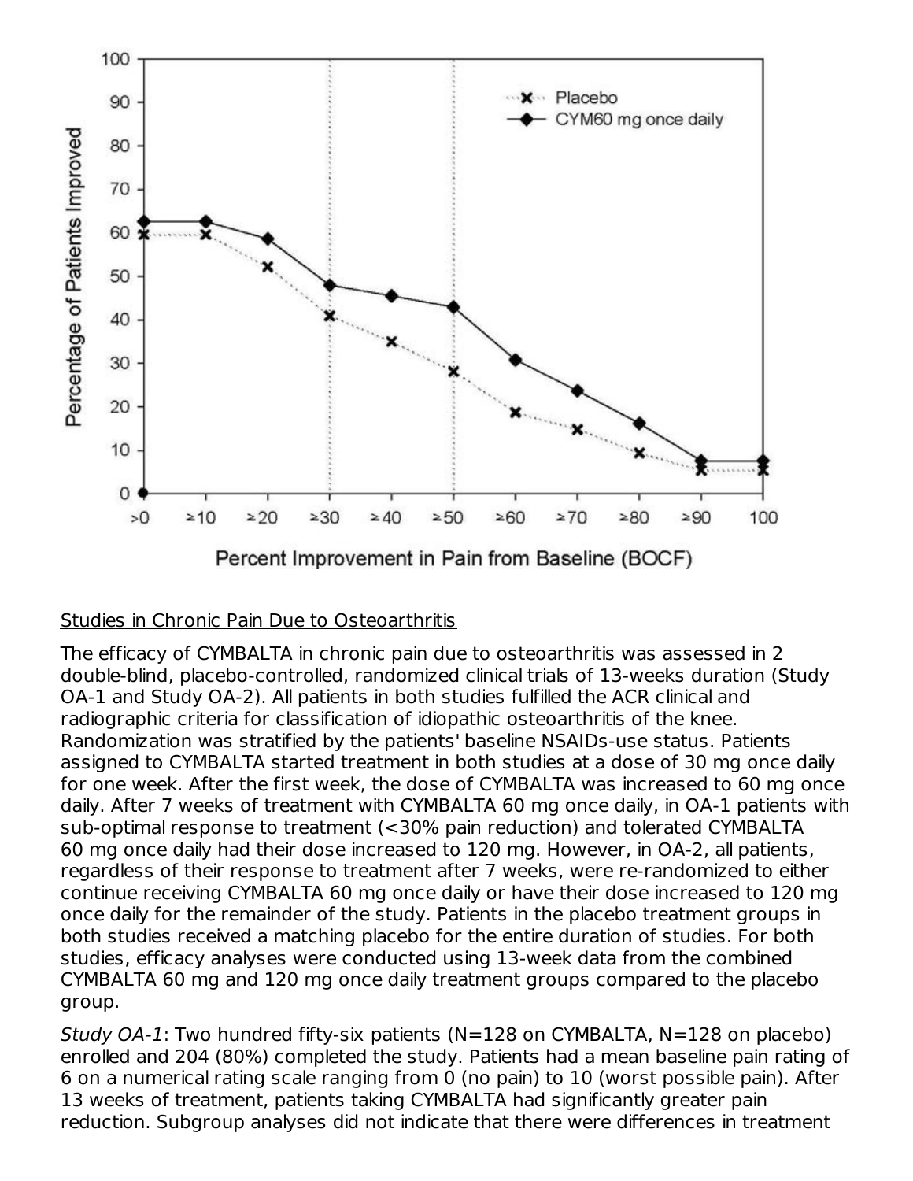## Studies in Chronic Pain Due to Osteoarthritis

The efficacy of CYMBALTA in chronic pain due to osteoarthritis was assessed in 2 double-blind, placebo-controlled, randomized clinical trials of 13-weeks duration (Study OA-1 and Study OA-2). All patients in both studies fulfilled the ACR clinical and radiographic criteria for classification of idiopathic osteoarthritis of the knee. Randomization was stratified by the patients' baseline NSAIDs-use status. Patients assigned to CYMBALTA started treatment in both studies at a dose of 30 mg once daily for one week. After the first week, the dose of CYMBALTA was increased to 60 mg once daily. After 7 weeks of treatment with CYMBALTA 60 mg once daily, in OA-1 patients with sub-optimal response to treatment (<30% pain reduction) and tolerated CYMBALTA 60 mg once daily had their dose increased to 120 mg. However, in OA-2, all patients, regardless of their response to treatment after 7 weeks, were re-randomized to either continue receiving CYMBALTA 60 mg once daily or have their dose increased to 120 mg once daily for the remainder of the study. Patients in the placebo treatment groups in both studies received a matching placebo for the entire duration of studies. For both studies, efficacy analyses were conducted using 13-week data from the combined CYMBALTA 60 mg and 120 mg once daily treatment groups compared to the placebo group.

*Study OA-1*: Two hundred fifty-six patients (N=128 on CYMBALTA, N=128 on placebo) enrolled and 204 (80%) completed the study. Patients had a mean baseline pain rating of 6 on a numerical rating scale ranging from 0 (no pain) to 10 (worst possible pain). After 13 weeks of treatment, patients taking CYMBALTA had significantly greater pain reduction. Subgroup analyses did not indicate that there were differences in treatment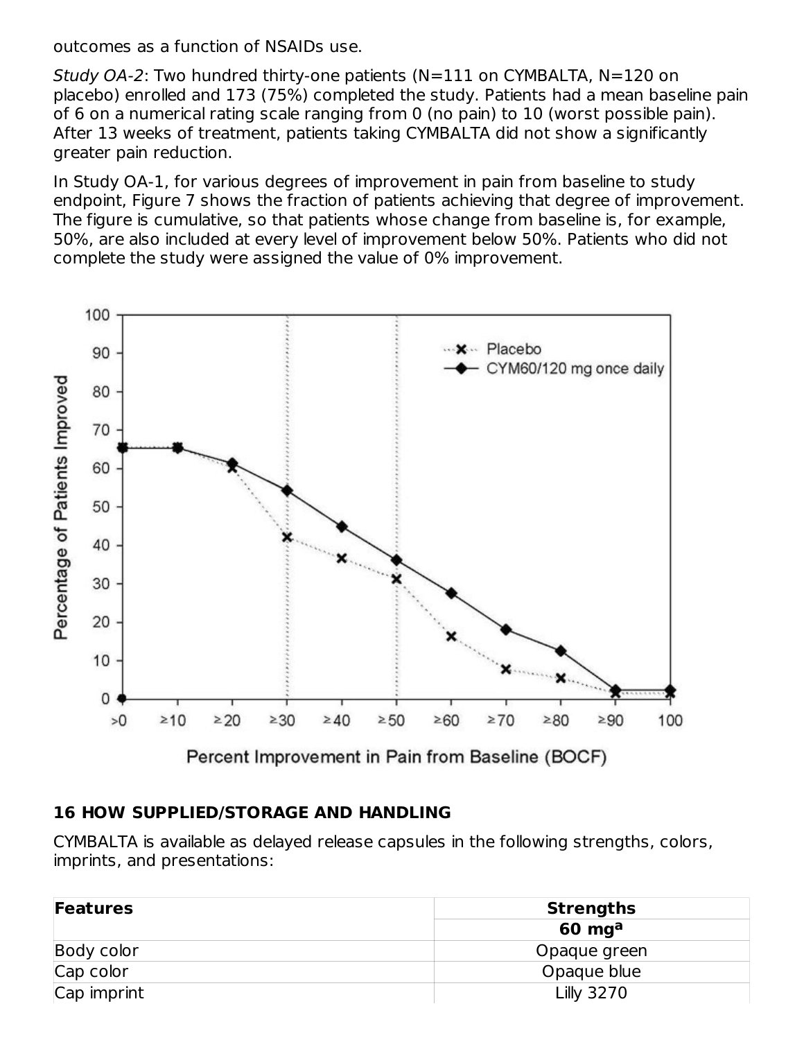outcomes as a function of NSAIDs use.

*Study OA-2*: Two hundred thirty-one patients (N=111 on CYMBALTA, N=120 on placebo) enrolled and 173 (75%) completed the study. Patients had a mean baseline pain of 6 on a numerical rating scale ranging from 0 (no pain) to 10 (worst possible pain). After 13 weeks of treatment, patients taking CYMBALTA did not show a significantly greater pain reduction.

In Study OA-1, for various degrees of improvement in pain from baseline to study endpoint, Figure 7 shows the fraction of patients achieving that degree of improvement. The figure is cumulative, so that patients whose change from baseline is, for example, 50%, are also included at every level of improvement below 50%. Patients who did not complete the study were assigned the value of 0% improvement.

## 16 HOW SUPPLIED/STORAGE AND HANDLING

CYMBALTA is available as delayed release capsules in the following strengths, colors, imprints, and presentations:

| Features | Strengths |
|---|---|
| | 60 mg[a] |
| Body color | Opaque green |
| Cap color | Opaque blue |
| Cap imprint | Lilly 3270 |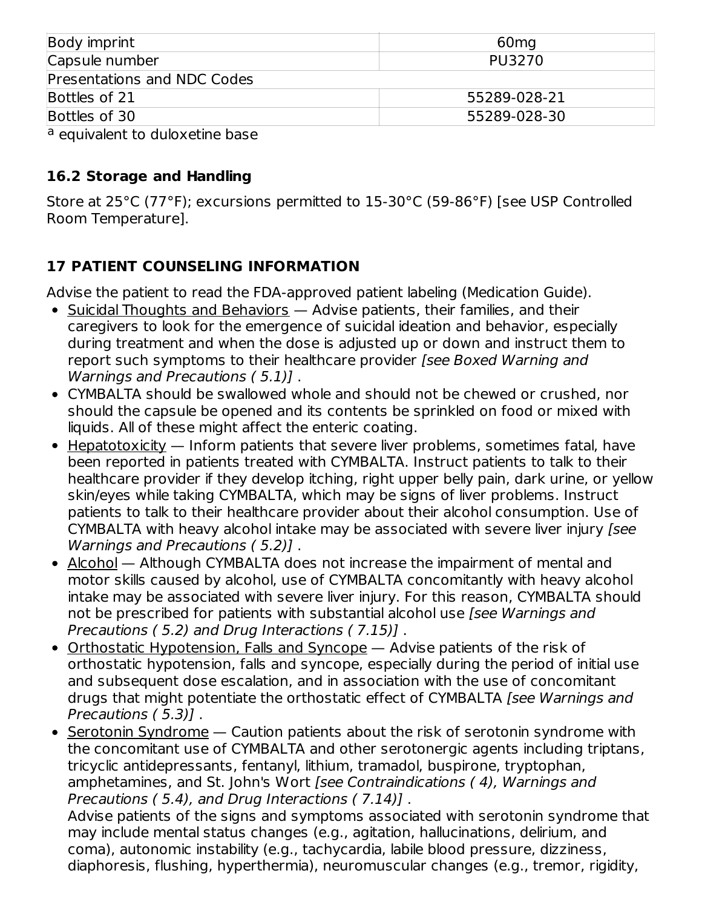| Body imprint | 60mg |
|---|---|
| Capsule number | PU3270 |
| Presentations and NDC Codes | |
| Bottles of 21 | 55289-028-21 |
| Bottles of 30 | 55289-028-30 |

[a] equivalent to duloxetine base

### 16.2 Storage and Handling

Store at 25°C (77°F); excursions permitted to 15-30°C (59-86°F) [see USP Controlled Room Temperature].

## 17 PATIENT COUNSELING INFORMATION

Advise the patient to read the FDA-approved patient labeling (Medication Guide).

- Suicidal Thoughts and Behaviors — Advise patients, their families, and their caregivers to look for the emergence of suicidal ideation and behavior, especially during treatment and when the dose is adjusted up or down and instruct them to report such symptoms to their healthcare provider *[see Boxed Warning and Warnings and Precautions ( 5.1)]* .
- CYMBALTA should be swallowed whole and should not be chewed or crushed, nor should the capsule be opened and its contents be sprinkled on food or mixed with liquids. All of these might affect the enteric coating.
- Hepatotoxicity — Inform patients that severe liver problems, sometimes fatal, have been reported in patients treated with CYMBALTA. Instruct patients to talk to their healthcare provider if they develop itching, right upper belly pain, dark urine, or yellow skin/eyes while taking CYMBALTA, which may be signs of liver problems. Instruct patients to talk to their healthcare provider about their alcohol consumption. Use of CYMBALTA with heavy alcohol intake may be associated with severe liver injury *[see Warnings and Precautions ( 5.2)]* .
- Alcohol — Although CYMBALTA does not increase the impairment of mental and motor skills caused by alcohol, use of CYMBALTA concomitantly with heavy alcohol intake may be associated with severe liver injury. For this reason, CYMBALTA should not be prescribed for patients with substantial alcohol use *[see Warnings and Precautions ( 5.2) and Drug Interactions ( 7.15)]* .
- Orthostatic Hypotension, Falls and Syncope — Advise patients of the risk of orthostatic hypotension, falls and syncope, especially during the period of initial use and subsequent dose escalation, and in association with the use of concomitant drugs that might potentiate the orthostatic effect of CYMBALTA *[see Warnings and Precautions ( 5.3)]* .
- Serotonin Syndrome — Caution patients about the risk of serotonin syndrome with the concomitant use of CYMBALTA and other serotonergic agents including triptans, tricyclic antidepressants, fentanyl, lithium, tramadol, buspirone, tryptophan, amphetamines, and St. John's Wort *[see Contraindications ( 4), Warnings and Precautions ( 5.4), and Drug Interactions ( 7.14)]* .
  Advise patients of the signs and symptoms associated with serotonin syndrome that may include mental status changes (e.g., agitation, hallucinations, delirium, and coma), autonomic instability (e.g., tachycardia, labile blood pressure, dizziness, diaphoresis, flushing, hyperthermia), neuromuscular changes (e.g., tremor, rigidity,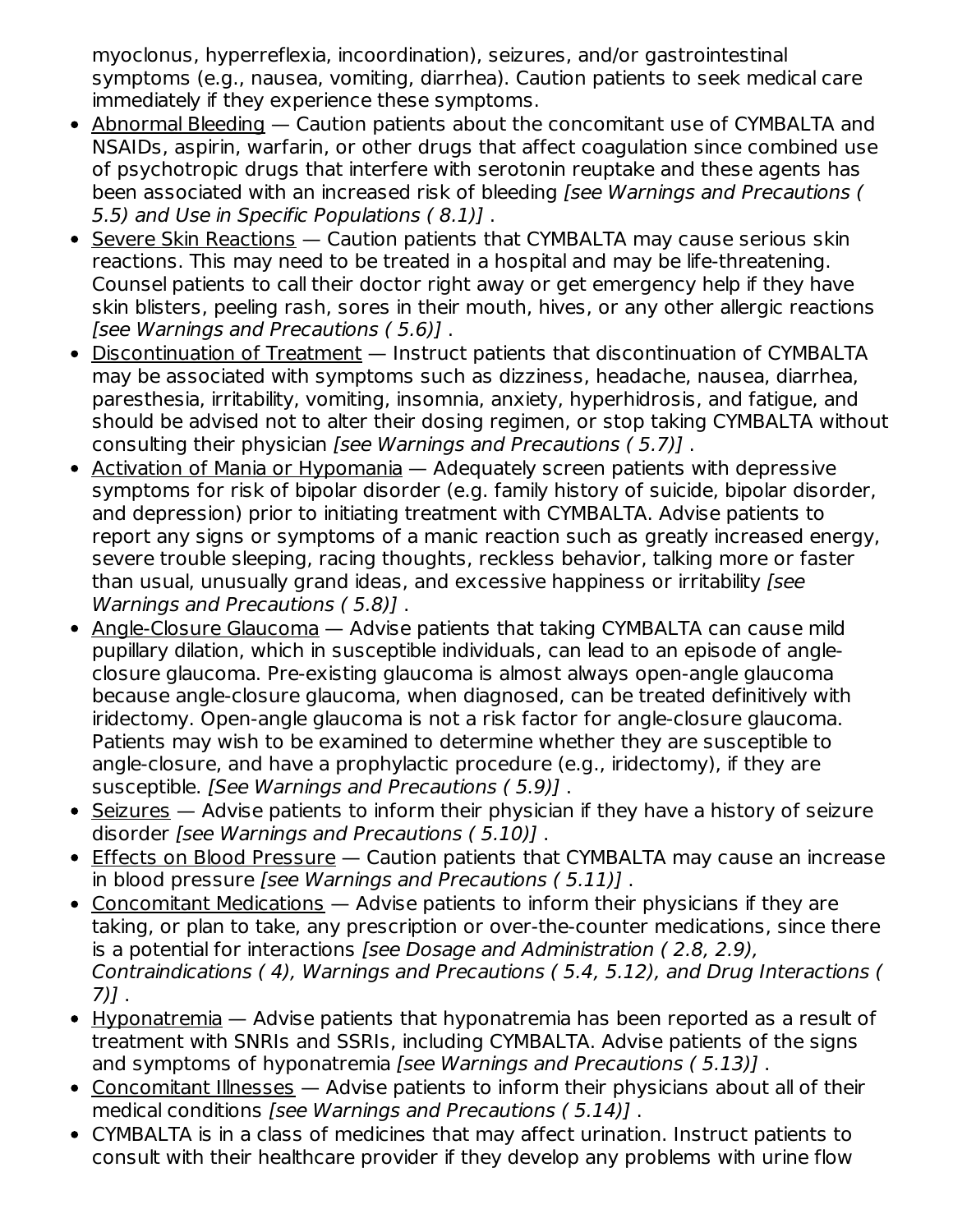myoclonus, hyperreflexia, incoordination), seizures, and/or gastrointestinal symptoms (e.g., nausea, vomiting, diarrhea). Caution patients to seek medical care immediately if they experience these symptoms.

- Abnormal Bleeding — Caution patients about the concomitant use of CYMBALTA and NSAIDs, aspirin, warfarin, or other drugs that affect coagulation since combined use of psychotropic drugs that interfere with serotonin reuptake and these agents has been associated with an increased risk of bleeding *[see Warnings and Precautions ( 5.5) and Use in Specific Populations ( 8.1)]* .
- Severe Skin Reactions — Caution patients that CYMBALTA may cause serious skin reactions. This may need to be treated in a hospital and may be life-threatening. Counsel patients to call their doctor right away or get emergency help if they have skin blisters, peeling rash, sores in their mouth, hives, or any other allergic reactions *[see Warnings and Precautions ( 5.6)]* .
- Discontinuation of Treatment — Instruct patients that discontinuation of CYMBALTA may be associated with symptoms such as dizziness, headache, nausea, diarrhea, paresthesia, irritability, vomiting, insomnia, anxiety, hyperhidrosis, and fatigue, and should be advised not to alter their dosing regimen, or stop taking CYMBALTA without consulting their physician *[see Warnings and Precautions ( 5.7)]* .
- Activation of Mania or Hypomania — Adequately screen patients with depressive symptoms for risk of bipolar disorder (e.g. family history of suicide, bipolar disorder, and depression) prior to initiating treatment with CYMBALTA. Advise patients to report any signs or symptoms of a manic reaction such as greatly increased energy, severe trouble sleeping, racing thoughts, reckless behavior, talking more or faster than usual, unusually grand ideas, and excessive happiness or irritability *[see Warnings and Precautions ( 5.8)]* .
- Angle-Closure Glaucoma — Advise patients that taking CYMBALTA can cause mild pupillary dilation, which in susceptible individuals, can lead to an episode of angle-closure glaucoma. Pre-existing glaucoma is almost always open-angle glaucoma because angle-closure glaucoma, when diagnosed, can be treated definitively with iridectomy. Open-angle glaucoma is not a risk factor for angle-closure glaucoma. Patients may wish to be examined to determine whether they are susceptible to angle-closure, and have a prophylactic procedure (e.g., iridectomy), if they are susceptible. *[See Warnings and Precautions ( 5.9)]* .
- Seizures — Advise patients to inform their physician if they have a history of seizure disorder *[see Warnings and Precautions ( 5.10)]* .
- Effects on Blood Pressure — Caution patients that CYMBALTA may cause an increase in blood pressure *[see Warnings and Precautions ( 5.11)]* .
- Concomitant Medications — Advise patients to inform their physicians if they are taking, or plan to take, any prescription or over-the-counter medications, since there is a potential for interactions *[see Dosage and Administration ( 2.8, 2.9), Contraindications ( 4), Warnings and Precautions ( 5.4, 5.12), and Drug Interactions ( 7)]* .
- Hyponatremia — Advise patients that hyponatremia has been reported as a result of treatment with SNRIs and SSRIs, including CYMBALTA. Advise patients of the signs and symptoms of hyponatremia *[see Warnings and Precautions ( 5.13)]* .
- Concomitant Illnesses — Advise patients to inform their physicians about all of their medical conditions *[see Warnings and Precautions ( 5.14)]* .
- CYMBALTA is in a class of medicines that may affect urination. Instruct patients to consult with their healthcare provider if they develop any problems with urine flow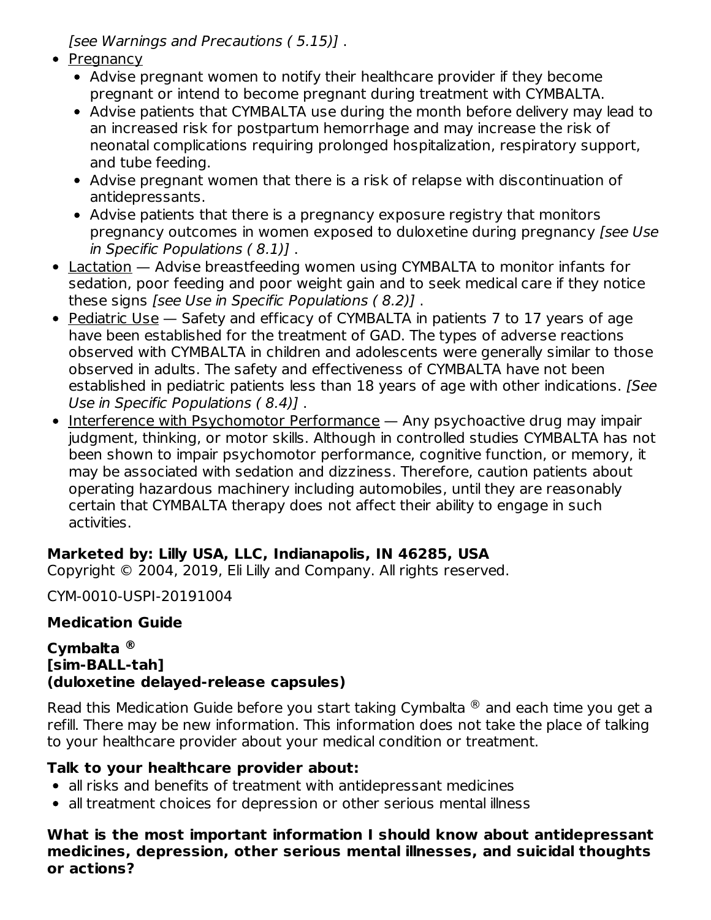*[see Warnings and Precautions ( 5.15)]* .

- Pregnancy
  - Advise pregnant women to notify their healthcare provider if they become pregnant or intend to become pregnant during treatment with CYMBALTA.
  - Advise patients that CYMBALTA use during the month before delivery may lead to an increased risk for postpartum hemorrhage and may increase the risk of neonatal complications requiring prolonged hospitalization, respiratory support, and tube feeding.
  - Advise pregnant women that there is a risk of relapse with discontinuation of antidepressants.
  - Advise patients that there is a pregnancy exposure registry that monitors pregnancy outcomes in women exposed to duloxetine during pregnancy *[see Use in Specific Populations ( 8.1)]* .
- Lactation — Advise breastfeeding women using CYMBALTA to monitor infants for sedation, poor feeding and poor weight gain and to seek medical care if they notice these signs *[see Use in Specific Populations ( 8.2)]* .
- Pediatric Use — Safety and efficacy of CYMBALTA in patients 7 to 17 years of age have been established for the treatment of GAD. The types of adverse reactions observed with CYMBALTA in children and adolescents were generally similar to those observed in adults. The safety and effectiveness of CYMBALTA have not been established in pediatric patients less than 18 years of age with other indications. *[See Use in Specific Populations ( 8.4)]* .
- Interference with Psychomotor Performance — Any psychoactive drug may impair judgment, thinking, or motor skills. Although in controlled studies CYMBALTA has not been shown to impair psychomotor performance, cognitive function, or memory, it may be associated with sedation and dizziness. Therefore, caution patients about operating hazardous machinery including automobiles, until they are reasonably certain that CYMBALTA therapy does not affect their ability to engage in such activities.

**Marketed by: Lilly USA, LLC, Indianapolis, IN 46285, USA**
Copyright © 2004, 2019, Eli Lilly and Company. All rights reserved.

CYM-0010-USPI-20191004

## Medication Guide

**Cymbalta ®**
**[sim-BALL-tah]**
**(duloxetine delayed-release capsules)**

Read this Medication Guide before you start taking Cymbalta ® and each time you get a refill. There may be new information. This information does not take the place of talking to your healthcare provider about your medical condition or treatment.

**Talk to your healthcare provider about:**

- all risks and benefits of treatment with antidepressant medicines
- all treatment choices for depression or other serious mental illness

**What is the most important information I should know about antidepressant medicines, depression, other serious mental illnesses, and suicidal thoughts or actions?**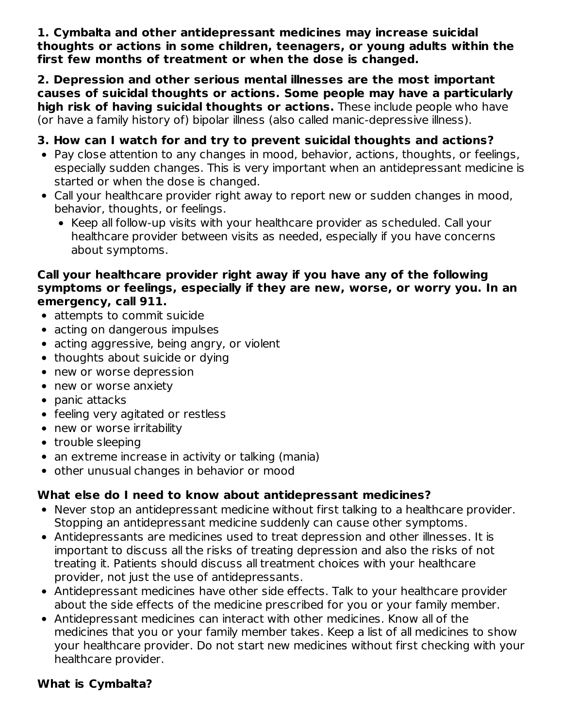**1. Cymbalta and other antidepressant medicines may increase suicidal thoughts or actions in some children, teenagers, or young adults within the first few months of treatment or when the dose is changed.**

**2. Depression and other serious mental illnesses are the most important causes of suicidal thoughts or actions. Some people may have a particularly high risk of having suicidal thoughts or actions.** These include people who have (or have a family history of) bipolar illness (also called manic-depressive illness).

**3. How can I watch for and try to prevent suicidal thoughts and actions?**

- Pay close attention to any changes in mood, behavior, actions, thoughts, or feelings, especially sudden changes. This is very important when an antidepressant medicine is started or when the dose is changed.
- Call your healthcare provider right away to report new or sudden changes in mood, behavior, thoughts, or feelings.
  - Keep all follow-up visits with your healthcare provider as scheduled. Call your healthcare provider between visits as needed, especially if you have concerns about symptoms.

**Call your healthcare provider right away if you have any of the following symptoms or feelings, especially if they are new, worse, or worry you. In an emergency, call 911.**

- attempts to commit suicide
- acting on dangerous impulses
- acting aggressive, being angry, or violent
- thoughts about suicide or dying
- new or worse depression
- new or worse anxiety
- panic attacks
- feeling very agitated or restless
- new or worse irritability
- trouble sleeping
- an extreme increase in activity or talking (mania)
- other unusual changes in behavior or mood

**What else do I need to know about antidepressant medicines?**

- Never stop an antidepressant medicine without first talking to a healthcare provider. Stopping an antidepressant medicine suddenly can cause other symptoms.
- Antidepressants are medicines used to treat depression and other illnesses. It is important to discuss all the risks of treating depression and also the risks of not treating it. Patients should discuss all treatment choices with your healthcare provider, not just the use of antidepressants.
- Antidepressant medicines have other side effects. Talk to your healthcare provider about the side effects of the medicine prescribed for you or your family member.
- Antidepressant medicines can interact with other medicines. Know all of the medicines that you or your family member takes. Keep a list of all medicines to show your healthcare provider. Do not start new medicines without first checking with your healthcare provider.

**What is Cymbalta?**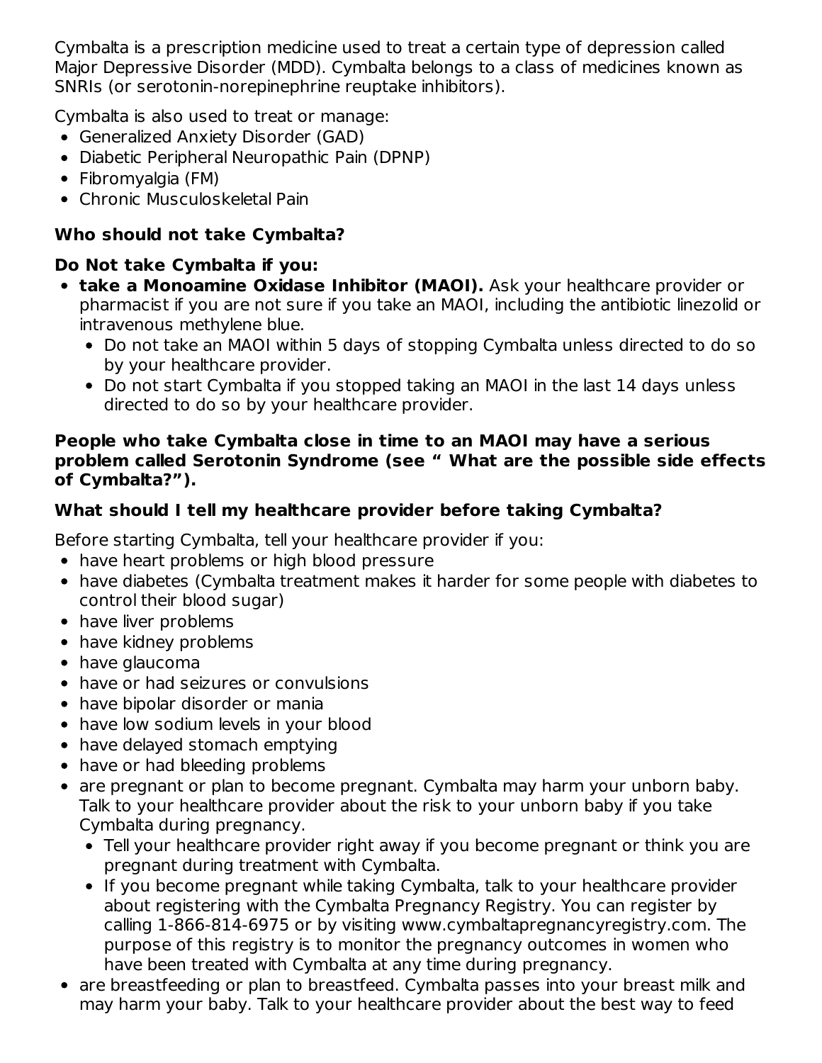Cymbalta is a prescription medicine used to treat a certain type of depression called Major Depressive Disorder (MDD). Cymbalta belongs to a class of medicines known as SNRIs (or serotonin-norepinephrine reuptake inhibitors).

Cymbalta is also used to treat or manage:

- Generalized Anxiety Disorder (GAD)
- Diabetic Peripheral Neuropathic Pain (DPNP)
- Fibromyalgia (FM)
- Chronic Musculoskeletal Pain

**Who should not take Cymbalta?**

**Do Not take Cymbalta if you:**

- **take a Monoamine Oxidase Inhibitor (MAOI).** Ask your healthcare provider or pharmacist if you are not sure if you take an MAOI, including the antibiotic linezolid or intravenous methylene blue.
  - Do not take an MAOI within 5 days of stopping Cymbalta unless directed to do so by your healthcare provider.
  - Do not start Cymbalta if you stopped taking an MAOI in the last 14 days unless directed to do so by your healthcare provider.

**People who take Cymbalta close in time to an MAOI may have a serious problem called Serotonin Syndrome (see " What are the possible side effects of Cymbalta?").**

**What should I tell my healthcare provider before taking Cymbalta?**

Before starting Cymbalta, tell your healthcare provider if you:

- have heart problems or high blood pressure
- have diabetes (Cymbalta treatment makes it harder for some people with diabetes to control their blood sugar)
- have liver problems
- have kidney problems
- have glaucoma
- have or had seizures or convulsions
- have bipolar disorder or mania
- have low sodium levels in your blood
- have delayed stomach emptying
- have or had bleeding problems
- are pregnant or plan to become pregnant. Cymbalta may harm your unborn baby. Talk to your healthcare provider about the risk to your unborn baby if you take Cymbalta during pregnancy.
  - Tell your healthcare provider right away if you become pregnant or think you are pregnant during treatment with Cymbalta.
  - If you become pregnant while taking Cymbalta, talk to your healthcare provider about registering with the Cymbalta Pregnancy Registry. You can register by calling 1-866-814-6975 or by visiting www.cymbaltapregnancyregistry.com. The purpose of this registry is to monitor the pregnancy outcomes in women who have been treated with Cymbalta at any time during pregnancy.
- are breastfeeding or plan to breastfeed. Cymbalta passes into your breast milk and may harm your baby. Talk to your healthcare provider about the best way to feed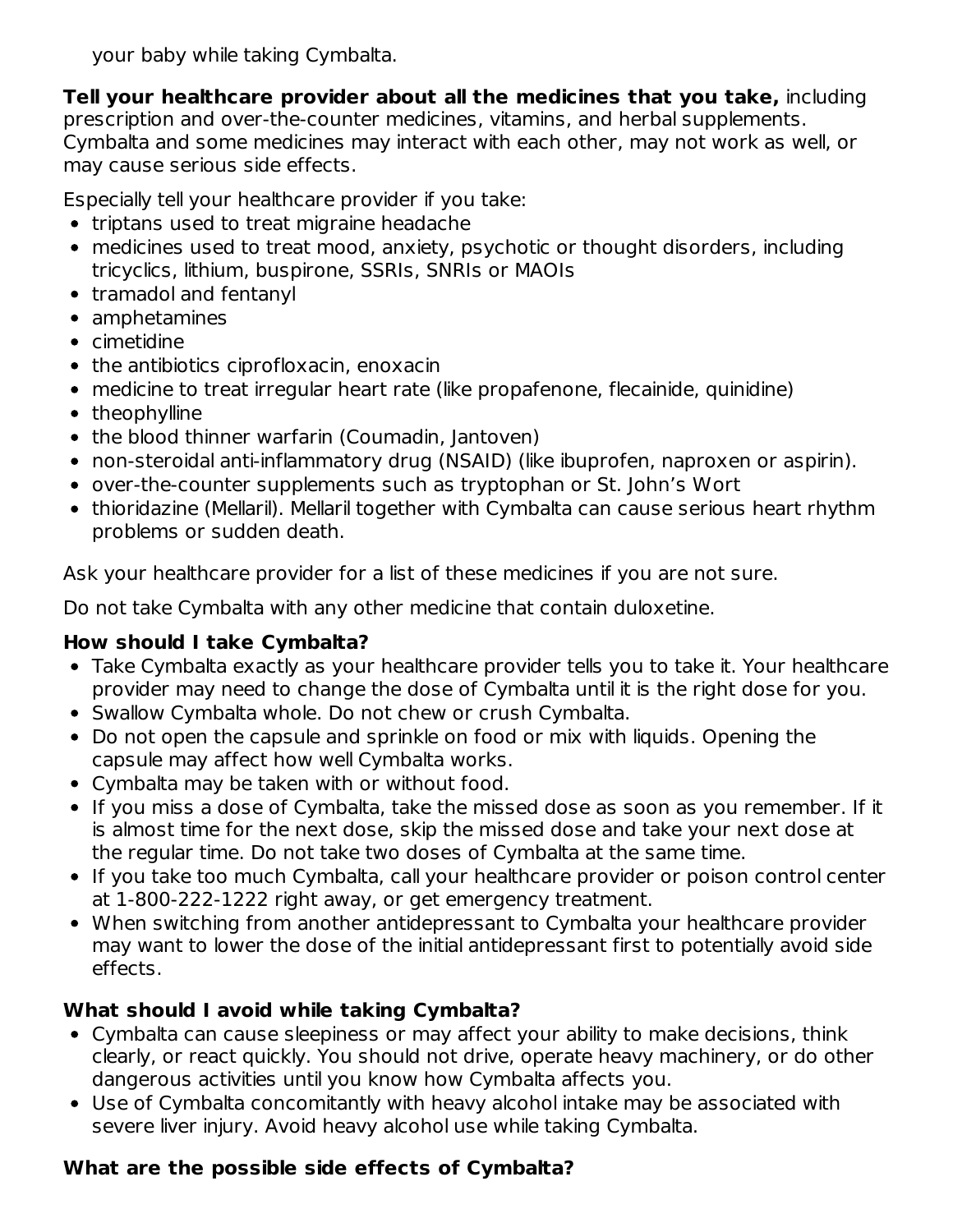your baby while taking Cymbalta.

**Tell your healthcare provider about all the medicines that you take,** including prescription and over-the-counter medicines, vitamins, and herbal supplements. Cymbalta and some medicines may interact with each other, may not work as well, or may cause serious side effects.

Especially tell your healthcare provider if you take:

- triptans used to treat migraine headache
- medicines used to treat mood, anxiety, psychotic or thought disorders, including tricyclics, lithium, buspirone, SSRIs, SNRIs or MAOIs
- tramadol and fentanyl
- amphetamines
- cimetidine
- the antibiotics ciprofloxacin, enoxacin
- medicine to treat irregular heart rate (like propafenone, flecainide, quinidine)
- theophylline
- the blood thinner warfarin (Coumadin, Jantoven)
- non-steroidal anti-inflammatory drug (NSAID) (like ibuprofen, naproxen or aspirin).
- over-the-counter supplements such as tryptophan or St. John's Wort
- thioridazine (Mellaril). Mellaril together with Cymbalta can cause serious heart rhythm problems or sudden death.

Ask your healthcare provider for a list of these medicines if you are not sure.

Do not take Cymbalta with any other medicine that contain duloxetine.

**How should I take Cymbalta?**

- Take Cymbalta exactly as your healthcare provider tells you to take it. Your healthcare provider may need to change the dose of Cymbalta until it is the right dose for you.
- Swallow Cymbalta whole. Do not chew or crush Cymbalta.
- Do not open the capsule and sprinkle on food or mix with liquids. Opening the capsule may affect how well Cymbalta works.
- Cymbalta may be taken with or without food.
- If you miss a dose of Cymbalta, take the missed dose as soon as you remember. If it is almost time for the next dose, skip the missed dose and take your next dose at the regular time. Do not take two doses of Cymbalta at the same time.
- If you take too much Cymbalta, call your healthcare provider or poison control center at 1-800-222-1222 right away, or get emergency treatment.
- When switching from another antidepressant to Cymbalta your healthcare provider may want to lower the dose of the initial antidepressant first to potentially avoid side effects.

**What should I avoid while taking Cymbalta?**

- Cymbalta can cause sleepiness or may affect your ability to make decisions, think clearly, or react quickly. You should not drive, operate heavy machinery, or do other dangerous activities until you know how Cymbalta affects you.
- Use of Cymbalta concomitantly with heavy alcohol intake may be associated with severe liver injury. Avoid heavy alcohol use while taking Cymbalta.

**What are the possible side effects of Cymbalta?**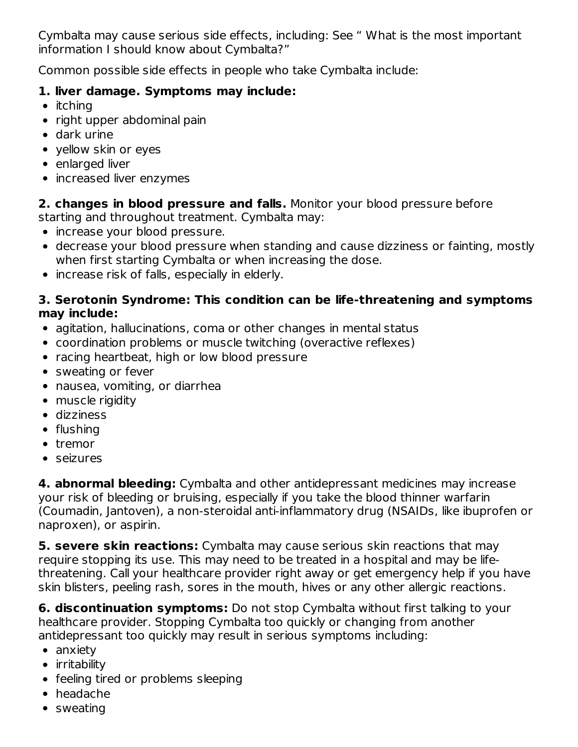Cymbalta may cause serious side effects, including: See " What is the most important information I should know about Cymbalta?"

Common possible side effects in people who take Cymbalta include:

**1. liver damage. Symptoms may include:**

- itching
- right upper abdominal pain
- dark urine
- yellow skin or eyes
- enlarged liver
- increased liver enzymes

**2. changes in blood pressure and falls.** Monitor your blood pressure before starting and throughout treatment. Cymbalta may:

- increase your blood pressure.
- decrease your blood pressure when standing and cause dizziness or fainting, mostly when first starting Cymbalta or when increasing the dose.
- increase risk of falls, especially in elderly.

**3. Serotonin Syndrome: This condition can be life-threatening and symptoms may include:**

- agitation, hallucinations, coma or other changes in mental status
- coordination problems or muscle twitching (overactive reflexes)
- racing heartbeat, high or low blood pressure
- sweating or fever
- nausea, vomiting, or diarrhea
- muscle rigidity
- dizziness
- flushing
- tremor
- seizures

**4. abnormal bleeding:** Cymbalta and other antidepressant medicines may increase your risk of bleeding or bruising, especially if you take the blood thinner warfarin (Coumadin, Jantoven), a non-steroidal anti-inflammatory drug (NSAIDs, like ibuprofen or naproxen), or aspirin.

**5. severe skin reactions:** Cymbalta may cause serious skin reactions that may require stopping its use. This may need to be treated in a hospital and may be life-threatening. Call your healthcare provider right away or get emergency help if you have skin blisters, peeling rash, sores in the mouth, hives or any other allergic reactions.

**6. discontinuation symptoms:** Do not stop Cymbalta without first talking to your healthcare provider. Stopping Cymbalta too quickly or changing from another antidepressant too quickly may result in serious symptoms including:

- anxiety
- irritability
- feeling tired or problems sleeping
- headache
- sweating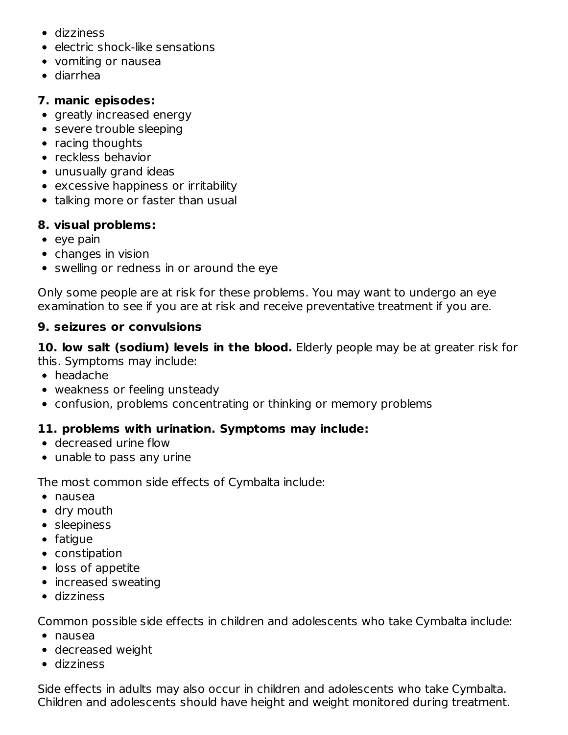- dizziness
- electric shock-like sensations
- vomiting or nausea
- diarrhea

**7. manic episodes:**

- greatly increased energy
- severe trouble sleeping
- racing thoughts
- reckless behavior
- unusually grand ideas
- excessive happiness or irritability
- talking more or faster than usual

**8. visual problems:**

- eye pain
- changes in vision
- swelling or redness in or around the eye

Only some people are at risk for these problems. You may want to undergo an eye examination to see if you are at risk and receive preventative treatment if you are.

**9. seizures or convulsions**

**10. low salt (sodium) levels in the blood.** Elderly people may be at greater risk for this. Symptoms may include:

- headache
- weakness or feeling unsteady
- confusion, problems concentrating or thinking or memory problems

**11. problems with urination. Symptoms may include:**

- decreased urine flow
- unable to pass any urine

The most common side effects of Cymbalta include:

- nausea
- dry mouth
- sleepiness
- fatigue
- constipation
- loss of appetite
- increased sweating
- dizziness

Common possible side effects in children and adolescents who take Cymbalta include:

- nausea
- decreased weight
- dizziness

Side effects in adults may also occur in children and adolescents who take Cymbalta. Children and adolescents should have height and weight monitored during treatment.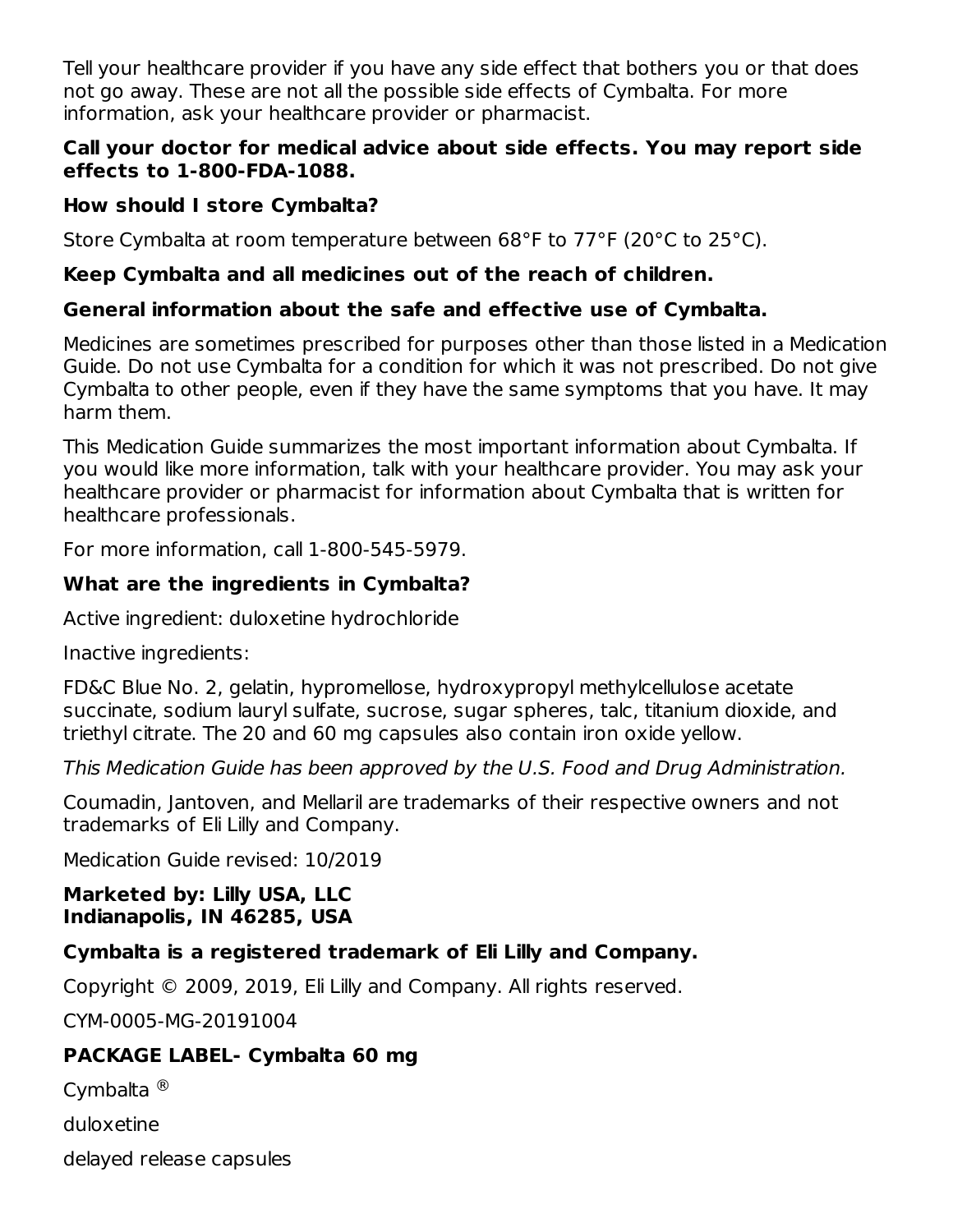Tell your healthcare provider if you have any side effect that bothers you or that does not go away. These are not all the possible side effects of Cymbalta. For more information, ask your healthcare provider or pharmacist.

**Call your doctor for medical advice about side effects. You may report side effects to 1-800-FDA-1088.**

**How should I store Cymbalta?**

Store Cymbalta at room temperature between 68°F to 77°F (20°C to 25°C).

**Keep Cymbalta and all medicines out of the reach of children.**

**General information about the safe and effective use of Cymbalta.**

Medicines are sometimes prescribed for purposes other than those listed in a Medication Guide. Do not use Cymbalta for a condition for which it was not prescribed. Do not give Cymbalta to other people, even if they have the same symptoms that you have. It may harm them.

This Medication Guide summarizes the most important information about Cymbalta. If you would like more information, talk with your healthcare provider. You may ask your healthcare provider or pharmacist for information about Cymbalta that is written for healthcare professionals.

For more information, call 1-800-545-5979.

**What are the ingredients in Cymbalta?**

Active ingredient: duloxetine hydrochloride

Inactive ingredients:

FD&C Blue No. 2, gelatin, hypromellose, hydroxypropyl methylcellulose acetate succinate, sodium lauryl sulfate, sucrose, sugar spheres, talc, titanium dioxide, and triethyl citrate. The 20 and 60 mg capsules also contain iron oxide yellow.

*This Medication Guide has been approved by the U.S. Food and Drug Administration.*

Coumadin, Jantoven, and Mellaril are trademarks of their respective owners and not trademarks of Eli Lilly and Company.

Medication Guide revised: 10/2019

**Marketed by: Lilly USA, LLC**
**Indianapolis, IN 46285, USA**

**Cymbalta is a registered trademark of Eli Lilly and Company.**

Copyright © 2009, 2019, Eli Lilly and Company. All rights reserved.

CYM-0005-MG-20191004

**PACKAGE LABEL- Cymbalta 60 mg**

Cymbalta ®

duloxetine

delayed release capsules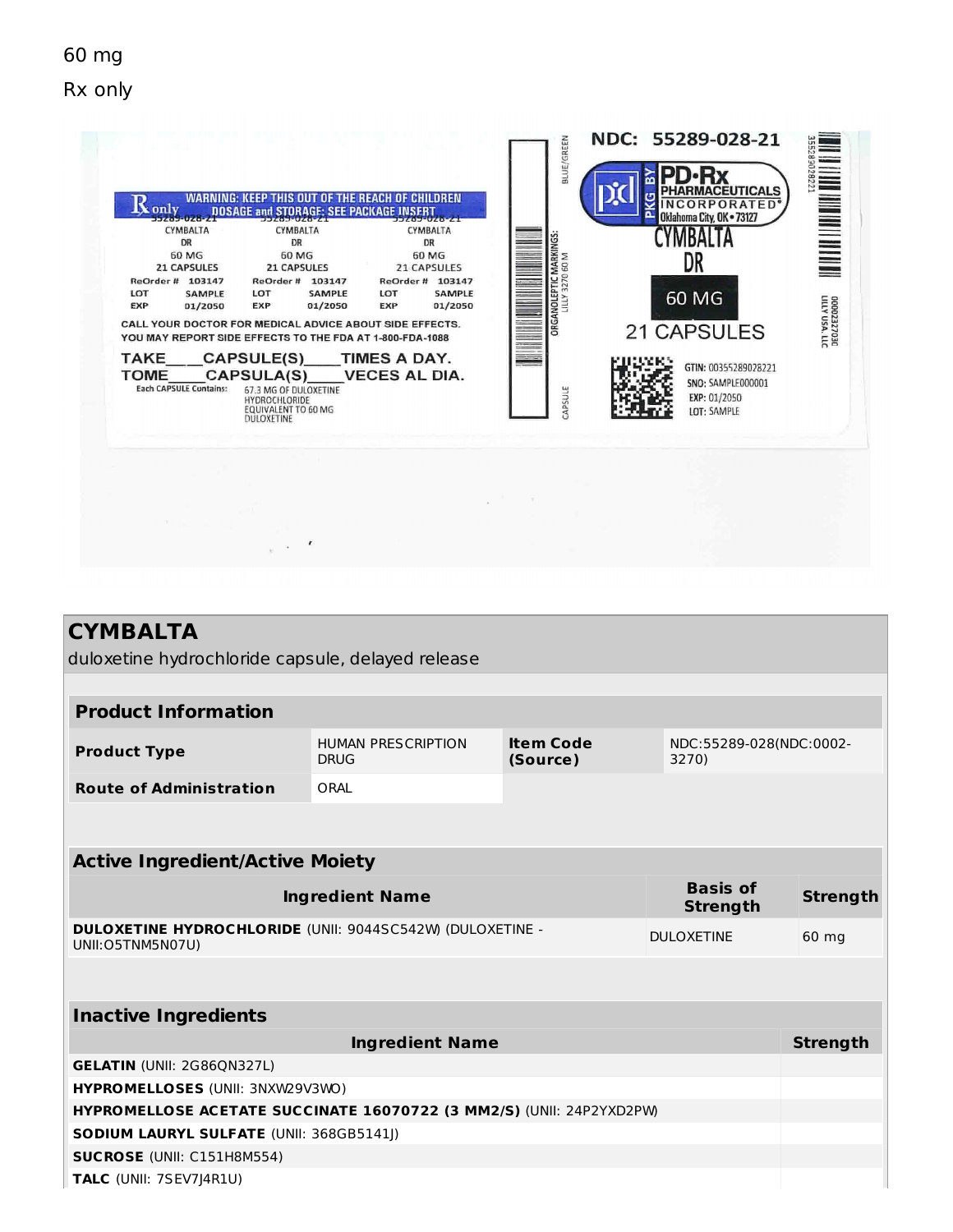60 mg

Rx only

Rx only WARNING: KEEP THIS OUT OF THE REACH OF CHILDREN
DOSAGE and STORAGE: SEE PACKAGE INSERT

| 55289-028-21 | 55289-028-21 | 55289-028-21 |
|---|---|---|
| CYMBALTA | CYMBALTA | CYMBALTA |
| DR | DR | DR |
| 60 MG | 60 MG | 60 MG |
| 21 CAPSULES | 21 CAPSULES | 21 CAPSULES |
| ReOrder # 103147 | ReOrder # 103147 | ReOrder # 103147 |
| LOT SAMPLE | LOT SAMPLE | LOT SAMPLE |
| EXP 01/2050 | EXP 01/2050 | EXP 01/2050 |

CALL YOUR DOCTOR FOR MEDICAL ADVICE ABOUT SIDE EFFECTS.
YOU MAY REPORT SIDE EFFECTS TO THE FDA AT 1-800-FDA-1088

TAKE___CAPSULE(S)____TIMES A DAY.
TOME____CAPSULA(S)____VECES AL DIA.

Each CAPSULE Contains: 67.3 MG OF DULOXETINE HYDROCHLORIDE EQUIVALENT TO 60 MG DULOXETINE

BLUE/GREEN CAPSULE
ORGANOLEPTIC MARKINGS: LILLY 3270 60 M

NDC: 55289-028-21

PKG BY PD-Rx PHARMACEUTICALS INCORPORATED® Oklahoma City, OK • 73127

CYMBALTA
DR
60 MG
21 CAPSULES

GTIN: 00355289028221
SNO: SAMPLE000001
EXP: 01/2050
LOT: SAMPLE

355289028221
LILLY USA, LLC
0002327030

## CYMBALTA

duloxetine hydrochloride capsule, delayed release

| Product Information | | | |
|---|---|---|---|
| **Product Type** | HUMAN PRESCRIPTION DRUG | **Item Code (Source)** | NDC:55289-028(NDC:0002-3270) |
| **Route of Administration** | ORAL | | |

| Active Ingredient/Active Moiety | | |
|---|---|---|
| **Ingredient Name** | **Basis of Strength** | **Strength** |
| **DULOXETINE HYDROCHLORIDE** (UNII: 9044SC542W) (DULOXETINE - UNII:O5TNM5N07U) | DULOXETINE | 60 mg |

| Inactive Ingredients | |
|---|---|
| **Ingredient Name** | **Strength** |
| **GELATIN** (UNII: 2G86QN327L) | |
| **HYPROMELLOSES** (UNII: 3NXW29V3WO) | |
| **HYPROMELLOSE ACETATE SUCCINATE 16070722 (3 MM2/S)** (UNII: 24P2YXD2PW) | |
| **SODIUM LAURYL SULFATE** (UNII: 368GB5141J) | |
| **SUCROSE** (UNII: C151H8M554) | |
| **TALC** (UNII: 7SEV7J4R1U) | |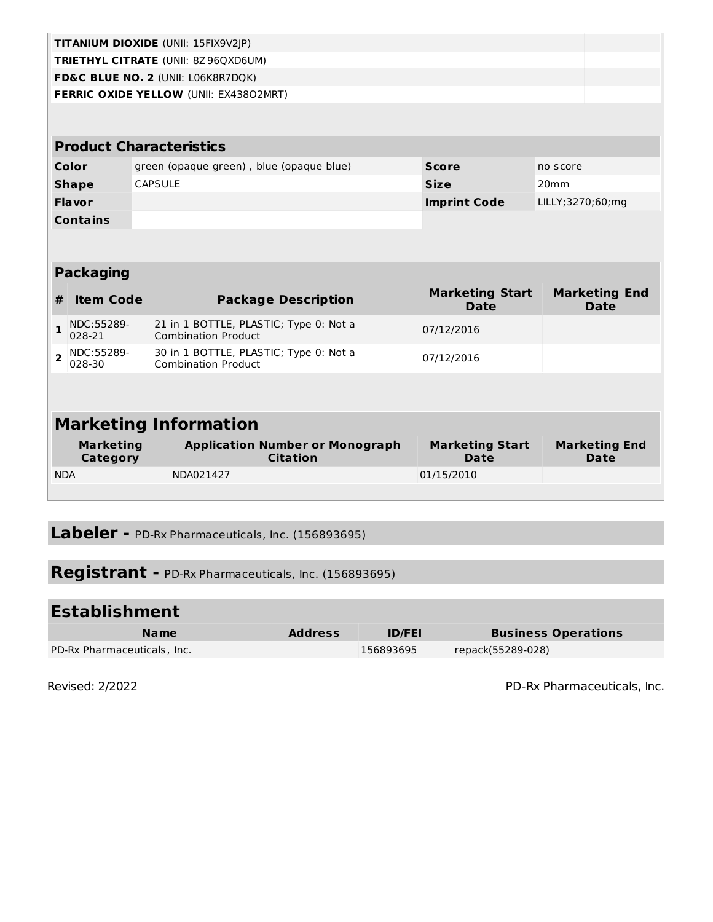| | |
|---|---|
| **TITANIUM DIOXIDE** (UNII: 15FIX9V2JP) | |
| **TRIETHYL CITRATE** (UNII: 8Z96QXD6UM) | |
| **FD&C BLUE NO. 2** (UNII: L06K8R7DQK) | |
| **FERRIC OXIDE YELLOW** (UNII: EX438O2MRT) | |

### Product Characteristics

| | | | |
|---|---|---|---|
| **Color** | green (opaque green) , blue (opaque blue) | **Score** | no score |
| **Shape** | CAPSULE | **Size** | 20mm |
| **Flavor** | | **Imprint Code** | LILLY;3270;60;mg |
| **Contains** | | | |

### Packaging

| # | Item Code | Package Description | Marketing Start Date | Marketing End Date |
|---|---|---|---|---|
| 1 | NDC:55289-028-21 | 21 in 1 BOTTLE, PLASTIC; Type 0: Not a Combination Product | 07/12/2016 | |
| 2 | NDC:55289-028-30 | 30 in 1 BOTTLE, PLASTIC; Type 0: Not a Combination Product | 07/12/2016 | |

### Marketing Information

| Marketing Category | Application Number or Monograph Citation | Marketing Start Date | Marketing End Date |
|---|---|---|---|
| NDA | NDA021427 | 01/15/2010 | |

## Labeler - PD-Rx Pharmaceuticals, Inc. (156893695)

## Registrant - PD-Rx Pharmaceuticals, Inc. (156893695)

## Establishment

| Name | Address | ID/FEI | Business Operations |
|---|---|---|---|
| PD-Rx Pharmaceuticals, Inc. | | 156893695 | repack(55289-028) |

Revised: 2/2022

PD-Rx Pharmaceuticals, Inc.